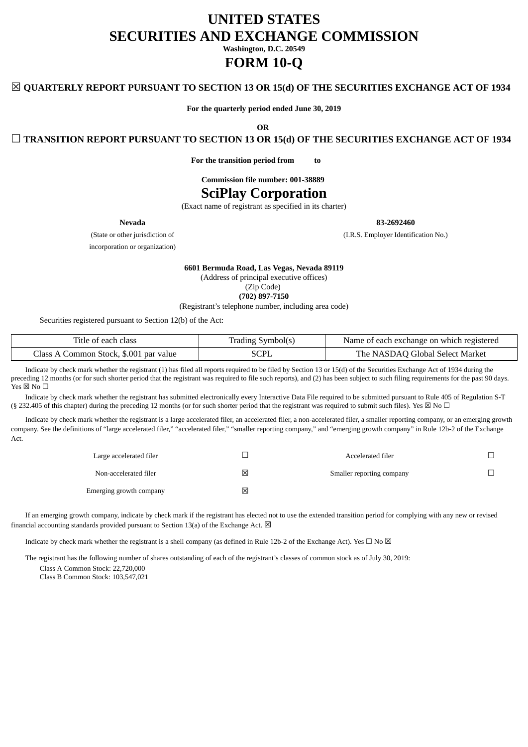# UNITED STATES
# SECURITIES AND EXCHANGE COMMISSION

**Washington, D.C. 20549**

# FORM 10-Q

**☒ QUARTERLY REPORT PURSUANT TO SECTION 13 OR 15(d) OF THE SECURITIES EXCHANGE ACT OF 1934**

**For the quarterly period ended June 30, 2019**

**OR**

**☐ TRANSITION REPORT PURSUANT TO SECTION 13 OR 15(d) OF THE SECURITIES EXCHANGE ACT OF 1934**

**For the transition period from to**

**Commission file number: 001-38889**

# SciPlay Corporation

(Exact name of registrant as specified in its charter)

| **Nevada** | **83-2692460** |
|---|---|
| (State or other jurisdiction of incorporation or organization) | (I.R.S. Employer Identification No.) |

**6601 Bermuda Road, Las Vegas, Nevada 89119**
(Address of principal executive offices)
(Zip Code)
**(702) 897-7150**
(Registrant's telephone number, including area code)

Securities registered pursuant to Section 12(b) of the Act:

| Title of each class | Trading Symbol(s) | Name of each exchange on which registered |
|---|---|---|
| Class A Common Stock, $.001 par value | SCPL | The NASDAQ Global Select Market |

Indicate by check mark whether the registrant (1) has filed all reports required to be filed by Section 13 or 15(d) of the Securities Exchange Act of 1934 during the preceding 12 months (or for such shorter period that the registrant was required to file such reports), and (2) has been subject to such filing requirements for the past 90 days. Yes ☒ No ☐

Indicate by check mark whether the registrant has submitted electronically every Interactive Data File required to be submitted pursuant to Rule 405 of Regulation S-T (§ 232.405 of this chapter) during the preceding 12 months (or for such shorter period that the registrant was required to submit such files). Yes ☒ No ☐

Indicate by check mark whether the registrant is a large accelerated filer, an accelerated filer, a non-accelerated filer, a smaller reporting company, or an emerging growth company. See the definitions of "large accelerated filer," "accelerated filer," "smaller reporting company," and "emerging growth company" in Rule 12b-2 of the Exchange Act.

| | | | |
|---|---|---|---|
| Large accelerated filer | ☐ | Accelerated filer | ☐ |
| Non-accelerated filer | ☒ | Smaller reporting company | ☐ |
| Emerging growth company | ☒ | | |

If an emerging growth company, indicate by check mark if the registrant has elected not to use the extended transition period for complying with any new or revised financial accounting standards provided pursuant to Section 13(a) of the Exchange Act. ☒

Indicate by check mark whether the registrant is a shell company (as defined in Rule 12b-2 of the Exchange Act). Yes ☐ No ☒

The registrant has the following number of shares outstanding of each of the registrant's classes of common stock as of July 30, 2019:

Class A Common Stock: 22,720,000
Class B Common Stock: 103,547,021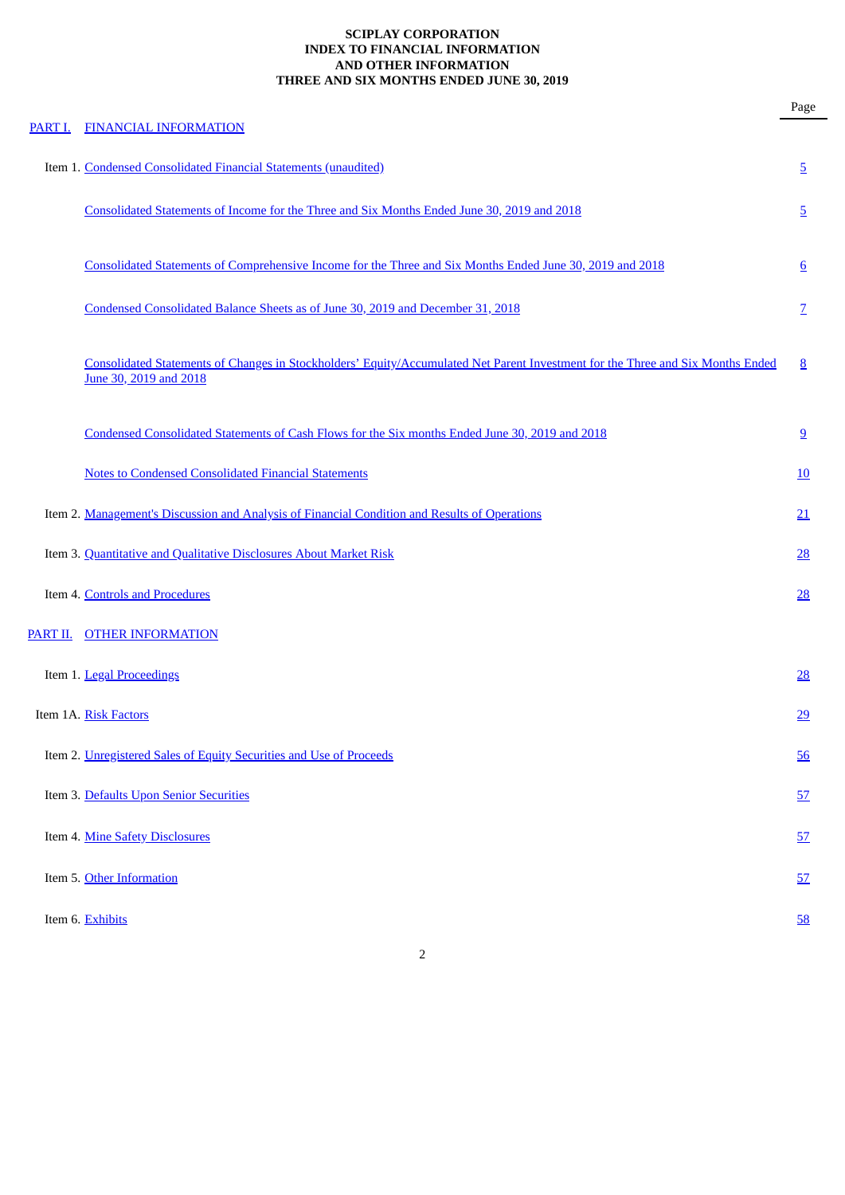**SCIPLAY CORPORATION**
**INDEX TO FINANCIAL INFORMATION**
**AND OTHER INFORMATION**
**THREE AND SIX MONTHS ENDED JUNE 30, 2019**

| | | Page |
|---|---|---|
| PART I. | FINANCIAL INFORMATION | |
| | Item 1. Condensed Consolidated Financial Statements (unaudited) | 5 |
| | Consolidated Statements of Income for the Three and Six Months Ended June 30, 2019 and 2018 | 5 |
| | Consolidated Statements of Comprehensive Income for the Three and Six Months Ended June 30, 2019 and 2018 | 6 |
| | Condensed Consolidated Balance Sheets as of June 30, 2019 and December 31, 2018 | 7 |
| | Consolidated Statements of Changes in Stockholders' Equity/Accumulated Net Parent Investment for the Three and Six Months Ended June 30, 2019 and 2018 | 8 |
| | Condensed Consolidated Statements of Cash Flows for the Six months Ended June 30, 2019 and 2018 | 9 |
| | Notes to Condensed Consolidated Financial Statements | 10 |
| | Item 2. Management's Discussion and Analysis of Financial Condition and Results of Operations | 21 |
| | Item 3. Quantitative and Qualitative Disclosures About Market Risk | 28 |
| | Item 4. Controls and Procedures | 28 |
| PART II. | OTHER INFORMATION | |
| | Item 1. Legal Proceedings | 28 |
| | Item 1A. Risk Factors | 29 |
| | Item 2. Unregistered Sales of Equity Securities and Use of Proceeds | 56 |
| | Item 3. Defaults Upon Senior Securities | 57 |
| | Item 4. Mine Safety Disclosures | 57 |
| | Item 5. Other Information | 57 |
| | Item 6. Exhibits | 58 |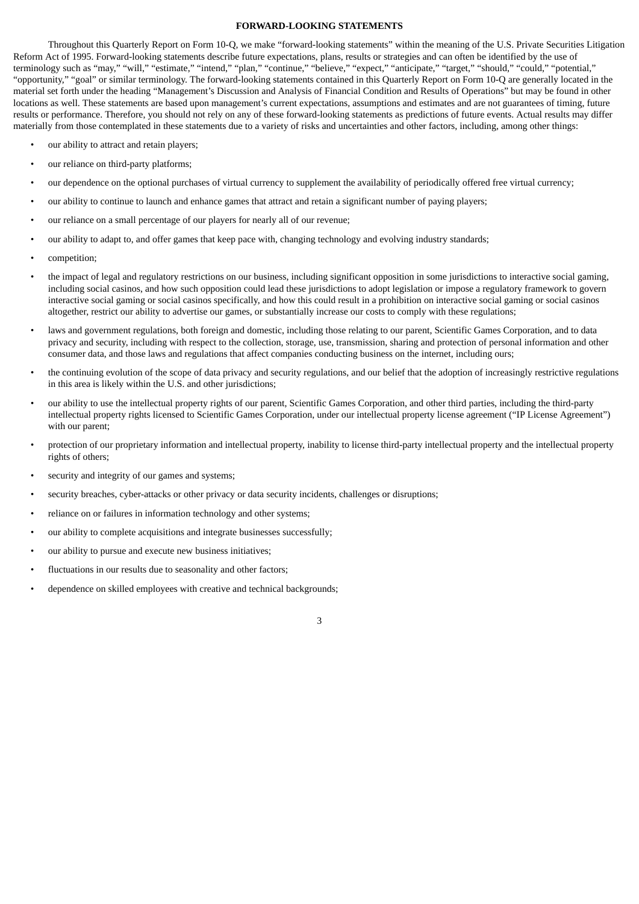## FORWARD-LOOKING STATEMENTS

Throughout this Quarterly Report on Form 10-Q, we make "forward-looking statements" within the meaning of the U.S. Private Securities Litigation Reform Act of 1995. Forward-looking statements describe future expectations, plans, results or strategies and can often be identified by the use of terminology such as "may," "will," "estimate," "intend," "plan," "continue," "believe," "expect," "anticipate," "target," "should," "could," "potential," "opportunity," "goal" or similar terminology. The forward-looking statements contained in this Quarterly Report on Form 10-Q are generally located in the material set forth under the heading "Management's Discussion and Analysis of Financial Condition and Results of Operations" but may be found in other locations as well. These statements are based upon management's current expectations, assumptions and estimates and are not guarantees of timing, future results or performance. Therefore, you should not rely on any of these forward-looking statements as predictions of future events. Actual results may differ materially from those contemplated in these statements due to a variety of risks and uncertainties and other factors, including, among other things:

- our ability to attract and retain players;
- our reliance on third-party platforms;
- our dependence on the optional purchases of virtual currency to supplement the availability of periodically offered free virtual currency;
- our ability to continue to launch and enhance games that attract and retain a significant number of paying players;
- our reliance on a small percentage of our players for nearly all of our revenue;
- our ability to adapt to, and offer games that keep pace with, changing technology and evolving industry standards;
- competition;
- the impact of legal and regulatory restrictions on our business, including significant opposition in some jurisdictions to interactive social gaming, including social casinos, and how such opposition could lead these jurisdictions to adopt legislation or impose a regulatory framework to govern interactive social gaming or social casinos specifically, and how this could result in a prohibition on interactive social gaming or social casinos altogether, restrict our ability to advertise our games, or substantially increase our costs to comply with these regulations;
- laws and government regulations, both foreign and domestic, including those relating to our parent, Scientific Games Corporation, and to data privacy and security, including with respect to the collection, storage, use, transmission, sharing and protection of personal information and other consumer data, and those laws and regulations that affect companies conducting business on the internet, including ours;
- the continuing evolution of the scope of data privacy and security regulations, and our belief that the adoption of increasingly restrictive regulations in this area is likely within the U.S. and other jurisdictions;
- our ability to use the intellectual property rights of our parent, Scientific Games Corporation, and other third parties, including the third-party intellectual property rights licensed to Scientific Games Corporation, under our intellectual property license agreement ("IP License Agreement") with our parent;
- protection of our proprietary information and intellectual property, inability to license third-party intellectual property and the intellectual property rights of others;
- security and integrity of our games and systems;
- security breaches, cyber-attacks or other privacy or data security incidents, challenges or disruptions;
- reliance on or failures in information technology and other systems;
- our ability to complete acquisitions and integrate businesses successfully;
- our ability to pursue and execute new business initiatives;
- fluctuations in our results due to seasonality and other factors;
- dependence on skilled employees with creative and technical backgrounds;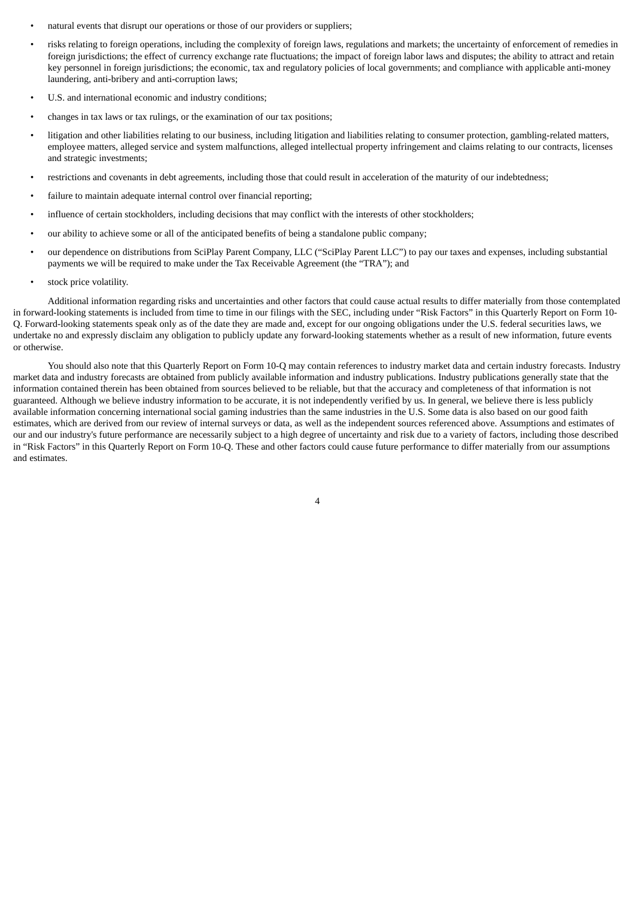- natural events that disrupt our operations or those of our providers or suppliers;
- risks relating to foreign operations, including the complexity of foreign laws, regulations and markets; the uncertainty of enforcement of remedies in foreign jurisdictions; the effect of currency exchange rate fluctuations; the impact of foreign labor laws and disputes; the ability to attract and retain key personnel in foreign jurisdictions; the economic, tax and regulatory policies of local governments; and compliance with applicable anti-money laundering, anti-bribery and anti-corruption laws;
- U.S. and international economic and industry conditions;
- changes in tax laws or tax rulings, or the examination of our tax positions;
- litigation and other liabilities relating to our business, including litigation and liabilities relating to consumer protection, gambling-related matters, employee matters, alleged service and system malfunctions, alleged intellectual property infringement and claims relating to our contracts, licenses and strategic investments;
- restrictions and covenants in debt agreements, including those that could result in acceleration of the maturity of our indebtedness;
- failure to maintain adequate internal control over financial reporting;
- influence of certain stockholders, including decisions that may conflict with the interests of other stockholders;
- our ability to achieve some or all of the anticipated benefits of being a standalone public company;
- our dependence on distributions from SciPlay Parent Company, LLC ("SciPlay Parent LLC") to pay our taxes and expenses, including substantial payments we will be required to make under the Tax Receivable Agreement (the "TRA"); and
- stock price volatility.

Additional information regarding risks and uncertainties and other factors that could cause actual results to differ materially from those contemplated in forward-looking statements is included from time to time in our filings with the SEC, including under "Risk Factors" in this Quarterly Report on Form 10-Q. Forward-looking statements speak only as of the date they are made and, except for our ongoing obligations under the U.S. federal securities laws, we undertake no and expressly disclaim any obligation to publicly update any forward-looking statements whether as a result of new information, future events or otherwise.

You should also note that this Quarterly Report on Form 10-Q may contain references to industry market data and certain industry forecasts. Industry market data and industry forecasts are obtained from publicly available information and industry publications. Industry publications generally state that the information contained therein has been obtained from sources believed to be reliable, but that the accuracy and completeness of that information is not guaranteed. Although we believe industry information to be accurate, it is not independently verified by us. In general, we believe there is less publicly available information concerning international social gaming industries than the same industries in the U.S. Some data is also based on our good faith estimates, which are derived from our review of internal surveys or data, as well as the independent sources referenced above. Assumptions and estimates of our and our industry's future performance are necessarily subject to a high degree of uncertainty and risk due to a variety of factors, including those described in "Risk Factors" in this Quarterly Report on Form 10-Q. These and other factors could cause future performance to differ materially from our assumptions and estimates.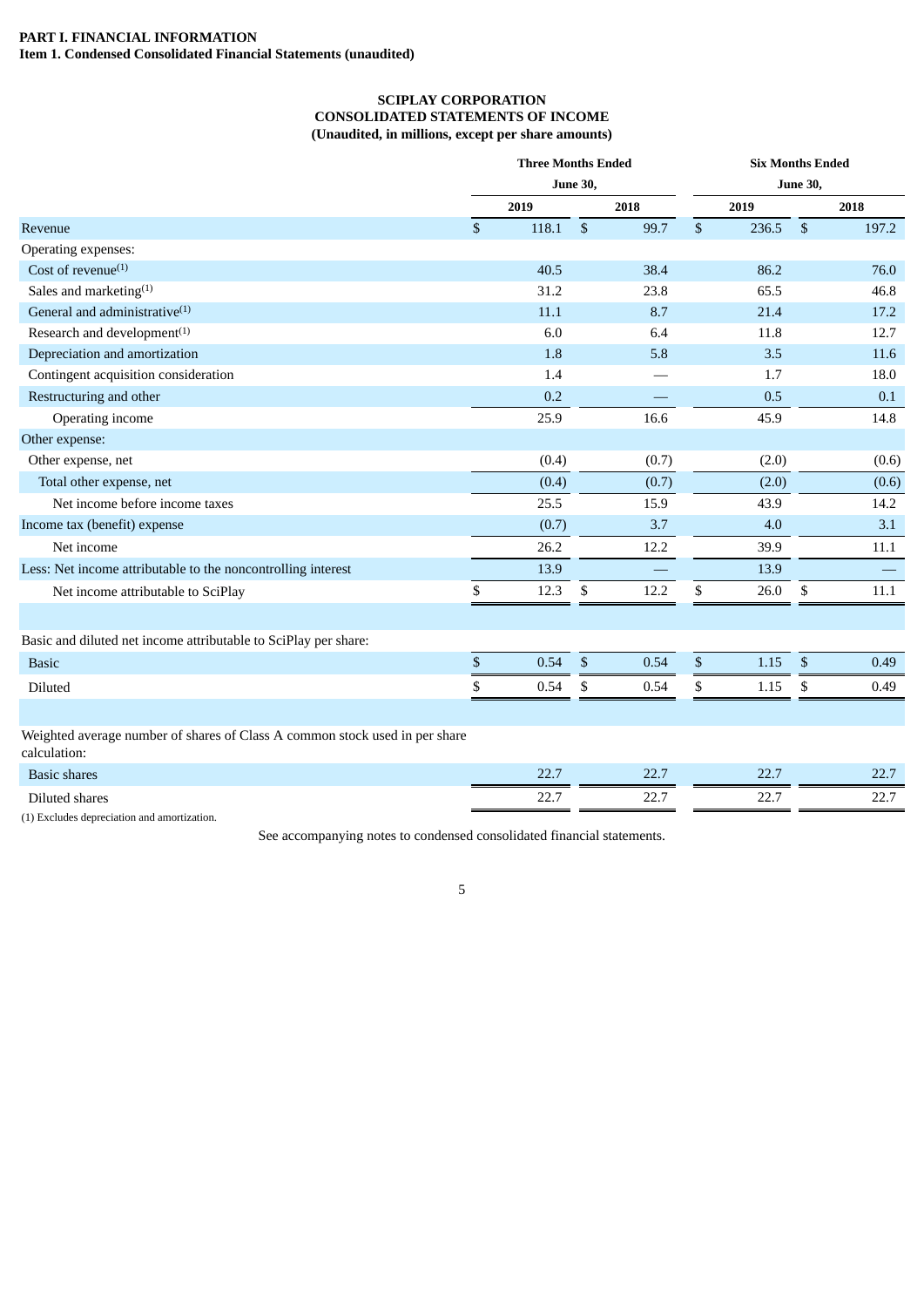**PART I. FINANCIAL INFORMATION**
**Item 1. Condensed Consolidated Financial Statements (unaudited)**

**SCIPLAY CORPORATION**
**CONSOLIDATED STATEMENTS OF INCOME**
**(Unaudited, in millions, except per share amounts)**

| | Three Months Ended June 30, | | Six Months Ended June 30, | |
|---|---|---|---|---|
| | 2019 | 2018 | 2019 | 2018 |
| Revenue | $ 118.1 | $ 99.7 | $ 236.5 | $ 197.2 |
| Operating expenses: | | | | |
| Cost of revenue[(1)] | 40.5 | 38.4 | 86.2 | 76.0 |
| Sales and marketing[(1)] | 31.2 | 23.8 | 65.5 | 46.8 |
| General and administrative[(1)] | 11.1 | 8.7 | 21.4 | 17.2 |
| Research and development[(1)] | 6.0 | 6.4 | 11.8 | 12.7 |
| Depreciation and amortization | 1.8 | 5.8 | 3.5 | 11.6 |
| Contingent acquisition consideration | 1.4 | — | 1.7 | 18.0 |
| Restructuring and other | 0.2 | — | 0.5 | 0.1 |
| Operating income | 25.9 | 16.6 | 45.9 | 14.8 |
| Other expense: | | | | |
| Other expense, net | (0.4) | (0.7) | (2.0) | (0.6) |
| Total other expense, net | (0.4) | (0.7) | (2.0) | (0.6) |
| Net income before income taxes | 25.5 | 15.9 | 43.9 | 14.2 |
| Income tax (benefit) expense | (0.7) | 3.7 | 4.0 | 3.1 |
| Net income | 26.2 | 12.2 | 39.9 | 11.1 |
| Less: Net income attributable to the noncontrolling interest | 13.9 | — | 13.9 | — |
| Net income attributable to SciPlay | $ 12.3 | $ 12.2 | $ 26.0 | $ 11.1 |
| | | | | |
| Basic and diluted net income attributable to SciPlay per share: | | | | |
| Basic | $ 0.54 | $ 0.54 | $ 1.15 | $ 0.49 |
| Diluted | $ 0.54 | $ 0.54 | $ 1.15 | $ 0.49 |
| | | | | |
| Weighted average number of shares of Class A common stock used in per share calculation: | | | | |
| Basic shares | 22.7 | 22.7 | 22.7 | 22.7 |
| Diluted shares | 22.7 | 22.7 | 22.7 | 22.7 |

(1) Excludes depreciation and amortization.

See accompanying notes to condensed consolidated financial statements.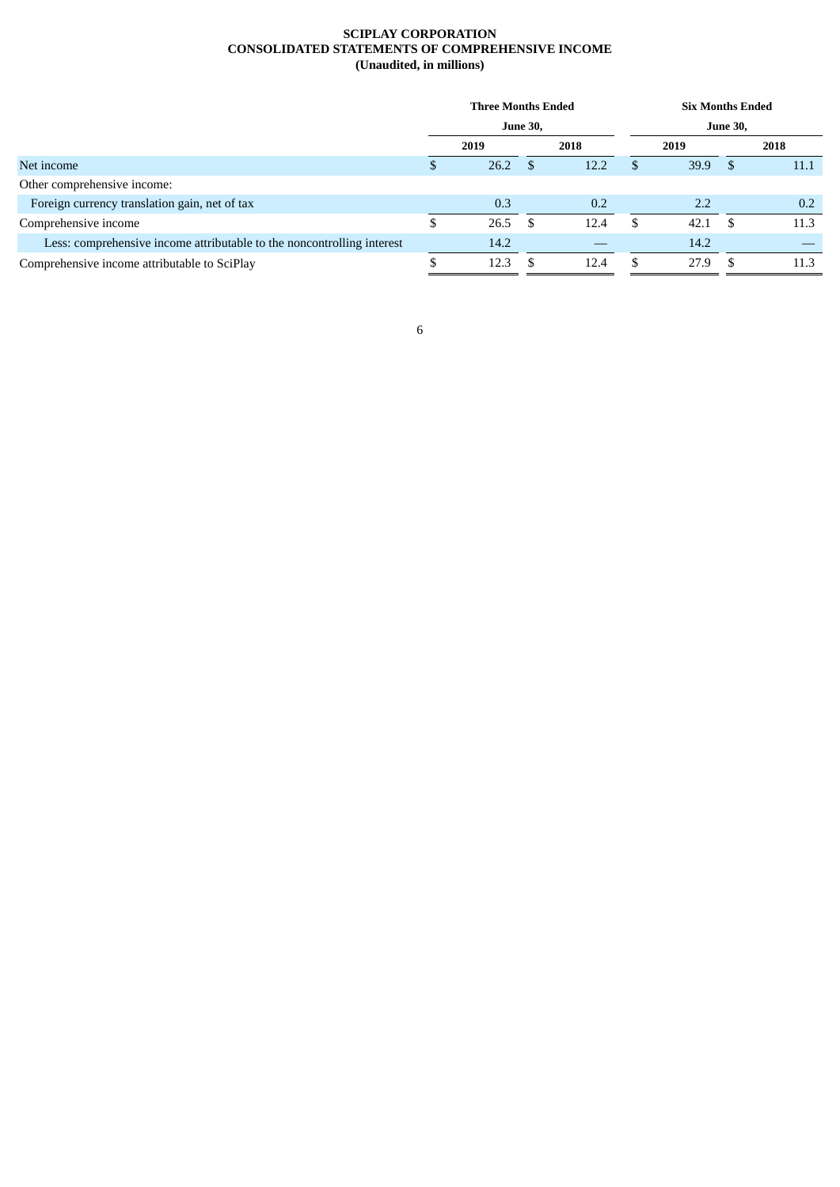**SCIPLAY CORPORATION**
**CONSOLIDATED STATEMENTS OF COMPREHENSIVE INCOME**
**(Unaudited, in millions)**

| | Three Months Ended June 30, | | Six Months Ended June 30, | |
|---|---|---|---|---|
| | 2019 | 2018 | 2019 | 2018 |
| Net income | $ 26.2 | $ 12.2 | $ 39.9 | $ 11.1 |
| Other comprehensive income: | | | | |
| Foreign currency translation gain, net of tax | 0.3 | 0.2 | 2.2 | 0.2 |
| Comprehensive income | $ 26.5 | $ 12.4 | $ 42.1 | $ 11.3 |
| Less: comprehensive income attributable to the noncontrolling interest | 14.2 | — | 14.2 | — |
| Comprehensive income attributable to SciPlay | $ 12.3 | $ 12.4 | $ 27.9 | $ 11.3 |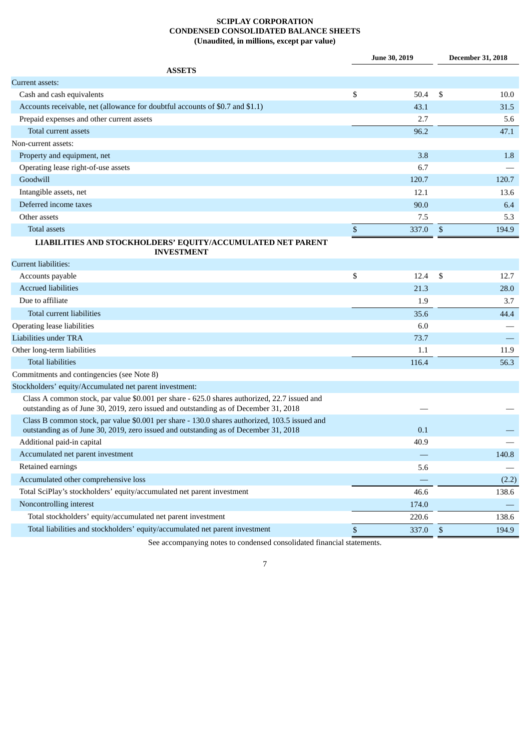# SCIPLAY CORPORATION
## CONDENSED CONSOLIDATED BALANCE SHEETS
### (Unaudited, in millions, except par value)

| | June 30, 2019 | December 31, 2018 |
|---|---|---|
| **ASSETS** | | |
| Current assets: | | |
| Cash and cash equivalents | $ 50.4 | $ 10.0 |
| Accounts receivable, net (allowance for doubtful accounts of $0.7 and $1.1) | 43.1 | 31.5 |
| Prepaid expenses and other current assets | 2.7 | 5.6 |
| Total current assets | 96.2 | 47.1 |
| Non-current assets: | | |
| Property and equipment, net | 3.8 | 1.8 |
| Operating lease right-of-use assets | 6.7 | — |
| Goodwill | 120.7 | 120.7 |
| Intangible assets, net | 12.1 | 13.6 |
| Deferred income taxes | 90.0 | 6.4 |
| Other assets | 7.5 | 5.3 |
| Total assets | $ 337.0 | $ 194.9 |
| **LIABILITIES AND STOCKHOLDERS' EQUITY/ACCUMULATED NET PARENT INVESTMENT** | | |
| Current liabilities: | | |
| Accounts payable | $ 12.4 | $ 12.7 |
| Accrued liabilities | 21.3 | 28.0 |
| Due to affiliate | 1.9 | 3.7 |
| Total current liabilities | 35.6 | 44.4 |
| Operating lease liabilities | 6.0 | — |
| Liabilities under TRA | 73.7 | — |
| Other long-term liabilities | 1.1 | 11.9 |
| Total liabilities | 116.4 | 56.3 |
| Commitments and contingencies (see Note 8) | | |
| Stockholders' equity/Accumulated net parent investment: | | |
| Class A common stock, par value $0.001 per share - 625.0 shares authorized, 22.7 issued and outstanding as of June 30, 2019, zero issued and outstanding as of December 31, 2018 | — | — |
| Class B common stock, par value $0.001 per share - 130.0 shares authorized, 103.5 issued and outstanding as of June 30, 2019, zero issued and outstanding as of December 31, 2018 | 0.1 | — |
| Additional paid-in capital | 40.9 | — |
| Accumulated net parent investment | — | 140.8 |
| Retained earnings | 5.6 | — |
| Accumulated other comprehensive loss | — | (2.2) |
| Total SciPlay's stockholders' equity/accumulated net parent investment | 46.6 | 138.6 |
| Noncontrolling interest | 174.0 | — |
| Total stockholders' equity/accumulated net parent investment | 220.6 | 138.6 |
| Total liabilities and stockholders' equity/accumulated net parent investment | $ 337.0 | $ 194.9 |

See accompanying notes to condensed consolidated financial statements.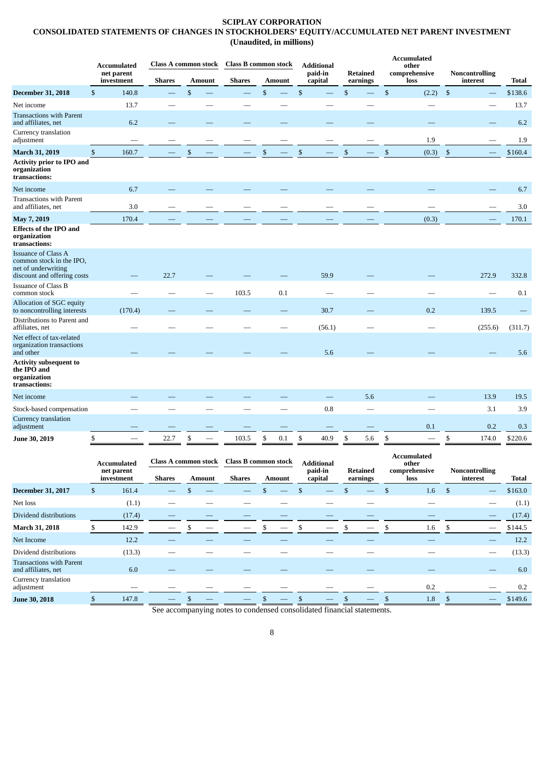**SCIPLAY CORPORATION**
**CONSOLIDATED STATEMENTS OF CHANGES IN STOCKHOLDERS' EQUITY/ACCUMULATED NET PARENT INVESTMENT**
**(Unaudited, in millions)**

| | Accumulated net parent investment | Class A common stock | | Class B common stock | | Additional paid-in capital | Retained earnings | Accumulated other comprehensive loss | Noncontrolling interest | Total |
|---|---|---|---|---|---|---|---|---|---|---|
| | | Shares | Amount | Shares | Amount | | | | | |
| **December 31, 2018** | $ 140.8 | — | $ — | — | $ — | $ — | $ — | $ (2.2) | $ — | $138.6 |
| Net income | 13.7 | — | — | — | — | — | — | — | — | 13.7 |
| Transactions with Parent and affiliates, net | 6.2 | — | — | — | — | — | — | — | — | 6.2 |
| Currency translation adjustment | — | — | — | — | — | — | — | 1.9 | — | 1.9 |
| **March 31, 2019** | $ 160.7 | — | $ — | — | $ — | $ — | $ — | $ (0.3) | $ — | $160.4 |
| **Activity prior to IPO and organization transactions:** | | | | | | | | | | |
| Net income | 6.7 | — | — | — | — | — | — | — | — | 6.7 |
| Transactions with Parent and affiliates, net | 3.0 | — | — | — | — | — | — | — | — | 3.0 |
| **May 7, 2019** | 170.4 | — | — | — | — | — | — | (0.3) | — | 170.1 |
| **Effects of the IPO and organization transactions:** | | | | | | | | | | |
| Issuance of Class A common stock in the IPO, net of underwriting discount and offering costs | — | 22.7 | — | — | — | 59.9 | — | — | 272.9 | 332.8 |
| Issuance of Class B common stock | — | — | — | 103.5 | 0.1 | — | — | — | — | 0.1 |
| Allocation of SGC equity to noncontrolling interests | (170.4) | — | — | — | — | 30.7 | — | 0.2 | 139.5 | — |
| Distributions to Parent and affiliates, net | — | — | — | — | — | (56.1) | — | — | (255.6) | (311.7) |
| Net effect of tax-related organization transactions and other | — | — | — | — | — | 5.6 | — | — | — | 5.6 |
| **Activity subsequent to the IPO and organization transactions:** | | | | | | | | | | |
| Net income | — | — | — | — | — | — | 5.6 | — | 13.9 | 19.5 |
| Stock-based compensation | — | — | — | — | — | 0.8 | — | — | 3.1 | 3.9 |
| Currency translation adjustment | — | — | — | — | — | — | — | 0.1 | 0.2 | 0.3 |
| **June 30, 2019** | $ — | 22.7 | $ — | 103.5 | $ 0.1 | $ 40.9 | $ 5.6 | $ — | $ 174.0 | $220.6 |

| | Accumulated net parent investment | Class A common stock | | Class B common stock | | Additional paid-in capital | Retained earnings | Accumulated other comprehensive loss | Noncontrolling interest | Total |
|---|---|---|---|---|---|---|---|---|---|---|
| | | Shares | Amount | Shares | Amount | | | | | |
| **December 31, 2017** | $ 161.4 | — | $ — | — | $ — | $ — | $ — | $ 1.6 | $ — | $163.0 |
| Net loss | (1.1) | — | — | — | — | — | — | — | — | (1.1) |
| Dividend distributions | (17.4) | — | — | — | — | — | — | — | — | (17.4) |
| **March 31, 2018** | $ 142.9 | — | $ — | — | $ — | $ — | $ — | $ 1.6 | $ — | $144.5 |
| Net Income | 12.2 | — | — | — | — | — | — | — | — | 12.2 |
| Dividend distributions | (13.3) | — | — | — | — | — | — | — | — | (13.3) |
| Transactions with Parent and affiliates, net | 6.0 | — | — | — | — | — | — | — | — | 6.0 |
| Currency translation adjustment | — | — | — | — | — | — | — | 0.2 | — | 0.2 |
| **June 30, 2018** | $ 147.8 | — | $ — | — | $ — | $ — | $ — | $ 1.8 | $ — | $149.6 |

See accompanying notes to condensed consolidated financial statements.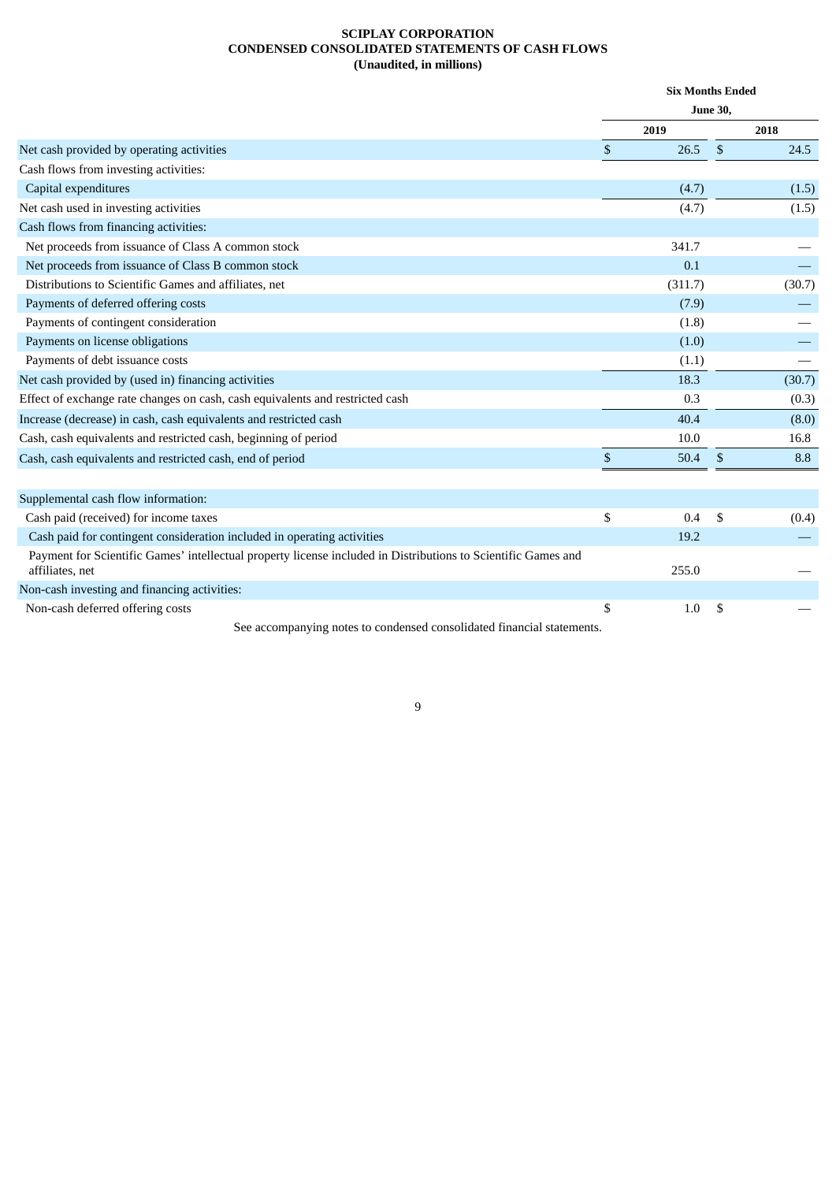**SCIPLAY CORPORATION**
**CONDENSED CONSOLIDATED STATEMENTS OF CASH FLOWS**
**(Unaudited, in millions)**

| | Six Months Ended June 30, | |
|---|---|---|
| | 2019 | 2018 |
| Net cash provided by operating activities | $ 26.5 | $ 24.5 |
| Cash flows from investing activities: | | |
| Capital expenditures | (4.7) | (1.5) |
| Net cash used in investing activities | (4.7) | (1.5) |
| Cash flows from financing activities: | | |
| Net proceeds from issuance of Class A common stock | 341.7 | — |
| Net proceeds from issuance of Class B common stock | 0.1 | — |
| Distributions to Scientific Games and affiliates, net | (311.7) | (30.7) |
| Payments of deferred offering costs | (7.9) | — |
| Payments of contingent consideration | (1.8) | — |
| Payments on license obligations | (1.0) | — |
| Payments of debt issuance costs | (1.1) | — |
| Net cash provided by (used in) financing activities | 18.3 | (30.7) |
| Effect of exchange rate changes on cash, cash equivalents and restricted cash | 0.3 | (0.3) |
| Increase (decrease) in cash, cash equivalents and restricted cash | 40.4 | (8.0) |
| Cash, cash equivalents and restricted cash, beginning of period | 10.0 | 16.8 |
| Cash, cash equivalents and restricted cash, end of period | $ 50.4 | $ 8.8 |
| | | |
| Supplemental cash flow information: | | |
| Cash paid (received) for income taxes | $ 0.4 | $ (0.4) |
| Cash paid for contingent consideration included in operating activities | 19.2 | — |
| Payment for Scientific Games' intellectual property license included in Distributions to Scientific Games and affiliates, net | 255.0 | — |
| Non-cash investing and financing activities: | | |
| Non-cash deferred offering costs | $ 1.0 | $ — |

See accompanying notes to condensed consolidated financial statements.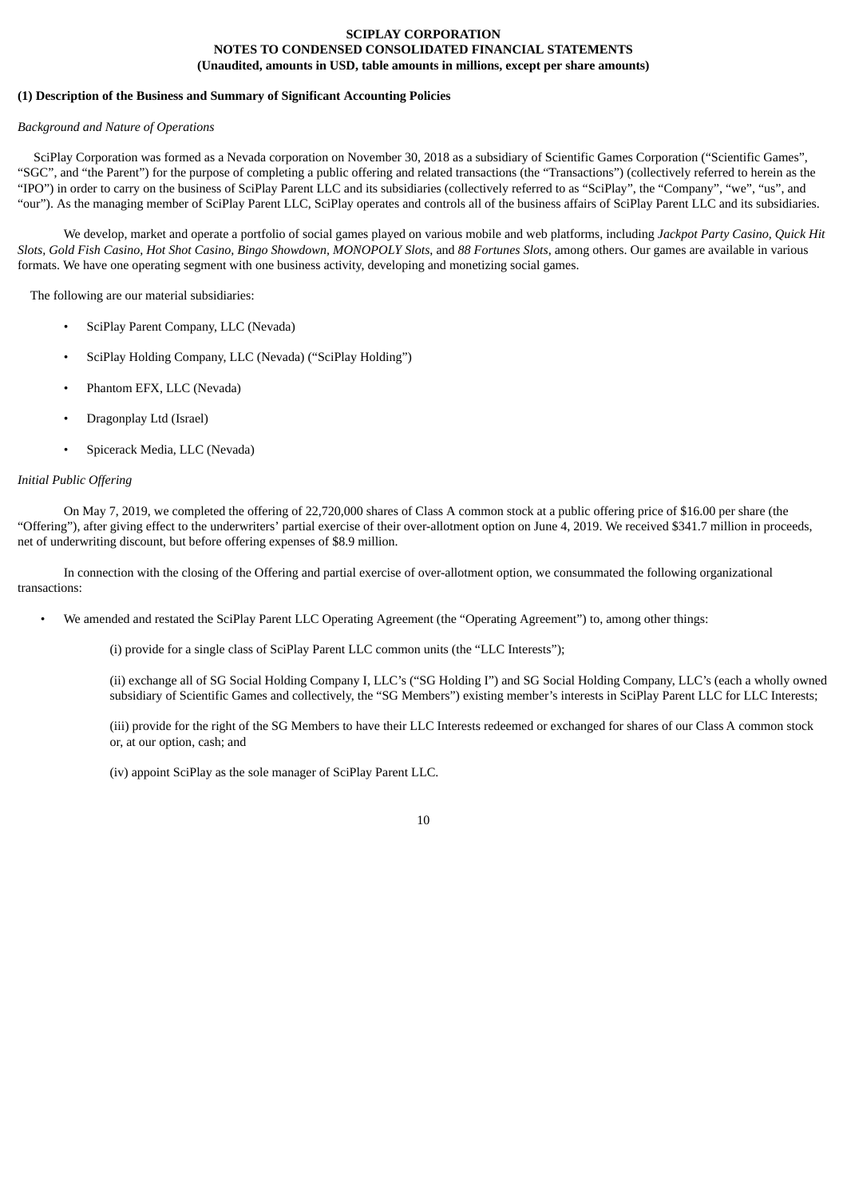**SCIPLAY CORPORATION**
**NOTES TO CONDENSED CONSOLIDATED FINANCIAL STATEMENTS**
**(Unaudited, amounts in USD, table amounts in millions, except per share amounts)**

**(1) Description of the Business and Summary of Significant Accounting Policies**

*Background and Nature of Operations*

SciPlay Corporation was formed as a Nevada corporation on November 30, 2018 as a subsidiary of Scientific Games Corporation ("Scientific Games", "SGC", and "the Parent") for the purpose of completing a public offering and related transactions (the "Transactions") (collectively referred to herein as the "IPO") in order to carry on the business of SciPlay Parent LLC and its subsidiaries (collectively referred to as "SciPlay", the "Company", "we", "us", and "our"). As the managing member of SciPlay Parent LLC, SciPlay operates and controls all of the business affairs of SciPlay Parent LLC and its subsidiaries.

We develop, market and operate a portfolio of social games played on various mobile and web platforms, including *Jackpot Party Casino, Quick Hit Slots, Gold Fish Casino, Hot Shot Casino, Bingo Showdown, MONOPOLY Slots*, and *88 Fortunes Slots,* among others. Our games are available in various formats. We have one operating segment with one business activity, developing and monetizing social games.

The following are our material subsidiaries:

- SciPlay Parent Company, LLC (Nevada)
- SciPlay Holding Company, LLC (Nevada) ("SciPlay Holding")
- Phantom EFX, LLC (Nevada)
- Dragonplay Ltd (Israel)
- Spicerack Media, LLC (Nevada)

*Initial Public Offering*

On May 7, 2019, we completed the offering of 22,720,000 shares of Class A common stock at a public offering price of $16.00 per share (the "Offering"), after giving effect to the underwriters' partial exercise of their over-allotment option on June 4, 2019. We received $341.7 million in proceeds, net of underwriting discount, but before offering expenses of $8.9 million.

In connection with the closing of the Offering and partial exercise of over-allotment option, we consummated the following organizational transactions:

- We amended and restated the SciPlay Parent LLC Operating Agreement (the "Operating Agreement") to, among other things:

  (i) provide for a single class of SciPlay Parent LLC common units (the "LLC Interests");

  (ii) exchange all of SG Social Holding Company I, LLC's ("SG Holding I") and SG Social Holding Company, LLC's (each a wholly owned subsidiary of Scientific Games and collectively, the "SG Members") existing member's interests in SciPlay Parent LLC for LLC Interests;

  (iii) provide for the right of the SG Members to have their LLC Interests redeemed or exchanged for shares of our Class A common stock or, at our option, cash; and

  (iv) appoint SciPlay as the sole manager of SciPlay Parent LLC.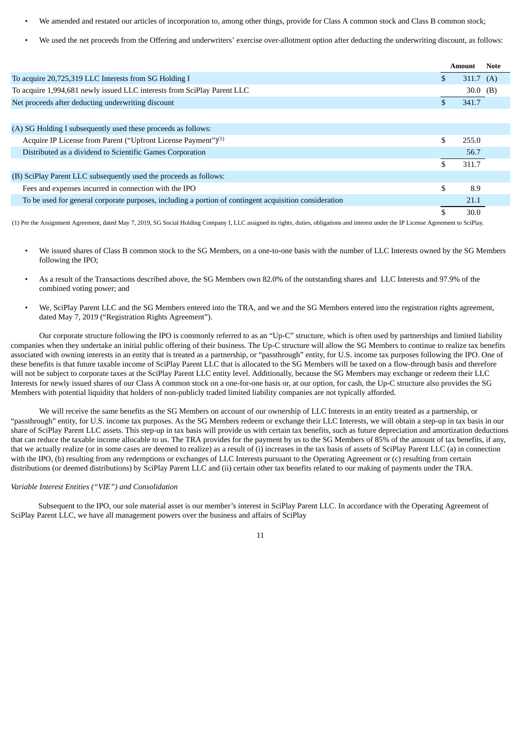- We amended and restated our articles of incorporation to, among other things, provide for Class A common stock and Class B common stock;
- We used the net proceeds from the Offering and underwriters' exercise over-allotment option after deducting the underwriting discount, as follows:

| | | Amount | Note |
|---|---|---|---|
| To acquire 20,725,319 LLC Interests from SG Holding I | $ | 311.7 | (A) |
| To acquire 1,994,681 newly issued LLC interests from SciPlay Parent LLC | | 30.0 | (B) |
| Net proceeds after deducting underwriting discount | $ | 341.7 | |
| | | | |
| (A) SG Holding I subsequently used these proceeds as follows: | | | |
| Acquire IP License from Parent ("Upfront License Payment")[1] | $ | 255.0 | |
| Distributed as a dividend to Scientific Games Corporation | | 56.7 | |
| | $ | 311.7 | |
| (B) SciPlay Parent LLC subsequently used the proceeds as follows: | | | |
| Fees and expenses incurred in connection with the IPO | $ | 8.9 | |
| To be used for general corporate purposes, including a portion of contingent acquisition consideration | | 21.1 | |
| | $ | 30.0 | |

(1) Per the Assignment Agreement, dated May 7, 2019, SG Social Holding Company I, LLC assigned its rights, duties, obligations and interest under the IP License Agreement to SciPlay.

- We issued shares of Class B common stock to the SG Members, on a one-to-one basis with the number of LLC Interests owned by the SG Members following the IPO;
- As a result of the Transactions described above, the SG Members own 82.0% of the outstanding shares and LLC Interests and 97.9% of the combined voting power; and
- We, SciPlay Parent LLC and the SG Members entered into the TRA, and we and the SG Members entered into the registration rights agreement, dated May 7, 2019 ("Registration Rights Agreement").

Our corporate structure following the IPO is commonly referred to as an "Up-C" structure, which is often used by partnerships and limited liability companies when they undertake an initial public offering of their business. The Up-C structure will allow the SG Members to continue to realize tax benefits associated with owning interests in an entity that is treated as a partnership, or "passthrough" entity, for U.S. income tax purposes following the IPO. One of these benefits is that future taxable income of SciPlay Parent LLC that is allocated to the SG Members will be taxed on a flow-through basis and therefore will not be subject to corporate taxes at the SciPlay Parent LLC entity level. Additionally, because the SG Members may exchange or redeem their LLC Interests for newly issued shares of our Class A common stock on a one-for-one basis or, at our option, for cash, the Up-C structure also provides the SG Members with potential liquidity that holders of non-publicly traded limited liability companies are not typically afforded.

We will receive the same benefits as the SG Members on account of our ownership of LLC Interests in an entity treated as a partnership, or "passthrough" entity, for U.S. income tax purposes. As the SG Members redeem or exchange their LLC Interests, we will obtain a step-up in tax basis in our share of SciPlay Parent LLC assets. This step-up in tax basis will provide us with certain tax benefits, such as future depreciation and amortization deductions that can reduce the taxable income allocable to us. The TRA provides for the payment by us to the SG Members of 85% of the amount of tax benefits, if any, that we actually realize (or in some cases are deemed to realize) as a result of (i) increases in the tax basis of assets of SciPlay Parent LLC (a) in connection with the IPO, (b) resulting from any redemptions or exchanges of LLC Interests pursuant to the Operating Agreement or (c) resulting from certain distributions (or deemed distributions) by SciPlay Parent LLC and (ii) certain other tax benefits related to our making of payments under the TRA.

*Variable Interest Entities ("VIE") and Consolidation*

Subsequent to the IPO, our sole material asset is our member's interest in SciPlay Parent LLC. In accordance with the Operating Agreement of SciPlay Parent LLC, we have all management powers over the business and affairs of SciPlay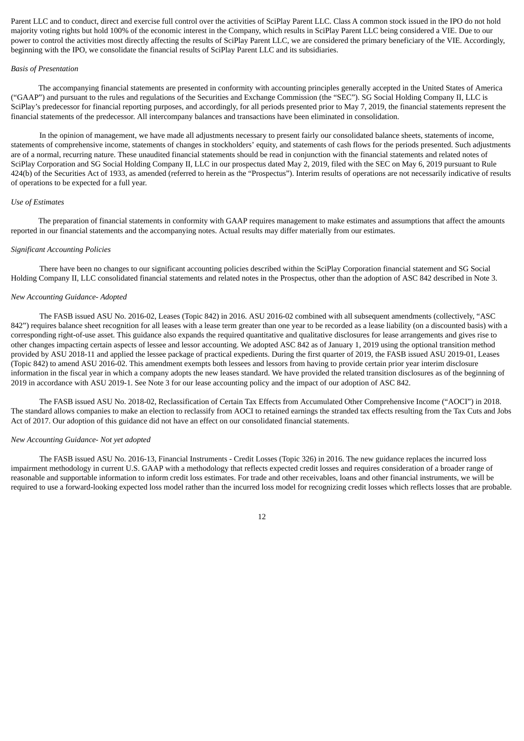Parent LLC and to conduct, direct and exercise full control over the activities of SciPlay Parent LLC. Class A common stock issued in the IPO do not hold majority voting rights but hold 100% of the economic interest in the Company, which results in SciPlay Parent LLC being considered a VIE. Due to our power to control the activities most directly affecting the results of SciPlay Parent LLC, we are considered the primary beneficiary of the VIE. Accordingly, beginning with the IPO, we consolidate the financial results of SciPlay Parent LLC and its subsidiaries.

*Basis of Presentation*

The accompanying financial statements are presented in conformity with accounting principles generally accepted in the United States of America ("GAAP") and pursuant to the rules and regulations of the Securities and Exchange Commission (the "SEC"). SG Social Holding Company II, LLC is SciPlay's predecessor for financial reporting purposes, and accordingly, for all periods presented prior to May 7, 2019, the financial statements represent the financial statements of the predecessor. All intercompany balances and transactions have been eliminated in consolidation.

In the opinion of management, we have made all adjustments necessary to present fairly our consolidated balance sheets, statements of income, statements of comprehensive income, statements of changes in stockholders' equity, and statements of cash flows for the periods presented. Such adjustments are of a normal, recurring nature. These unaudited financial statements should be read in conjunction with the financial statements and related notes of SciPlay Corporation and SG Social Holding Company II, LLC in our prospectus dated May 2, 2019, filed with the SEC on May 6, 2019 pursuant to Rule 424(b) of the Securities Act of 1933, as amended (referred to herein as the "Prospectus"). Interim results of operations are not necessarily indicative of results of operations to be expected for a full year.

*Use of Estimates*

The preparation of financial statements in conformity with GAAP requires management to make estimates and assumptions that affect the amounts reported in our financial statements and the accompanying notes. Actual results may differ materially from our estimates.

*Significant Accounting Policies*

There have been no changes to our significant accounting policies described within the SciPlay Corporation financial statement and SG Social Holding Company II, LLC consolidated financial statements and related notes in the Prospectus, other than the adoption of ASC 842 described in Note 3.

*New Accounting Guidance- Adopted*

The FASB issued ASU No. 2016-02, Leases (Topic 842) in 2016. ASU 2016-02 combined with all subsequent amendments (collectively, "ASC 842") requires balance sheet recognition for all leases with a lease term greater than one year to be recorded as a lease liability (on a discounted basis) with a corresponding right-of-use asset. This guidance also expands the required quantitative and qualitative disclosures for lease arrangements and gives rise to other changes impacting certain aspects of lessee and lessor accounting. We adopted ASC 842 as of January 1, 2019 using the optional transition method provided by ASU 2018-11 and applied the lessee package of practical expedients. During the first quarter of 2019, the FASB issued ASU 2019-01, Leases (Topic 842) to amend ASU 2016-02. This amendment exempts both lessees and lessors from having to provide certain prior year interim disclosure information in the fiscal year in which a company adopts the new leases standard. We have provided the related transition disclosures as of the beginning of 2019 in accordance with ASU 2019-1. See Note 3 for our lease accounting policy and the impact of our adoption of ASC 842.

The FASB issued ASU No. 2018-02, Reclassification of Certain Tax Effects from Accumulated Other Comprehensive Income ("AOCI") in 2018. The standard allows companies to make an election to reclassify from AOCI to retained earnings the stranded tax effects resulting from the Tax Cuts and Jobs Act of 2017. Our adoption of this guidance did not have an effect on our consolidated financial statements.

*New Accounting Guidance- Not yet adopted*

The FASB issued ASU No. 2016-13, Financial Instruments - Credit Losses (Topic 326) in 2016. The new guidance replaces the incurred loss impairment methodology in current U.S. GAAP with a methodology that reflects expected credit losses and requires consideration of a broader range of reasonable and supportable information to inform credit loss estimates. For trade and other receivables, loans and other financial instruments, we will be required to use a forward-looking expected loss model rather than the incurred loss model for recognizing credit losses which reflects losses that are probable.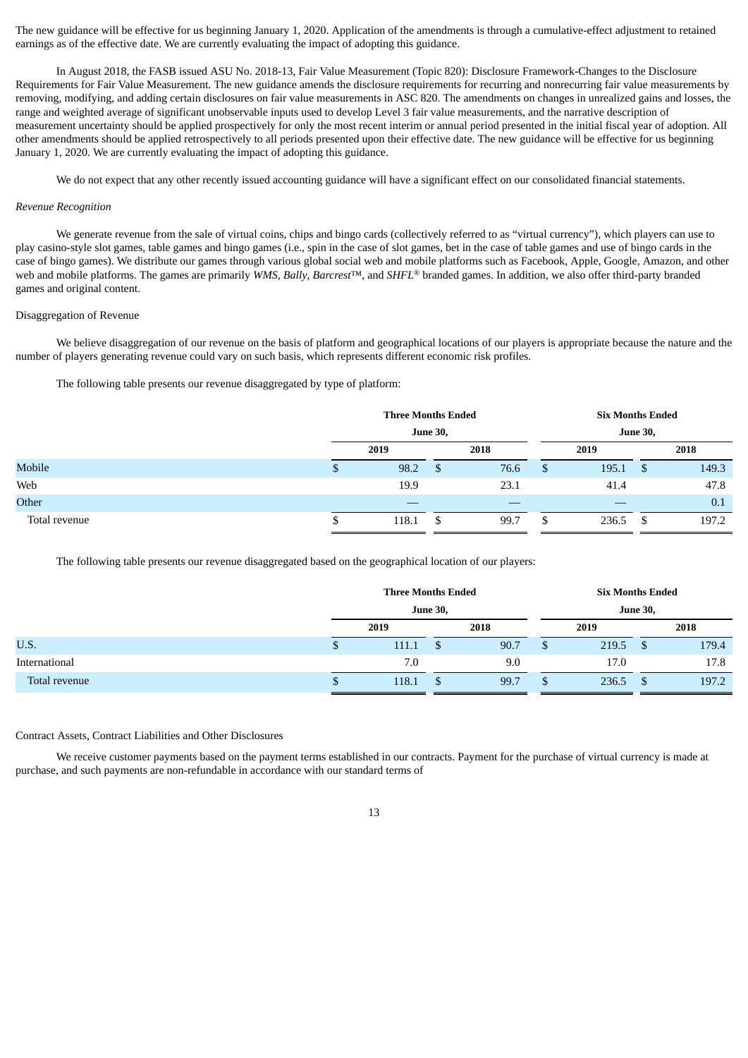The new guidance will be effective for us beginning January 1, 2020. Application of the amendments is through a cumulative-effect adjustment to retained earnings as of the effective date. We are currently evaluating the impact of adopting this guidance.

In August 2018, the FASB issued ASU No. 2018-13, Fair Value Measurement (Topic 820): Disclosure Framework-Changes to the Disclosure Requirements for Fair Value Measurement. The new guidance amends the disclosure requirements for recurring and nonrecurring fair value measurements by removing, modifying, and adding certain disclosures on fair value measurements in ASC 820. The amendments on changes in unrealized gains and losses, the range and weighted average of significant unobservable inputs used to develop Level 3 fair value measurements, and the narrative description of measurement uncertainty should be applied prospectively for only the most recent interim or annual period presented in the initial fiscal year of adoption. All other amendments should be applied retrospectively to all periods presented upon their effective date. The new guidance will be effective for us beginning January 1, 2020. We are currently evaluating the impact of adopting this guidance.

We do not expect that any other recently issued accounting guidance will have a significant effect on our consolidated financial statements.

*Revenue Recognition*

We generate revenue from the sale of virtual coins, chips and bingo cards (collectively referred to as "virtual currency"), which players can use to play casino-style slot games, table games and bingo games (i.e., spin in the case of slot games, bet in the case of table games and use of bingo cards in the case of bingo games). We distribute our games through various global social web and mobile platforms such as Facebook, Apple, Google, Amazon, and other web and mobile platforms. The games are primarily *WMS*, *Bally*, *Barcrest*™, and *SHFL*® branded games. In addition, we also offer third-party branded games and original content.

Disaggregation of Revenue

We believe disaggregation of our revenue on the basis of platform and geographical locations of our players is appropriate because the nature and the number of players generating revenue could vary on such basis, which represents different economic risk profiles.

The following table presents our revenue disaggregated by type of platform:

| | Three Months Ended June 30, | | Six Months Ended June 30, | |
|---|---|---|---|---|
| | 2019 | 2018 | 2019 | 2018 |
| Mobile | $ 98.2 | $ 76.6 | $ 195.1 | $ 149.3 |
| Web | 19.9 | 23.1 | 41.4 | 47.8 |
| Other | — | — | — | 0.1 |
| Total revenue | $ 118.1 | $ 99.7 | $ 236.5 | $ 197.2 |

The following table presents our revenue disaggregated based on the geographical location of our players:

| | Three Months Ended June 30, | | Six Months Ended June 30, | |
|---|---|---|---|---|
| | 2019 | 2018 | 2019 | 2018 |
| U.S. | $ 111.1 | $ 90.7 | $ 219.5 | $ 179.4 |
| International | 7.0 | 9.0 | 17.0 | 17.8 |
| Total revenue | $ 118.1 | $ 99.7 | $ 236.5 | $ 197.2 |

Contract Assets, Contract Liabilities and Other Disclosures

We receive customer payments based on the payment terms established in our contracts. Payment for the purchase of virtual currency is made at purchase, and such payments are non-refundable in accordance with our standard terms of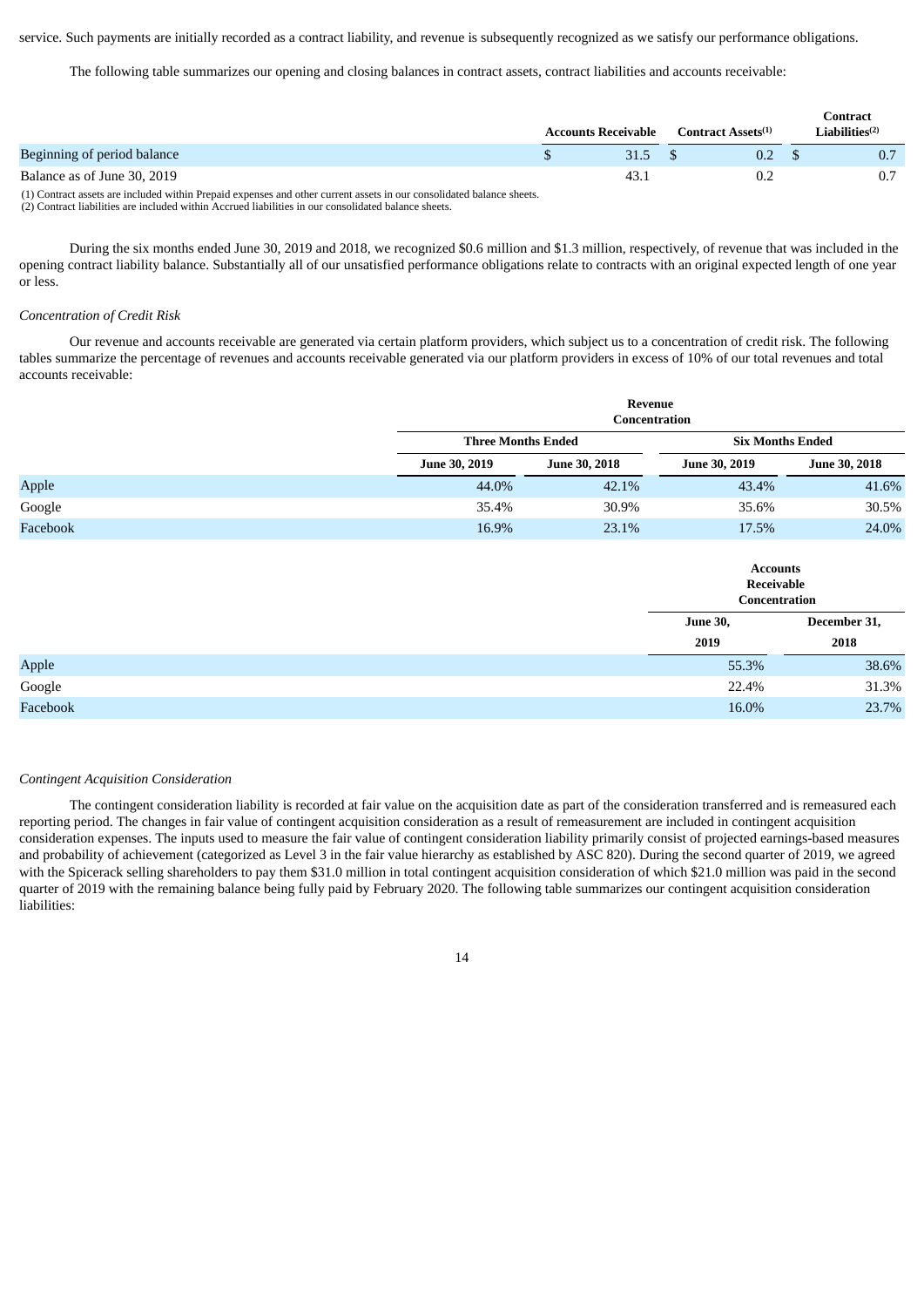service. Such payments are initially recorded as a contract liability, and revenue is subsequently recognized as we satisfy our performance obligations.

The following table summarizes our opening and closing balances in contract assets, contract liabilities and accounts receivable:

| | Accounts Receivable | Contract Assets[(1)] | Contract Liabilities[(2)] |
|---|---|---|---|
| Beginning of period balance | $ 31.5 | $ 0.2 | $ 0.7 |
| Balance as of June 30, 2019 | 43.1 | 0.2 | 0.7 |

(1) Contract assets are included within Prepaid expenses and other current assets in our consolidated balance sheets.
(2) Contract liabilities are included within Accrued liabilities in our consolidated balance sheets.

During the six months ended June 30, 2019 and 2018, we recognized $0.6 million and $1.3 million, respectively, of revenue that was included in the opening contract liability balance. Substantially all of our unsatisfied performance obligations relate to contracts with an original expected length of one year or less.

*Concentration of Credit Risk*

Our revenue and accounts receivable are generated via certain platform providers, which subject us to a concentration of credit risk. The following tables summarize the percentage of revenues and accounts receivable generated via our platform providers in excess of 10% of our total revenues and total accounts receivable:

| | Revenue Concentration | | | |
|---|---|---|---|---|
| | Three Months Ended | | Six Months Ended | |
| | June 30, 2019 | June 30, 2018 | June 30, 2019 | June 30, 2018 |
| Apple | 44.0% | 42.1% | 43.4% | 41.6% |
| Google | 35.4% | 30.9% | 35.6% | 30.5% |
| Facebook | 16.9% | 23.1% | 17.5% | 24.0% |

| | Accounts Receivable Concentration | |
|---|---|---|
| | June 30, 2019 | December 31, 2018 |
| Apple | 55.3% | 38.6% |
| Google | 22.4% | 31.3% |
| Facebook | 16.0% | 23.7% |

*Contingent Acquisition Consideration*

The contingent consideration liability is recorded at fair value on the acquisition date as part of the consideration transferred and is remeasured each reporting period. The changes in fair value of contingent acquisition consideration as a result of remeasurement are included in contingent acquisition consideration expenses. The inputs used to measure the fair value of contingent consideration liability primarily consist of projected earnings-based measures and probability of achievement (categorized as Level 3 in the fair value hierarchy as established by ASC 820). During the second quarter of 2019, we agreed with the Spicerack selling shareholders to pay them $31.0 million in total contingent acquisition consideration of which $21.0 million was paid in the second quarter of 2019 with the remaining balance being fully paid by February 2020. The following table summarizes our contingent acquisition consideration liabilities: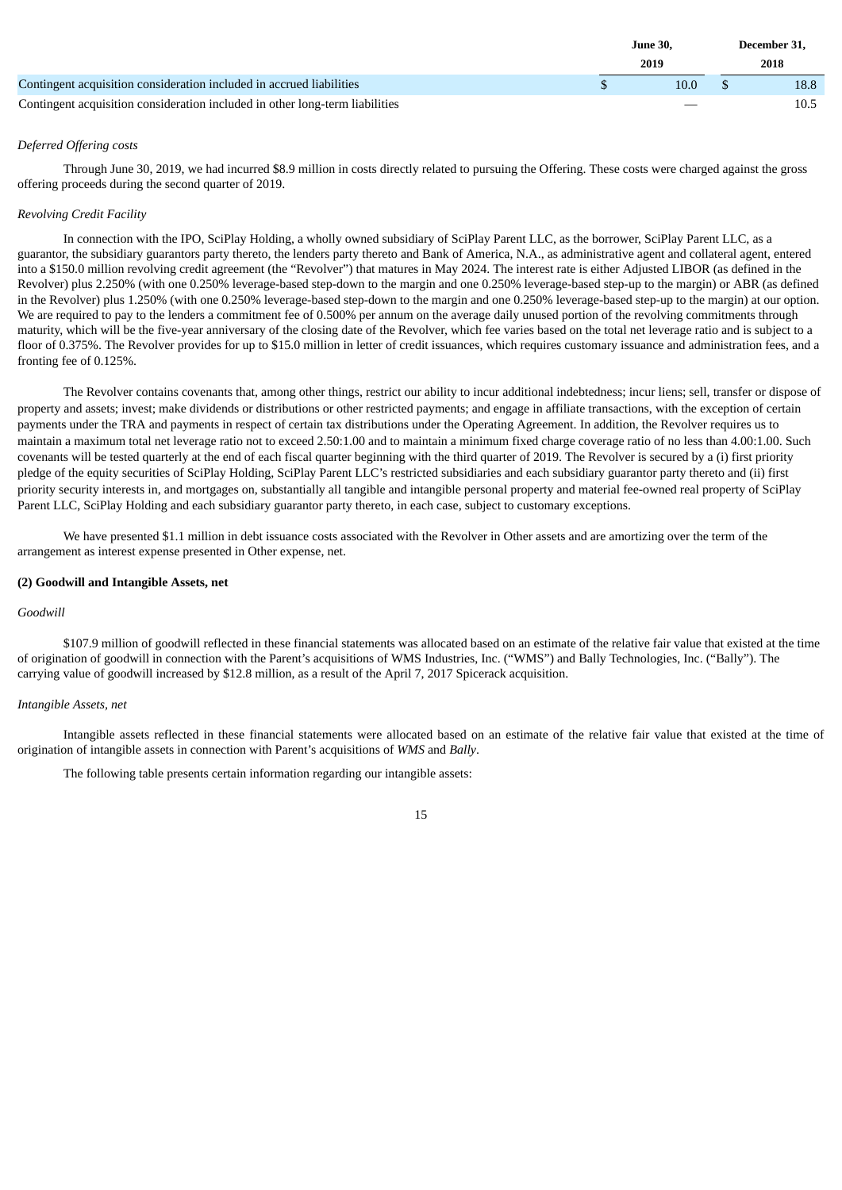| | June 30, 2019 | December 31, 2018 |
|---|---|---|
| Contingent acquisition consideration included in accrued liabilities | $ 10.0 | $ 18.8 |
| Contingent acquisition consideration included in other long-term liabilities | — | 10.5 |

*Deferred Offering costs*

Through June 30, 2019, we had incurred $8.9 million in costs directly related to pursuing the Offering. These costs were charged against the gross offering proceeds during the second quarter of 2019.

*Revolving Credit Facility*

In connection with the IPO, SciPlay Holding, a wholly owned subsidiary of SciPlay Parent LLC, as the borrower, SciPlay Parent LLC, as a guarantor, the subsidiary guarantors party thereto, the lenders party thereto and Bank of America, N.A., as administrative agent and collateral agent, entered into a $150.0 million revolving credit agreement (the "Revolver") that matures in May 2024. The interest rate is either Adjusted LIBOR (as defined in the Revolver) plus 2.250% (with one 0.250% leverage-based step-down to the margin and one 0.250% leverage-based step-up to the margin) or ABR (as defined in the Revolver) plus 1.250% (with one 0.250% leverage-based step-down to the margin and one 0.250% leverage-based step-up to the margin) at our option. We are required to pay to the lenders a commitment fee of 0.500% per annum on the average daily unused portion of the revolving commitments through maturity, which will be the five-year anniversary of the closing date of the Revolver, which fee varies based on the total net leverage ratio and is subject to a floor of 0.375%. The Revolver provides for up to $15.0 million in letter of credit issuances, which requires customary issuance and administration fees, and a fronting fee of 0.125%.

The Revolver contains covenants that, among other things, restrict our ability to incur additional indebtedness; incur liens; sell, transfer or dispose of property and assets; invest; make dividends or distributions or other restricted payments; and engage in affiliate transactions, with the exception of certain payments under the TRA and payments in respect of certain tax distributions under the Operating Agreement. In addition, the Revolver requires us to maintain a maximum total net leverage ratio not to exceed 2.50:1.00 and to maintain a minimum fixed charge coverage ratio of no less than 4.00:1.00. Such covenants will be tested quarterly at the end of each fiscal quarter beginning with the third quarter of 2019. The Revolver is secured by a (i) first priority pledge of the equity securities of SciPlay Holding, SciPlay Parent LLC's restricted subsidiaries and each subsidiary guarantor party thereto and (ii) first priority security interests in, and mortgages on, substantially all tangible and intangible personal property and material fee-owned real property of SciPlay Parent LLC, SciPlay Holding and each subsidiary guarantor party thereto, in each case, subject to customary exceptions.

We have presented $1.1 million in debt issuance costs associated with the Revolver in Other assets and are amortizing over the term of the arrangement as interest expense presented in Other expense, net.

**(2) Goodwill and Intangible Assets, net**

*Goodwill*

$107.9 million of goodwill reflected in these financial statements was allocated based on an estimate of the relative fair value that existed at the time of origination of goodwill in connection with the Parent's acquisitions of WMS Industries, Inc. ("WMS") and Bally Technologies, Inc. ("Bally"). The carrying value of goodwill increased by $12.8 million, as a result of the April 7, 2017 Spicerack acquisition.

*Intangible Assets, net*

Intangible assets reflected in these financial statements were allocated based on an estimate of the relative fair value that existed at the time of origination of intangible assets in connection with Parent's acquisitions of *WMS* and *Bally*.

The following table presents certain information regarding our intangible assets: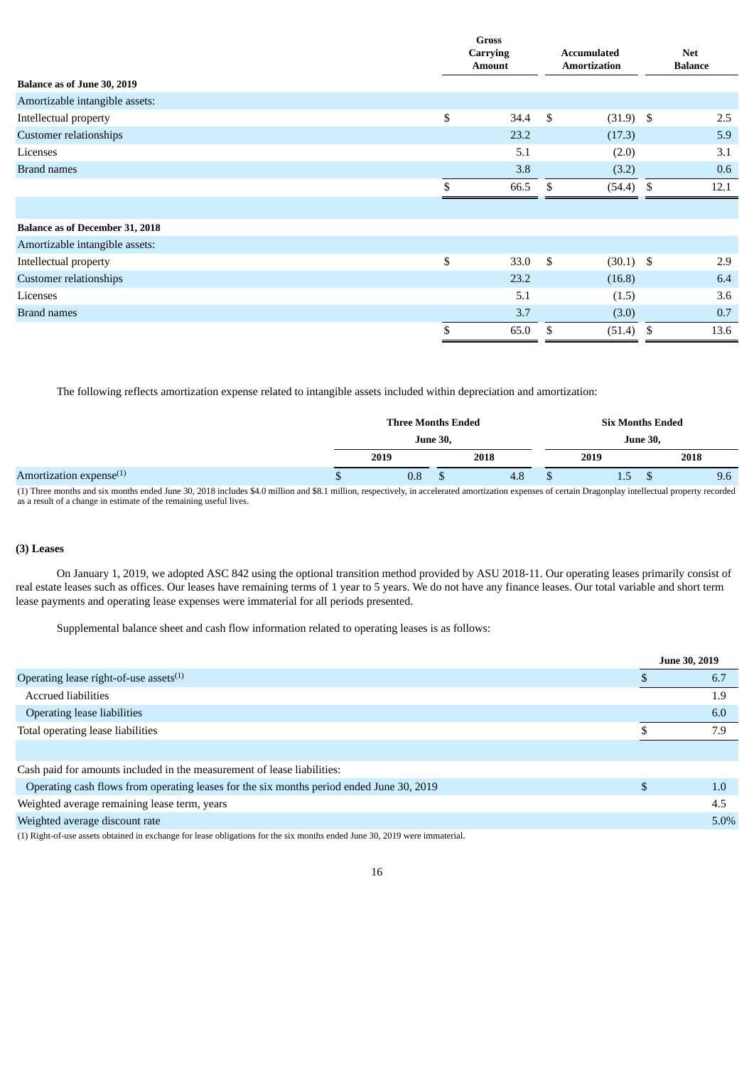| | Gross Carrying Amount | Accumulated Amortization | Net Balance |
|---|---|---|---|
| **Balance as of June 30, 2019** | | | |
| Amortizable intangible assets: | | | |
| Intellectual property | $ 34.4 | $ (31.9) | $ 2.5 |
| Customer relationships | 23.2 | (17.3) | 5.9 |
| Licenses | 5.1 | (2.0) | 3.1 |
| Brand names | 3.8 | (3.2) | 0.6 |
| | $ 66.5 | $ (54.4) | $ 12.1 |
| | | | |
| **Balance as of December 31, 2018** | | | |
| Amortizable intangible assets: | | | |
| Intellectual property | $ 33.0 | $ (30.1) | $ 2.9 |
| Customer relationships | 23.2 | (16.8) | 6.4 |
| Licenses | 5.1 | (1.5) | 3.6 |
| Brand names | 3.7 | (3.0) | 0.7 |
| | $ 65.0 | $ (51.4) | $ 13.6 |

The following reflects amortization expense related to intangible assets included within depreciation and amortization:

| | Three Months Ended June 30, | | Six Months Ended June 30, | |
|---|---|---|---|---|
| | 2019 | 2018 | 2019 | 2018 |
| Amortization expense[(1)] | $ 0.8 | $ 4.8 | $ 1.5 | $ 9.6 |

(1) Three months and six months ended June 30, 2018 includes $4.0 million and $8.1 million, respectively, in accelerated amortization expenses of certain Dragonplay intellectual property recorded as a result of a change in estimate of the remaining useful lives.

### (3) Leases

On January 1, 2019, we adopted ASC 842 using the optional transition method provided by ASU 2018-11. Our operating leases primarily consist of real estate leases such as offices. Our leases have remaining terms of 1 year to 5 years. We do not have any finance leases. Our total variable and short term lease payments and operating lease expenses were immaterial for all periods presented.

Supplemental balance sheet and cash flow information related to operating leases is as follows:

| | June 30, 2019 |
|---|---|
| Operating lease right-of-use assets[(1)] | $ 6.7 |
| Accrued liabilities | 1.9 |
| Operating lease liabilities | 6.0 |
| Total operating lease liabilities | $ 7.9 |
| | |
| Cash paid for amounts included in the measurement of lease liabilities: | |
| Operating cash flows from operating leases for the six months period ended June 30, 2019 | $ 1.0 |
| Weighted average remaining lease term, years | 4.5 |
| Weighted average discount rate | 5.0% |

(1) Right-of-use assets obtained in exchange for lease obligations for the six months ended June 30, 2019 were immaterial.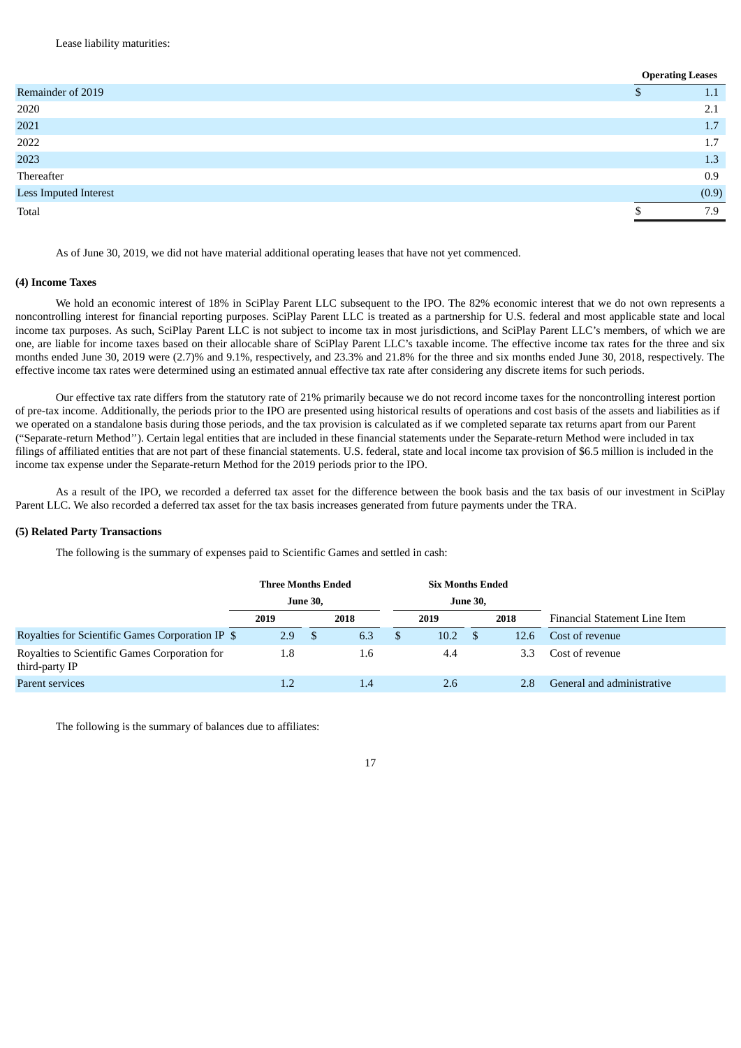Lease liability maturities:

| | Operating Leases |
|---|---|
| Remainder of 2019 | $ 1.1 |
| 2020 | 2.1 |
| 2021 | 1.7 |
| 2022 | 1.7 |
| 2023 | 1.3 |
| Thereafter | 0.9 |
| Less Imputed Interest | (0.9) |
| Total | $ 7.9 |

As of June 30, 2019, we did not have material additional operating leases that have not yet commenced.

**(4) Income Taxes**

We hold an economic interest of 18% in SciPlay Parent LLC subsequent to the IPO. The 82% economic interest that we do not own represents a noncontrolling interest for financial reporting purposes. SciPlay Parent LLC is treated as a partnership for U.S. federal and most applicable state and local income tax purposes. As such, SciPlay Parent LLC is not subject to income tax in most jurisdictions, and SciPlay Parent LLC's members, of which we are one, are liable for income taxes based on their allocable share of SciPlay Parent LLC's taxable income. The effective income tax rates for the three and six months ended June 30, 2019 were (2.7)% and 9.1%, respectively, and 23.3% and 21.8% for the three and six months ended June 30, 2018, respectively. The effective income tax rates were determined using an estimated annual effective tax rate after considering any discrete items for such periods.

Our effective tax rate differs from the statutory rate of 21% primarily because we do not record income taxes for the noncontrolling interest portion of pre-tax income. Additionally, the periods prior to the IPO are presented using historical results of operations and cost basis of the assets and liabilities as if we operated on a standalone basis during those periods, and the tax provision is calculated as if we completed separate tax returns apart from our Parent (''Separate-return Method''). Certain legal entities that are included in these financial statements under the Separate-return Method were included in tax filings of affiliated entities that are not part of these financial statements. U.S. federal, state and local income tax provision of $6.5 million is included in the income tax expense under the Separate-return Method for the 2019 periods prior to the IPO.

As a result of the IPO, we recorded a deferred tax asset for the difference between the book basis and the tax basis of our investment in SciPlay Parent LLC. We also recorded a deferred tax asset for the tax basis increases generated from future payments under the TRA.

**(5) Related Party Transactions**

The following is the summary of expenses paid to Scientific Games and settled in cash:

| | Three Months Ended June 30, | | Six Months Ended June 30, | | |
|---|---|---|---|---|---|
| | 2019 | 2018 | 2019 | 2018 | Financial Statement Line Item |
| Royalties for Scientific Games Corporation IP | $ 2.9 | $ 6.3 | $ 10.2 | $ 12.6 | Cost of revenue |
| Royalties to Scientific Games Corporation for third-party IP | 1.8 | 1.6 | 4.4 | 3.3 | Cost of revenue |
| Parent services | 1.2 | 1.4 | 2.6 | 2.8 | General and administrative |

The following is the summary of balances due to affiliates: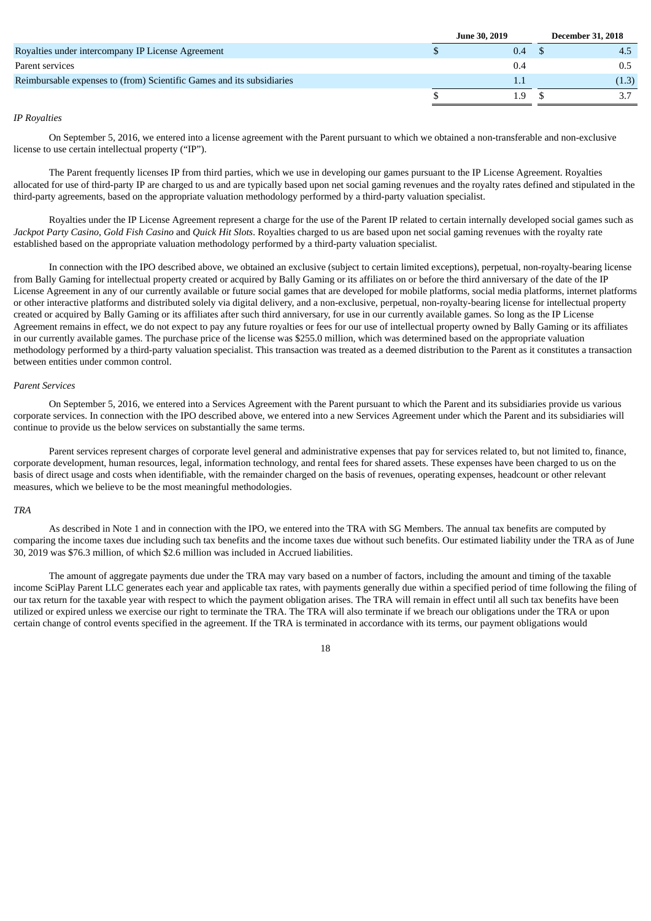| | June 30, 2019 | December 31, 2018 |
|---|---|---|
| Royalties under intercompany IP License Agreement | $ 0.4 | $ 4.5 |
| Parent services | 0.4 | 0.5 |
| Reimbursable expenses to (from) Scientific Games and its subsidiaries | 1.1 | (1.3) |
| | $ 1.9 | $ 3.7 |

*IP Royalties*

On September 5, 2016, we entered into a license agreement with the Parent pursuant to which we obtained a non-transferable and non-exclusive license to use certain intellectual property ("IP").

The Parent frequently licenses IP from third parties, which we use in developing our games pursuant to the IP License Agreement. Royalties allocated for use of third-party IP are charged to us and are typically based upon net social gaming revenues and the royalty rates defined and stipulated in the third-party agreements, based on the appropriate valuation methodology performed by a third-party valuation specialist.

Royalties under the IP License Agreement represent a charge for the use of the Parent IP related to certain internally developed social games such as *Jackpot Party Casino*, *Gold Fish Casino* and *Quick Hit Slots*. Royalties charged to us are based upon net social gaming revenues with the royalty rate established based on the appropriate valuation methodology performed by a third-party valuation specialist.

In connection with the IPO described above, we obtained an exclusive (subject to certain limited exceptions), perpetual, non-royalty-bearing license from Bally Gaming for intellectual property created or acquired by Bally Gaming or its affiliates on or before the third anniversary of the date of the IP License Agreement in any of our currently available or future social games that are developed for mobile platforms, social media platforms, internet platforms or other interactive platforms and distributed solely via digital delivery, and a non-exclusive, perpetual, non-royalty-bearing license for intellectual property created or acquired by Bally Gaming or its affiliates after such third anniversary, for use in our currently available games. So long as the IP License Agreement remains in effect, we do not expect to pay any future royalties or fees for our use of intellectual property owned by Bally Gaming or its affiliates in our currently available games. The purchase price of the license was $255.0 million, which was determined based on the appropriate valuation methodology performed by a third-party valuation specialist. This transaction was treated as a deemed distribution to the Parent as it constitutes a transaction between entities under common control.

*Parent Services*

On September 5, 2016, we entered into a Services Agreement with the Parent pursuant to which the Parent and its subsidiaries provide us various corporate services. In connection with the IPO described above, we entered into a new Services Agreement under which the Parent and its subsidiaries will continue to provide us the below services on substantially the same terms.

Parent services represent charges of corporate level general and administrative expenses that pay for services related to, but not limited to, finance, corporate development, human resources, legal, information technology, and rental fees for shared assets. These expenses have been charged to us on the basis of direct usage and costs when identifiable, with the remainder charged on the basis of revenues, operating expenses, headcount or other relevant measures, which we believe to be the most meaningful methodologies.

*TRA*

As described in Note 1 and in connection with the IPO, we entered into the TRA with SG Members. The annual tax benefits are computed by comparing the income taxes due including such tax benefits and the income taxes due without such benefits. Our estimated liability under the TRA as of June 30, 2019 was $76.3 million, of which $2.6 million was included in Accrued liabilities.

The amount of aggregate payments due under the TRA may vary based on a number of factors, including the amount and timing of the taxable income SciPlay Parent LLC generates each year and applicable tax rates, with payments generally due within a specified period of time following the filing of our tax return for the taxable year with respect to which the payment obligation arises. The TRA will remain in effect until all such tax benefits have been utilized or expired unless we exercise our right to terminate the TRA. The TRA will also terminate if we breach our obligations under the TRA or upon certain change of control events specified in the agreement. If the TRA is terminated in accordance with its terms, our payment obligations would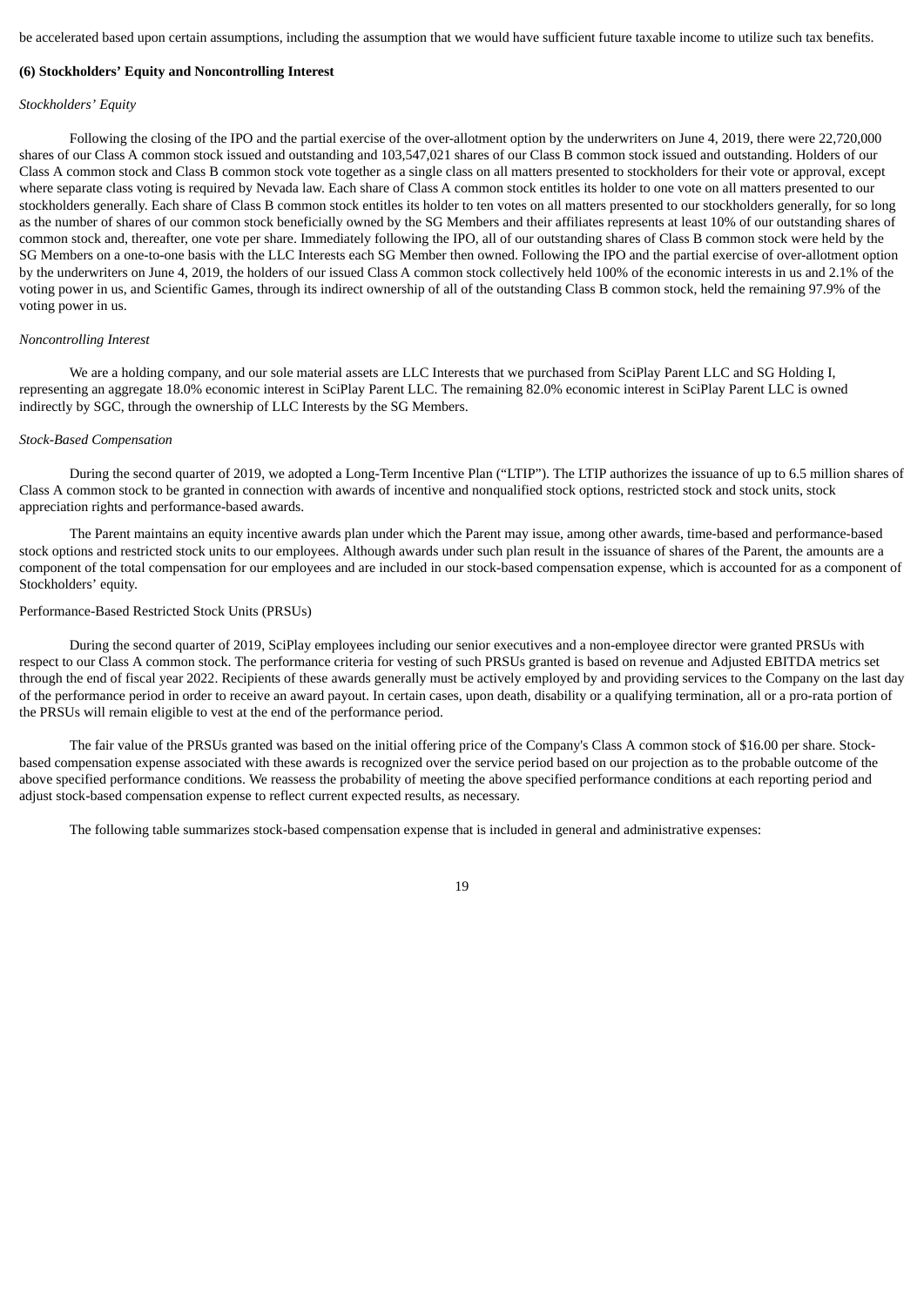be accelerated based upon certain assumptions, including the assumption that we would have sufficient future taxable income to utilize such tax benefits.

**(6) Stockholders' Equity and Noncontrolling Interest**

*Stockholders' Equity*

Following the closing of the IPO and the partial exercise of the over-allotment option by the underwriters on June 4, 2019, there were 22,720,000 shares of our Class A common stock issued and outstanding and 103,547,021 shares of our Class B common stock issued and outstanding. Holders of our Class A common stock and Class B common stock vote together as a single class on all matters presented to stockholders for their vote or approval, except where separate class voting is required by Nevada law. Each share of Class A common stock entitles its holder to one vote on all matters presented to our stockholders generally. Each share of Class B common stock entitles its holder to ten votes on all matters presented to our stockholders generally, for so long as the number of shares of our common stock beneficially owned by the SG Members and their affiliates represents at least 10% of our outstanding shares of common stock and, thereafter, one vote per share. Immediately following the IPO, all of our outstanding shares of Class B common stock were held by the SG Members on a one-to-one basis with the LLC Interests each SG Member then owned. Following the IPO and the partial exercise of over-allotment option by the underwriters on June 4, 2019, the holders of our issued Class A common stock collectively held 100% of the economic interests in us and 2.1% of the voting power in us, and Scientific Games, through its indirect ownership of all of the outstanding Class B common stock, held the remaining 97.9% of the voting power in us.

*Noncontrolling Interest*

We are a holding company, and our sole material assets are LLC Interests that we purchased from SciPlay Parent LLC and SG Holding I, representing an aggregate 18.0% economic interest in SciPlay Parent LLC. The remaining 82.0% economic interest in SciPlay Parent LLC is owned indirectly by SGC, through the ownership of LLC Interests by the SG Members.

*Stock-Based Compensation*

During the second quarter of 2019, we adopted a Long-Term Incentive Plan ("LTIP"). The LTIP authorizes the issuance of up to 6.5 million shares of Class A common stock to be granted in connection with awards of incentive and nonqualified stock options, restricted stock and stock units, stock appreciation rights and performance-based awards.

The Parent maintains an equity incentive awards plan under which the Parent may issue, among other awards, time-based and performance-based stock options and restricted stock units to our employees. Although awards under such plan result in the issuance of shares of the Parent, the amounts are a component of the total compensation for our employees and are included in our stock-based compensation expense, which is accounted for as a component of Stockholders' equity.

Performance-Based Restricted Stock Units (PRSUs)

During the second quarter of 2019, SciPlay employees including our senior executives and a non-employee director were granted PRSUs with respect to our Class A common stock. The performance criteria for vesting of such PRSUs granted is based on revenue and Adjusted EBITDA metrics set through the end of fiscal year 2022. Recipients of these awards generally must be actively employed by and providing services to the Company on the last day of the performance period in order to receive an award payout. In certain cases, upon death, disability or a qualifying termination, all or a pro-rata portion of the PRSUs will remain eligible to vest at the end of the performance period.

The fair value of the PRSUs granted was based on the initial offering price of the Company's Class A common stock of $16.00 per share. Stock-based compensation expense associated with these awards is recognized over the service period based on our projection as to the probable outcome of the above specified performance conditions. We reassess the probability of meeting the above specified performance conditions at each reporting period and adjust stock-based compensation expense to reflect current expected results, as necessary.

The following table summarizes stock-based compensation expense that is included in general and administrative expenses: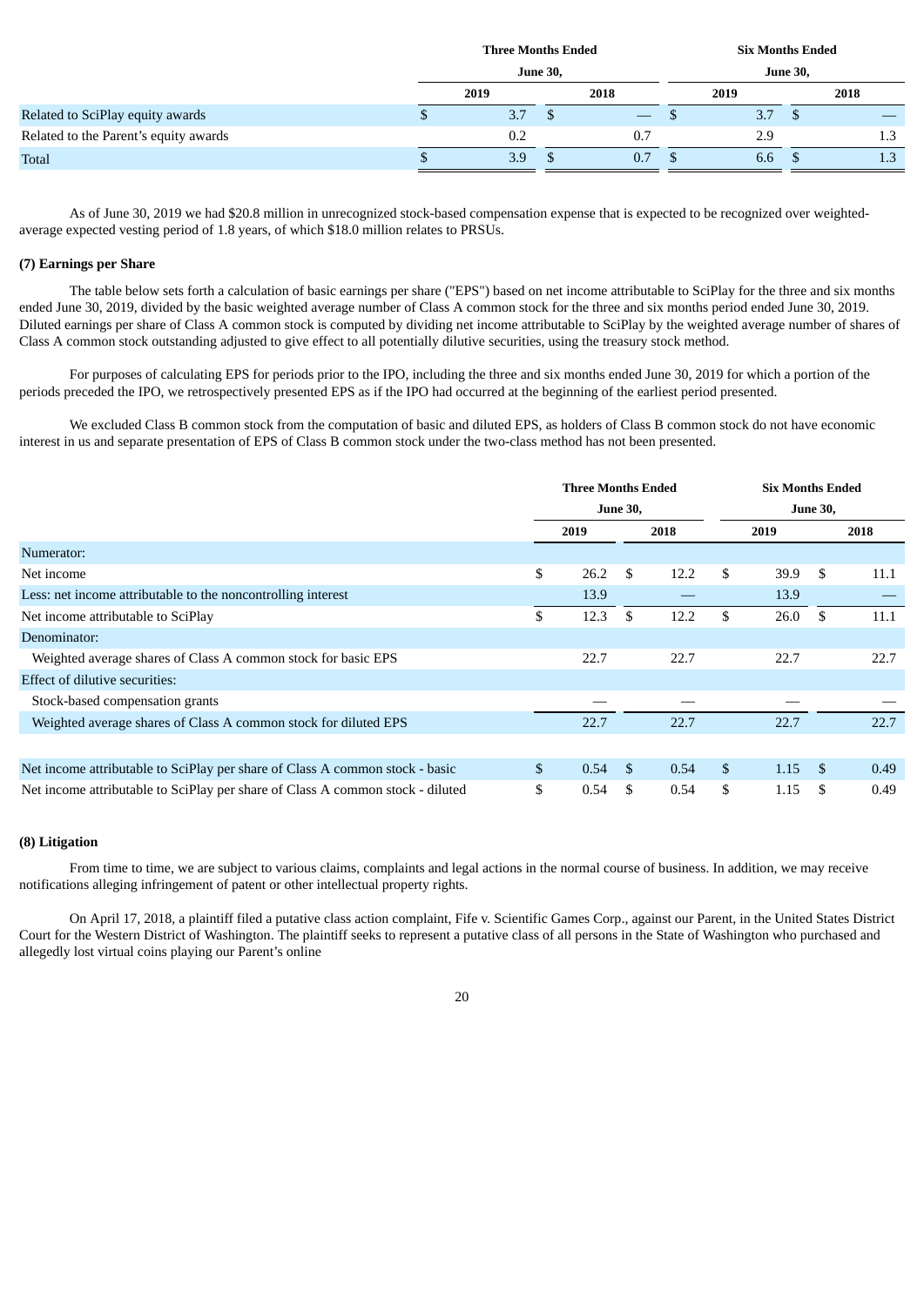| | Three Months Ended June 30, | | Six Months Ended June 30, | |
|---|---|---|---|---|
| | 2019 | 2018 | 2019 | 2018 |
| Related to SciPlay equity awards | $ 3.7 | $ — | $ 3.7 | $ — |
| Related to the Parent's equity awards | 0.2 | 0.7 | 2.9 | 1.3 |
| Total | $ 3.9 | $ 0.7 | $ 6.6 | $ 1.3 |

As of June 30, 2019 we had $20.8 million in unrecognized stock-based compensation expense that is expected to be recognized over weighted-average expected vesting period of 1.8 years, of which $18.0 million relates to PRSUs.

**(7) Earnings per Share**

The table below sets forth a calculation of basic earnings per share ("EPS") based on net income attributable to SciPlay for the three and six months ended June 30, 2019, divided by the basic weighted average number of Class A common stock for the three and six months period ended June 30, 2019. Diluted earnings per share of Class A common stock is computed by dividing net income attributable to SciPlay by the weighted average number of shares of Class A common stock outstanding adjusted to give effect to all potentially dilutive securities, using the treasury stock method.

For purposes of calculating EPS for periods prior to the IPO, including the three and six months ended June 30, 2019 for which a portion of the periods preceded the IPO, we retrospectively presented EPS as if the IPO had occurred at the beginning of the earliest period presented.

We excluded Class B common stock from the computation of basic and diluted EPS, as holders of Class B common stock do not have economic interest in us and separate presentation of EPS of Class B common stock under the two-class method has not been presented.

| | Three Months Ended June 30, | | Six Months Ended June 30, | |
|---|---|---|---|---|
| | 2019 | 2018 | 2019 | 2018 |
| Numerator: | | | | |
| Net income | $ 26.2 | $ 12.2 | $ 39.9 | $ 11.1 |
| Less: net income attributable to the noncontrolling interest | 13.9 | — | 13.9 | — |
| Net income attributable to SciPlay | $ 12.3 | $ 12.2 | $ 26.0 | $ 11.1 |
| Denominator: | | | | |
| Weighted average shares of Class A common stock for basic EPS | 22.7 | 22.7 | 22.7 | 22.7 |
| Effect of dilutive securities: | | | | |
| Stock-based compensation grants | — | — | — | — |
| Weighted average shares of Class A common stock for diluted EPS | 22.7 | 22.7 | 22.7 | 22.7 |
| | | | | |
| Net income attributable to SciPlay per share of Class A common stock - basic | $ 0.54 | $ 0.54 | $ 1.15 | $ 0.49 |
| Net income attributable to SciPlay per share of Class A common stock - diluted | $ 0.54 | $ 0.54 | $ 1.15 | $ 0.49 |

**(8) Litigation**

From time to time, we are subject to various claims, complaints and legal actions in the normal course of business. In addition, we may receive notifications alleging infringement of patent or other intellectual property rights.

On April 17, 2018, a plaintiff filed a putative class action complaint, Fife v. Scientific Games Corp., against our Parent, in the United States District Court for the Western District of Washington. The plaintiff seeks to represent a putative class of all persons in the State of Washington who purchased and allegedly lost virtual coins playing our Parent's online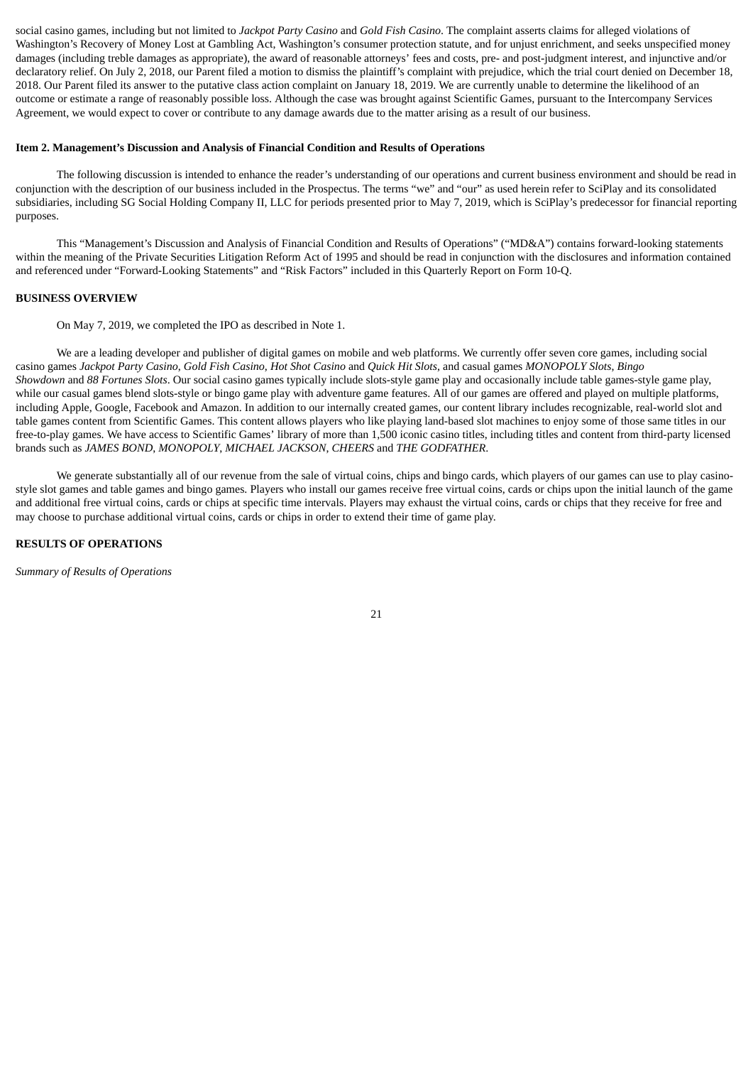social casino games, including but not limited to *Jackpot Party Casino* and *Gold Fish Casino*. The complaint asserts claims for alleged violations of Washington's Recovery of Money Lost at Gambling Act, Washington's consumer protection statute, and for unjust enrichment, and seeks unspecified money damages (including treble damages as appropriate), the award of reasonable attorneys' fees and costs, pre- and post-judgment interest, and injunctive and/or declaratory relief. On July 2, 2018, our Parent filed a motion to dismiss the plaintiff's complaint with prejudice, which the trial court denied on December 18, 2018. Our Parent filed its answer to the putative class action complaint on January 18, 2019. We are currently unable to determine the likelihood of an outcome or estimate a range of reasonably possible loss. Although the case was brought against Scientific Games, pursuant to the Intercompany Services Agreement, we would expect to cover or contribute to any damage awards due to the matter arising as a result of our business.

**Item 2. Management's Discussion and Analysis of Financial Condition and Results of Operations**

The following discussion is intended to enhance the reader's understanding of our operations and current business environment and should be read in conjunction with the description of our business included in the Prospectus. The terms "we" and "our" as used herein refer to SciPlay and its consolidated subsidiaries, including SG Social Holding Company II, LLC for periods presented prior to May 7, 2019, which is SciPlay's predecessor for financial reporting purposes.

This "Management's Discussion and Analysis of Financial Condition and Results of Operations" ("MD&A") contains forward-looking statements within the meaning of the Private Securities Litigation Reform Act of 1995 and should be read in conjunction with the disclosures and information contained and referenced under "Forward-Looking Statements" and "Risk Factors" included in this Quarterly Report on Form 10-Q.

**BUSINESS OVERVIEW**

On May 7, 2019, we completed the IPO as described in Note 1.

We are a leading developer and publisher of digital games on mobile and web platforms. We currently offer seven core games, including social casino games *Jackpot Party Casino*, *Gold Fish Casino*, *Hot Shot Casino* and *Quick Hit Slots*, and casual games *MONOPOLY Slots*, *Bingo Showdown* and *88 Fortunes Slots*. Our social casino games typically include slots-style game play and occasionally include table games-style game play, while our casual games blend slots-style or bingo game play with adventure game features. All of our games are offered and played on multiple platforms, including Apple, Google, Facebook and Amazon. In addition to our internally created games, our content library includes recognizable, real-world slot and table games content from Scientific Games. This content allows players who like playing land-based slot machines to enjoy some of those same titles in our free-to-play games. We have access to Scientific Games' library of more than 1,500 iconic casino titles, including titles and content from third-party licensed brands such as *JAMES BOND*, *MONOPOLY*, *MICHAEL JACKSON*, *CHEERS* and *THE GODFATHER*.

We generate substantially all of our revenue from the sale of virtual coins, chips and bingo cards, which players of our games can use to play casino-style slot games and table games and bingo games. Players who install our games receive free virtual coins, cards or chips upon the initial launch of the game and additional free virtual coins, cards or chips at specific time intervals. Players may exhaust the virtual coins, cards or chips that they receive for free and may choose to purchase additional virtual coins, cards or chips in order to extend their time of game play.

**RESULTS OF OPERATIONS**

*Summary of Results of Operations*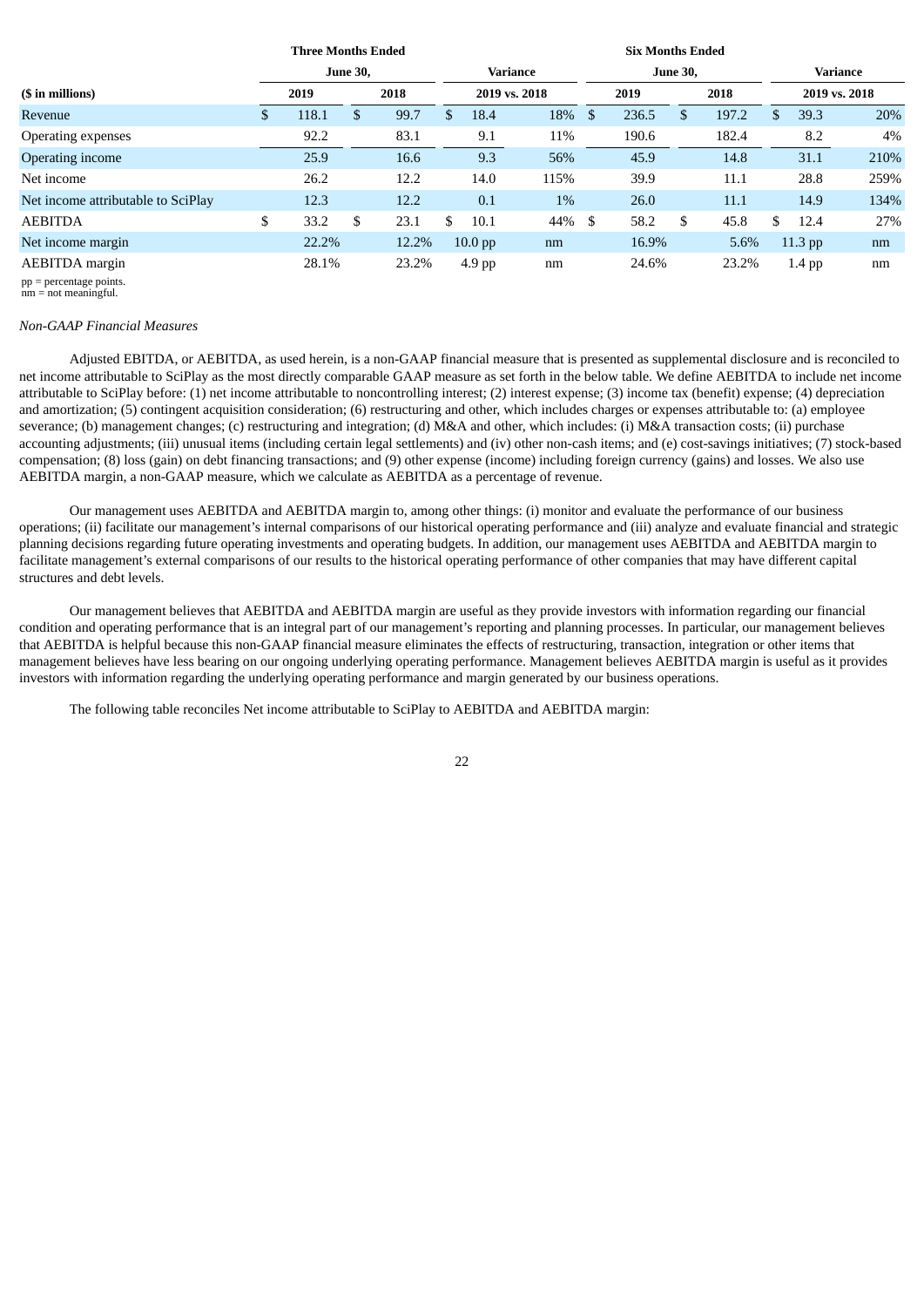| ($ in millions) | Three Months Ended June 30, | | Variance 2019 vs. 2018 | | Six Months Ended June 30, | | Variance 2019 vs. 2018 | |
|---|---|---|---|---|---|---|---|---|
| | 2019 | 2018 | | | 2019 | 2018 | | |
| Revenue | $ 118.1 | $ 99.7 | $ 18.4 | 18% | $ 236.5 | $ 197.2 | $ 39.3 | 20% |
| Operating expenses | 92.2 | 83.1 | 9.1 | 11% | 190.6 | 182.4 | 8.2 | 4% |
| Operating income | 25.9 | 16.6 | 9.3 | 56% | 45.9 | 14.8 | 31.1 | 210% |
| Net income | 26.2 | 12.2 | 14.0 | 115% | 39.9 | 11.1 | 28.8 | 259% |
| Net income attributable to SciPlay | 12.3 | 12.2 | 0.1 | 1% | 26.0 | 11.1 | 14.9 | 134% |
| AEBITDA | $ 33.2 | $ 23.1 | $ 10.1 | 44% | $ 58.2 | $ 45.8 | $ 12.4 | 27% |
| Net income margin | 22.2% | 12.2% | 10.0 pp | nm | 16.9% | 5.6% | 11.3 pp | nm |
| AEBITDA margin | 28.1% | 23.2% | 4.9 pp | nm | 24.6% | 23.2% | 1.4 pp | nm |

pp = percentage points.
nm = not meaningful.

*Non-GAAP Financial Measures*

Adjusted EBITDA, or AEBITDA, as used herein, is a non-GAAP financial measure that is presented as supplemental disclosure and is reconciled to net income attributable to SciPlay as the most directly comparable GAAP measure as set forth in the below table. We define AEBITDA to include net income attributable to SciPlay before: (1) net income attributable to noncontrolling interest; (2) interest expense; (3) income tax (benefit) expense; (4) depreciation and amortization; (5) contingent acquisition consideration; (6) restructuring and other, which includes charges or expenses attributable to: (a) employee severance; (b) management changes; (c) restructuring and integration; (d) M&A and other, which includes: (i) M&A transaction costs; (ii) purchase accounting adjustments; (iii) unusual items (including certain legal settlements) and (iv) other non-cash items; and (e) cost-savings initiatives; (7) stock-based compensation; (8) loss (gain) on debt financing transactions; and (9) other expense (income) including foreign currency (gains) and losses. We also use AEBITDA margin, a non-GAAP measure, which we calculate as AEBITDA as a percentage of revenue.

Our management uses AEBITDA and AEBITDA margin to, among other things: (i) monitor and evaluate the performance of our business operations; (ii) facilitate our management's internal comparisons of our historical operating performance and (iii) analyze and evaluate financial and strategic planning decisions regarding future operating investments and operating budgets. In addition, our management uses AEBITDA and AEBITDA margin to facilitate management's external comparisons of our results to the historical operating performance of other companies that may have different capital structures and debt levels.

Our management believes that AEBITDA and AEBITDA margin are useful as they provide investors with information regarding our financial condition and operating performance that is an integral part of our management's reporting and planning processes. In particular, our management believes that AEBITDA is helpful because this non-GAAP financial measure eliminates the effects of restructuring, transaction, integration or other items that management believes have less bearing on our ongoing underlying operating performance. Management believes AEBITDA margin is useful as it provides investors with information regarding the underlying operating performance and margin generated by our business operations.

The following table reconciles Net income attributable to SciPlay to AEBITDA and AEBITDA margin: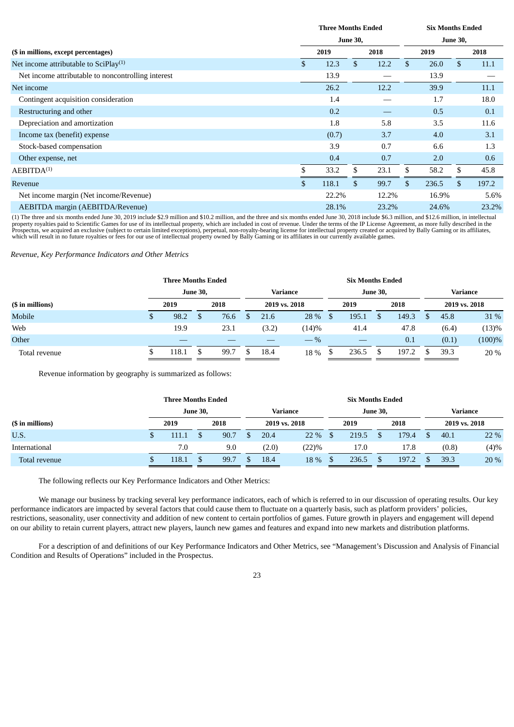| ($ in millions, except percentages) | Three Months Ended June 30, 2019 | Three Months Ended June 30, 2018 | Six Months Ended June 30, 2019 | Six Months Ended June 30, 2018 |
|---|---|---|---|---|
| Net income attributable to SciPlay[1] | $ 12.3 | $ 12.2 | $ 26.0 | $ 11.1 |
| Net income attributable to noncontrolling interest | 13.9 | — | 13.9 | — |
| Net income | 26.2 | 12.2 | 39.9 | 11.1 |
| Contingent acquisition consideration | 1.4 | — | 1.7 | 18.0 |
| Restructuring and other | 0.2 | — | 0.5 | 0.1 |
| Depreciation and amortization | 1.8 | 5.8 | 3.5 | 11.6 |
| Income tax (benefit) expense | (0.7) | 3.7 | 4.0 | 3.1 |
| Stock-based compensation | 3.9 | 0.7 | 6.6 | 1.3 |
| Other expense, net | 0.4 | 0.7 | 2.0 | 0.6 |
| AEBITDA[1] | $ 33.2 | $ 23.1 | $ 58.2 | $ 45.8 |
| Revenue | $ 118.1 | $ 99.7 | $ 236.5 | $ 197.2 |
| Net income margin (Net income/Revenue) | 22.2% | 12.2% | 16.9% | 5.6% |
| AEBITDA margin (AEBITDA/Revenue) | 28.1% | 23.2% | 24.6% | 23.2% |

(1) The three and six months ended June 30, 2019 include $2.9 million and $10.2 million, and the three and six months ended June 30, 2018 include $6.3 million, and $12.6 million, in intellectual property royalties paid to Scientific Games for use of its intellectual property, which are included in cost of revenue. Under the terms of the IP License Agreement, as more fully described in the Prospectus, we acquired an exclusive (subject to certain limited exceptions), perpetual, non-royalty-bearing license for intellectual property created or acquired by Bally Gaming or its affiliates, which will result in no future royalties or fees for our use of intellectual property owned by Bally Gaming or its affiliates in our currently available games.

*Revenue, Key Performance Indicators and Other Metrics*

| ($ in millions) | Three Months Ended June 30, 2019 | Three Months Ended June 30, 2018 | Variance 2019 vs. 2018 | | Six Months Ended June 30, 2019 | Six Months Ended June 30, 2018 | Variance 2019 vs. 2018 | |
|---|---|---|---|---|---|---|---|---|
| Mobile | $ 98.2 | $ 76.6 | $ 21.6 | 28 % | $ 195.1 | $ 149.3 | $ 45.8 | 31 % |
| Web | 19.9 | 23.1 | (3.2) | (14)% | 41.4 | 47.8 | (6.4) | (13)% |
| Other | — | — | — | — % | — | 0.1 | (0.1) | (100)% |
| Total revenue | $ 118.1 | $ 99.7 | $ 18.4 | 18 % | $ 236.5 | $ 197.2 | $ 39.3 | 20 % |

Revenue information by geography is summarized as follows:

| ($ in millions) | Three Months Ended June 30, 2019 | Three Months Ended June 30, 2018 | Variance 2019 vs. 2018 | | Six Months Ended June 30, 2019 | Six Months Ended June 30, 2018 | Variance 2019 vs. 2018 | |
|---|---|---|---|---|---|---|---|---|
| U.S. | $ 111.1 | $ 90.7 | $ 20.4 | 22 % | $ 219.5 | $ 179.4 | $ 40.1 | 22 % |
| International | 7.0 | 9.0 | (2.0) | (22)% | 17.0 | 17.8 | (0.8) | (4)% |
| Total revenue | $ 118.1 | $ 99.7 | $ 18.4 | 18 % | $ 236.5 | $ 197.2 | $ 39.3 | 20 % |

The following reflects our Key Performance Indicators and Other Metrics:

We manage our business by tracking several key performance indicators, each of which is referred to in our discussion of operating results. Our key performance indicators are impacted by several factors that could cause them to fluctuate on a quarterly basis, such as platform providers' policies, restrictions, seasonality, user connectivity and addition of new content to certain portfolios of games. Future growth in players and engagement will depend on our ability to retain current players, attract new players, launch new games and features and expand into new markets and distribution platforms.

For a description of and definitions of our Key Performance Indicators and Other Metrics, see "Management's Discussion and Analysis of Financial Condition and Results of Operations" included in the Prospectus.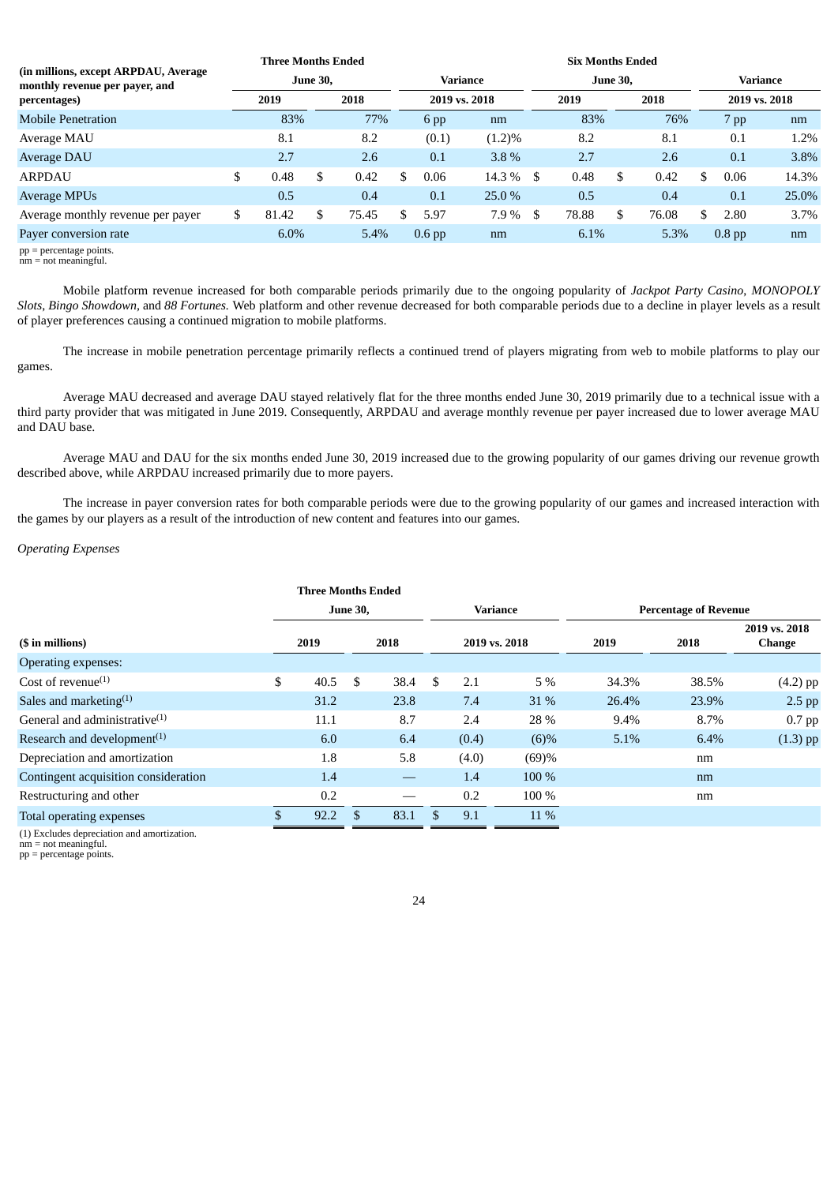| (in millions, except ARPDAU, Average monthly revenue per payer, and percentages) | Three Months Ended June 30, | | Variance | | Six Months Ended June 30, | | Variance | |
|---|---|---|---|---|---|---|---|---|
| | 2019 | 2018 | 2019 vs. 2018 | | 2019 | 2018 | 2019 vs. 2018 | |
| Mobile Penetration | 83% | 77% | 6 pp | nm | 83% | 76% | 7 pp | nm |
| Average MAU | 8.1 | 8.2 | (0.1) | (1.2)% | 8.2 | 8.1 | 0.1 | 1.2% |
| Average DAU | 2.7 | 2.6 | 0.1 | 3.8 % | 2.7 | 2.6 | 0.1 | 3.8% |
| ARPDAU | $ 0.48 | $ 0.42 | $ 0.06 | 14.3 % | $ 0.48 | $ 0.42 | $ 0.06 | 14.3% |
| Average MPUs | 0.5 | 0.4 | 0.1 | 25.0 % | 0.5 | 0.4 | 0.1 | 25.0% |
| Average monthly revenue per payer | $ 81.42 | $ 75.45 | $ 5.97 | 7.9 % | $ 78.88 | $ 76.08 | $ 2.80 | 3.7% |
| Payer conversion rate | 6.0% | 5.4% | 0.6 pp | nm | 6.1% | 5.3% | 0.8 pp | nm |

pp = percentage points.
nm = not meaningful.

Mobile platform revenue increased for both comparable periods primarily due to the ongoing popularity of *Jackpot Party Casino*, *MONOPOLY Slots*, *Bingo Showdown*, and *88 Fortunes.* Web platform and other revenue decreased for both comparable periods due to a decline in player levels as a result of player preferences causing a continued migration to mobile platforms.

The increase in mobile penetration percentage primarily reflects a continued trend of players migrating from web to mobile platforms to play our games.

Average MAU decreased and average DAU stayed relatively flat for the three months ended June 30, 2019 primarily due to a technical issue with a third party provider that was mitigated in June 2019. Consequently, ARPDAU and average monthly revenue per payer increased due to lower average MAU and DAU base.

Average MAU and DAU for the six months ended June 30, 2019 increased due to the growing popularity of our games driving our revenue growth described above, while ARPDAU increased primarily due to more payers.

The increase in payer conversion rates for both comparable periods were due to the growing popularity of our games and increased interaction with the games by our players as a result of the introduction of new content and features into our games.

*Operating Expenses*

| ($ in millions) | Three Months Ended June 30, | | Variance | | Percentage of Revenue | | |
|---|---|---|---|---|---|---|---|
| | 2019 | 2018 | 2019 vs. 2018 | | 2019 | 2018 | 2019 vs. 2018 Change |
| Operating expenses: | | | | | | | |
| Cost of revenue(1) | $ 40.5 | $ 38.4 | $ 2.1 | 5 % | 34.3% | 38.5% | (4.2) pp |
| Sales and marketing(1) | 31.2 | 23.8 | 7.4 | 31 % | 26.4% | 23.9% | 2.5 pp |
| General and administrative(1) | 11.1 | 8.7 | 2.4 | 28 % | 9.4% | 8.7% | 0.7 pp |
| Research and development(1) | 6.0 | 6.4 | (0.4) | (6)% | 5.1% | 6.4% | (1.3) pp |
| Depreciation and amortization | 1.8 | 5.8 | (4.0) | (69)% | | nm | |
| Contingent acquisition consideration | 1.4 | — | 1.4 | 100 % | | nm | |
| Restructuring and other | 0.2 | — | 0.2 | 100 % | | nm | |
| Total operating expenses | $ 92.2 | $ 83.1 | $ 9.1 | 11 % | | | |

(1) Excludes depreciation and amortization.
nm = not meaningful.
pp = percentage points.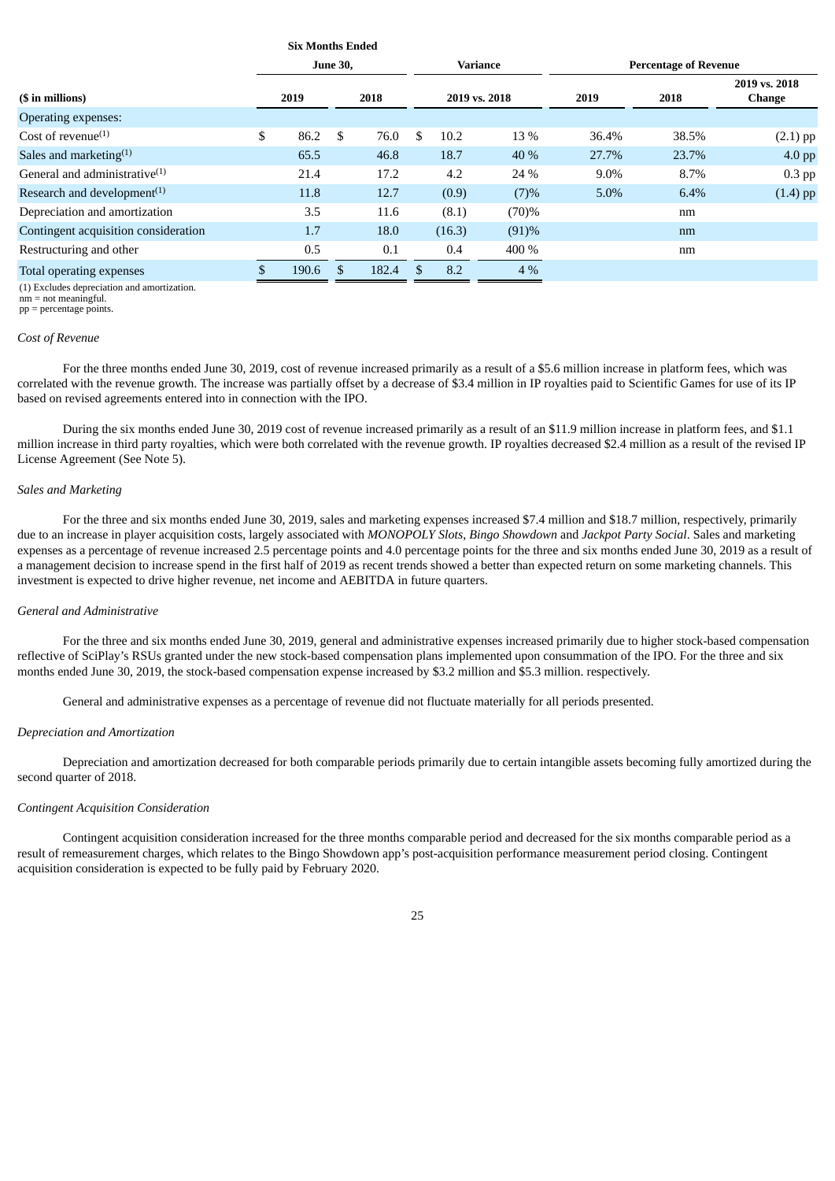| ($ in millions) | Six Months Ended June 30, 2019 | Six Months Ended June 30, 2018 | Variance 2019 vs. 2018 | | Percentage of Revenue 2019 | Percentage of Revenue 2018 | 2019 vs. 2018 Change |
|---|---|---|---|---|---|---|---|
| Operating expenses: | | | | | | | |
| Cost of revenue[(1)] | $ 86.2 | $ 76.0 | $ 10.2 | 13 % | 36.4% | 38.5% | (2.1) pp |
| Sales and marketing[(1)] | 65.5 | 46.8 | 18.7 | 40 % | 27.7% | 23.7% | 4.0 pp |
| General and administrative[(1)] | 21.4 | 17.2 | 4.2 | 24 % | 9.0% | 8.7% | 0.3 pp |
| Research and development[(1)] | 11.8 | 12.7 | (0.9) | (7)% | 5.0% | 6.4% | (1.4) pp |
| Depreciation and amortization | 3.5 | 11.6 | (8.1) | (70)% | | nm | |
| Contingent acquisition consideration | 1.7 | 18.0 | (16.3) | (91)% | | nm | |
| Restructuring and other | 0.5 | 0.1 | 0.4 | 400 % | | nm | |
| Total operating expenses | $ 190.6 | $ 182.4 | $ 8.2 | 4 % | | | |

(1) Excludes depreciation and amortization.
nm = not meaningful.
pp = percentage points.

*Cost of Revenue*

For the three months ended June 30, 2019, cost of revenue increased primarily as a result of a $5.6 million increase in platform fees, which was correlated with the revenue growth. The increase was partially offset by a decrease of $3.4 million in IP royalties paid to Scientific Games for use of its IP based on revised agreements entered into in connection with the IPO.

During the six months ended June 30, 2019 cost of revenue increased primarily as a result of an $11.9 million increase in platform fees, and $1.1 million increase in third party royalties, which were both correlated with the revenue growth. IP royalties decreased $2.4 million as a result of the revised IP License Agreement (See Note 5).

*Sales and Marketing*

For the three and six months ended June 30, 2019, sales and marketing expenses increased $7.4 million and $18.7 million, respectively, primarily due to an increase in player acquisition costs, largely associated with *MONOPOLY Slots*, *Bingo Showdown* and *Jackpot Party Social*. Sales and marketing expenses as a percentage of revenue increased 2.5 percentage points and 4.0 percentage points for the three and six months ended June 30, 2019 as a result of a management decision to increase spend in the first half of 2019 as recent trends showed a better than expected return on some marketing channels. This investment is expected to drive higher revenue, net income and AEBITDA in future quarters.

*General and Administrative*

For the three and six months ended June 30, 2019, general and administrative expenses increased primarily due to higher stock-based compensation reflective of SciPlay's RSUs granted under the new stock-based compensation plans implemented upon consummation of the IPO. For the three and six months ended June 30, 2019, the stock-based compensation expense increased by $3.2 million and $5.3 million. respectively.

General and administrative expenses as a percentage of revenue did not fluctuate materially for all periods presented.

*Depreciation and Amortization*

Depreciation and amortization decreased for both comparable periods primarily due to certain intangible assets becoming fully amortized during the second quarter of 2018.

*Contingent Acquisition Consideration*

Contingent acquisition consideration increased for the three months comparable period and decreased for the six months comparable period as a result of remeasurement charges, which relates to the Bingo Showdown app's post-acquisition performance measurement period closing. Contingent acquisition consideration is expected to be fully paid by February 2020.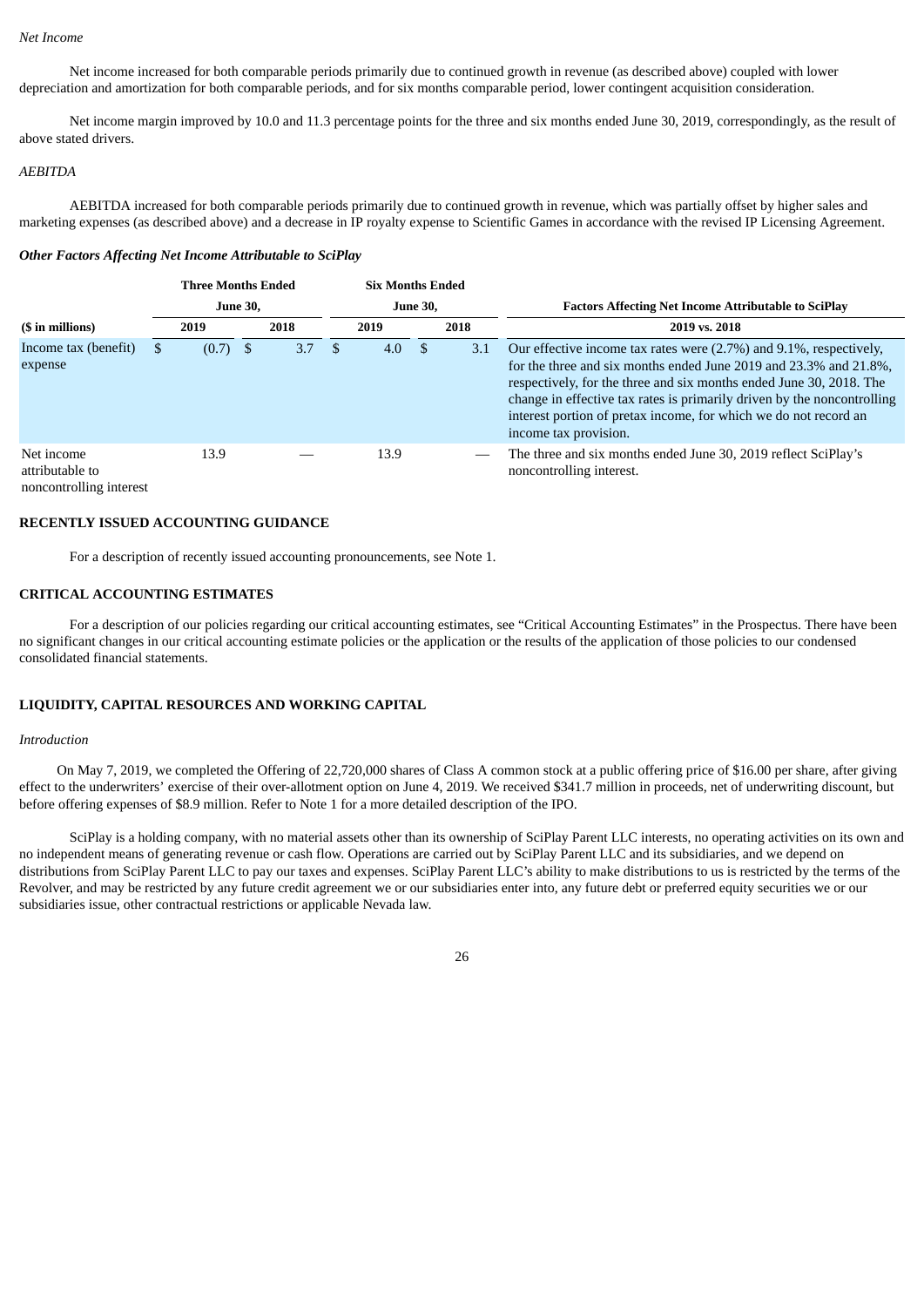*Net Income*

Net income increased for both comparable periods primarily due to continued growth in revenue (as described above) coupled with lower depreciation and amortization for both comparable periods, and for six months comparable period, lower contingent acquisition consideration.

Net income margin improved by 10.0 and 11.3 percentage points for the three and six months ended June 30, 2019, correspondingly, as the result of above stated drivers.

*AEBITDA*

AEBITDA increased for both comparable periods primarily due to continued growth in revenue, which was partially offset by higher sales and marketing expenses (as described above) and a decrease in IP royalty expense to Scientific Games in accordance with the revised IP Licensing Agreement.

***Other Factors Affecting Net Income Attributable to SciPlay***

| | Three Months Ended June 30, | | Six Months Ended June 30, | | Factors Affecting Net Income Attributable to SciPlay |
|---|---|---|---|---|---|
| **($ in millions)** | **2019** | **2018** | **2019** | **2018** | **2019 vs. 2018** |
| Income tax (benefit) expense | $ (0.7) | $ 3.7 | $ 4.0 | $ 3.1 | Our effective income tax rates were (2.7%) and 9.1%, respectively, for the three and six months ended June 2019 and 23.3% and 21.8%, respectively, for the three and six months ended June 30, 2018. The change in effective tax rates is primarily driven by the noncontrolling interest portion of pretax income, for which we do not record an income tax provision. |
| Net income attributable to noncontrolling interest | 13.9 | — | 13.9 | — | The three and six months ended June 30, 2019 reflect SciPlay's noncontrolling interest. |

## RECENTLY ISSUED ACCOUNTING GUIDANCE

For a description of recently issued accounting pronouncements, see Note 1.

## CRITICAL ACCOUNTING ESTIMATES

For a description of our policies regarding our critical accounting estimates, see "Critical Accounting Estimates" in the Prospectus. There have been no significant changes in our critical accounting estimate policies or the application or the results of the application of those policies to our condensed consolidated financial statements.

## LIQUIDITY, CAPITAL RESOURCES AND WORKING CAPITAL

*Introduction*

On May 7, 2019, we completed the Offering of 22,720,000 shares of Class A common stock at a public offering price of $16.00 per share, after giving effect to the underwriters' exercise of their over-allotment option on June 4, 2019. We received $341.7 million in proceeds, net of underwriting discount, but before offering expenses of $8.9 million. Refer to Note 1 for a more detailed description of the IPO.

SciPlay is a holding company, with no material assets other than its ownership of SciPlay Parent LLC interests, no operating activities on its own and no independent means of generating revenue or cash flow. Operations are carried out by SciPlay Parent LLC and its subsidiaries, and we depend on distributions from SciPlay Parent LLC to pay our taxes and expenses. SciPlay Parent LLC's ability to make distributions to us is restricted by the terms of the Revolver, and may be restricted by any future credit agreement we or our subsidiaries enter into, any future debt or preferred equity securities we or our subsidiaries issue, other contractual restrictions or applicable Nevada law.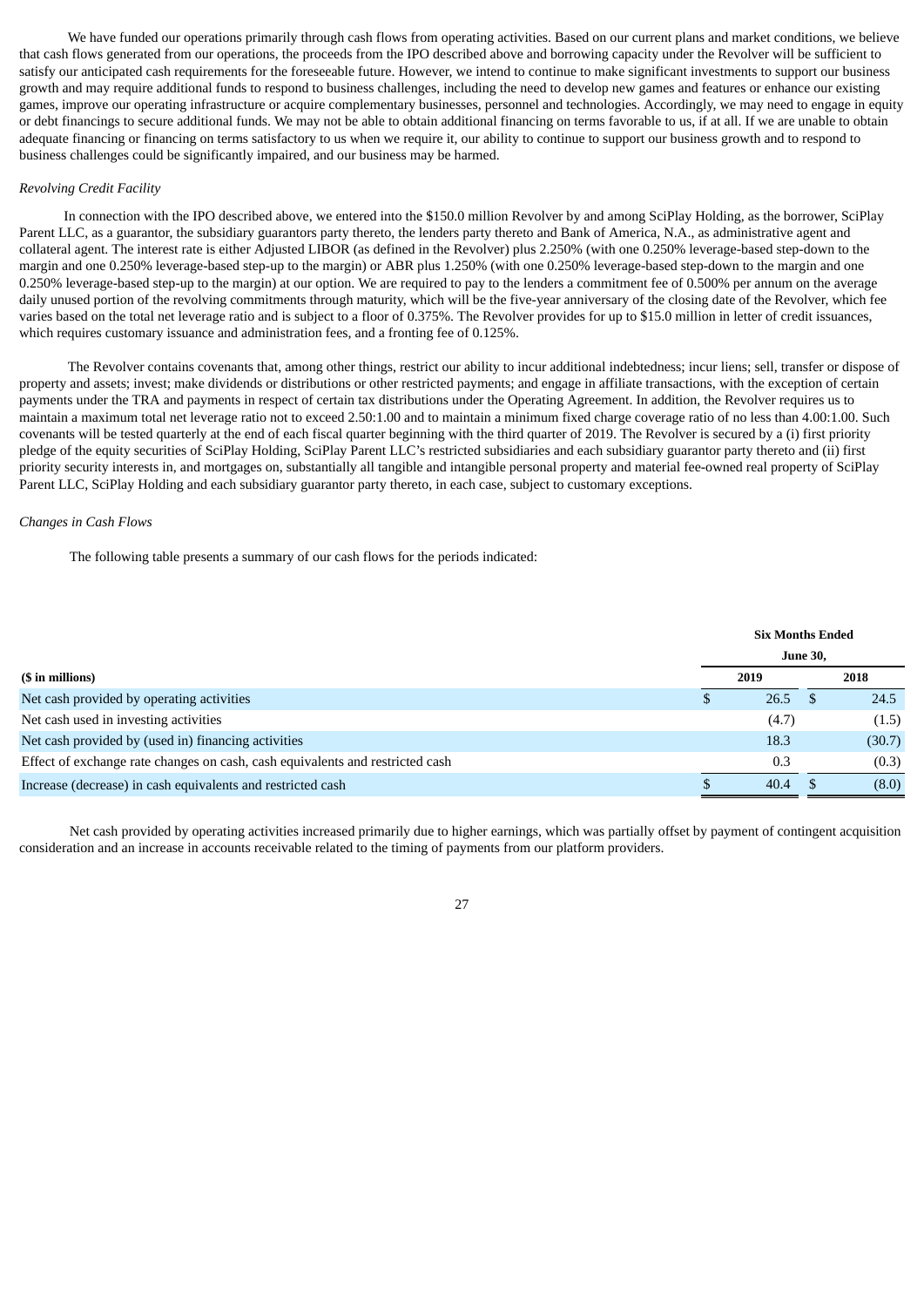We have funded our operations primarily through cash flows from operating activities. Based on our current plans and market conditions, we believe that cash flows generated from our operations, the proceeds from the IPO described above and borrowing capacity under the Revolver will be sufficient to satisfy our anticipated cash requirements for the foreseeable future. However, we intend to continue to make significant investments to support our business growth and may require additional funds to respond to business challenges, including the need to develop new games and features or enhance our existing games, improve our operating infrastructure or acquire complementary businesses, personnel and technologies. Accordingly, we may need to engage in equity or debt financings to secure additional funds. We may not be able to obtain additional financing on terms favorable to us, if at all. If we are unable to obtain adequate financing or financing on terms satisfactory to us when we require it, our ability to continue to support our business growth and to respond to business challenges could be significantly impaired, and our business may be harmed.

*Revolving Credit Facility*

In connection with the IPO described above, we entered into the $150.0 million Revolver by and among SciPlay Holding, as the borrower, SciPlay Parent LLC, as a guarantor, the subsidiary guarantors party thereto, the lenders party thereto and Bank of America, N.A., as administrative agent and collateral agent. The interest rate is either Adjusted LIBOR (as defined in the Revolver) plus 2.250% (with one 0.250% leverage-based step-down to the margin and one 0.250% leverage-based step-up to the margin) or ABR plus 1.250% (with one 0.250% leverage-based step-down to the margin and one 0.250% leverage-based step-up to the margin) at our option. We are required to pay to the lenders a commitment fee of 0.500% per annum on the average daily unused portion of the revolving commitments through maturity, which will be the five-year anniversary of the closing date of the Revolver, which fee varies based on the total net leverage ratio and is subject to a floor of 0.375%. The Revolver provides for up to $15.0 million in letter of credit issuances, which requires customary issuance and administration fees, and a fronting fee of 0.125%.

The Revolver contains covenants that, among other things, restrict our ability to incur additional indebtedness; incur liens; sell, transfer or dispose of property and assets; invest; make dividends or distributions or other restricted payments; and engage in affiliate transactions, with the exception of certain payments under the TRA and payments in respect of certain tax distributions under the Operating Agreement. In addition, the Revolver requires us to maintain a maximum total net leverage ratio not to exceed 2.50:1.00 and to maintain a minimum fixed charge coverage ratio of no less than 4.00:1.00. Such covenants will be tested quarterly at the end of each fiscal quarter beginning with the third quarter of 2019. The Revolver is secured by a (i) first priority pledge of the equity securities of SciPlay Holding, SciPlay Parent LLC's restricted subsidiaries and each subsidiary guarantor party thereto and (ii) first priority security interests in, and mortgages on, substantially all tangible and intangible personal property and material fee-owned real property of SciPlay Parent LLC, SciPlay Holding and each subsidiary guarantor party thereto, in each case, subject to customary exceptions.

*Changes in Cash Flows*

The following table presents a summary of our cash flows for the periods indicated:

| | Six Months Ended June 30, | |
|---|---|---|
| **($ in millions)** | **2019** | **2018** |
| Net cash provided by operating activities | $ 26.5 | $ 24.5 |
| Net cash used in investing activities | (4.7) | (1.5) |
| Net cash provided by (used in) financing activities | 18.3 | (30.7) |
| Effect of exchange rate changes on cash, cash equivalents and restricted cash | 0.3 | (0.3) |
| Increase (decrease) in cash equivalents and restricted cash | $ 40.4 | $ (8.0) |

Net cash provided by operating activities increased primarily due to higher earnings, which was partially offset by payment of contingent acquisition consideration and an increase in accounts receivable related to the timing of payments from our platform providers.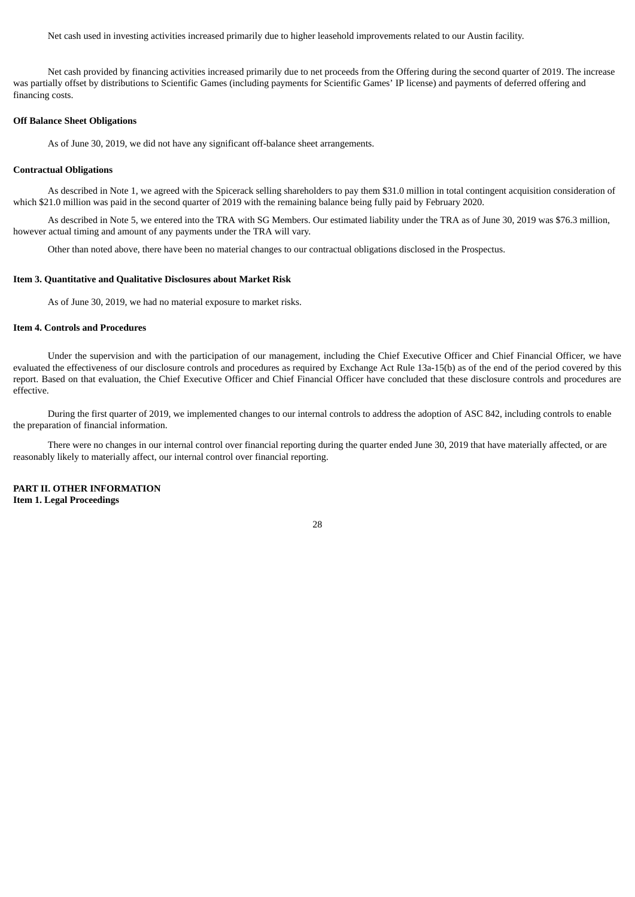Net cash used in investing activities increased primarily due to higher leasehold improvements related to our Austin facility.

Net cash provided by financing activities increased primarily due to net proceeds from the Offering during the second quarter of 2019. The increase was partially offset by distributions to Scientific Games (including payments for Scientific Games' IP license) and payments of deferred offering and financing costs.

**Off Balance Sheet Obligations**

As of June 30, 2019, we did not have any significant off-balance sheet arrangements.

**Contractual Obligations**

As described in Note 1, we agreed with the Spicerack selling shareholders to pay them $31.0 million in total contingent acquisition consideration of which $21.0 million was paid in the second quarter of 2019 with the remaining balance being fully paid by February 2020.

As described in Note 5, we entered into the TRA with SG Members. Our estimated liability under the TRA as of June 30, 2019 was $76.3 million, however actual timing and amount of any payments under the TRA will vary.

Other than noted above, there have been no material changes to our contractual obligations disclosed in the Prospectus.

**Item 3. Quantitative and Qualitative Disclosures about Market Risk**

As of June 30, 2019, we had no material exposure to market risks.

**Item 4. Controls and Procedures**

Under the supervision and with the participation of our management, including the Chief Executive Officer and Chief Financial Officer, we have evaluated the effectiveness of our disclosure controls and procedures as required by Exchange Act Rule 13a-15(b) as of the end of the period covered by this report. Based on that evaluation, the Chief Executive Officer and Chief Financial Officer have concluded that these disclosure controls and procedures are effective.

During the first quarter of 2019, we implemented changes to our internal controls to address the adoption of ASC 842, including controls to enable the preparation of financial information.

There were no changes in our internal control over financial reporting during the quarter ended June 30, 2019 that have materially affected, or are reasonably likely to materially affect, our internal control over financial reporting.

**PART II. OTHER INFORMATION**

**Item 1. Legal Proceedings**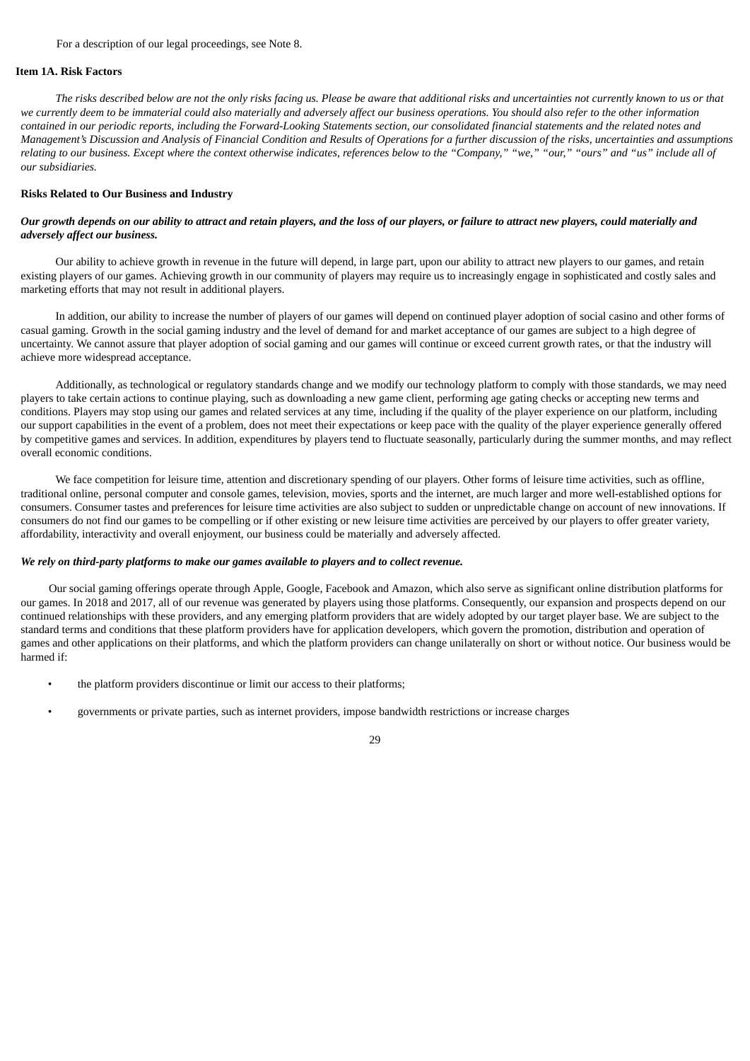For a description of our legal proceedings, see Note 8.

## Item 1A. Risk Factors

*The risks described below are not the only risks facing us. Please be aware that additional risks and uncertainties not currently known to us or that we currently deem to be immaterial could also materially and adversely affect our business operations. You should also refer to the other information contained in our periodic reports, including the Forward-Looking Statements section, our consolidated financial statements and the related notes and Management's Discussion and Analysis of Financial Condition and Results of Operations for a further discussion of the risks, uncertainties and assumptions relating to our business. Except where the context otherwise indicates, references below to the "Company," "we," "our," "ours" and "us" include all of our subsidiaries.*

### Risks Related to Our Business and Industry

***Our growth depends on our ability to attract and retain players, and the loss of our players, or failure to attract new players, could materially and adversely affect our business.***

Our ability to achieve growth in revenue in the future will depend, in large part, upon our ability to attract new players to our games, and retain existing players of our games. Achieving growth in our community of players may require us to increasingly engage in sophisticated and costly sales and marketing efforts that may not result in additional players.

In addition, our ability to increase the number of players of our games will depend on continued player adoption of social casino and other forms of casual gaming. Growth in the social gaming industry and the level of demand for and market acceptance of our games are subject to a high degree of uncertainty. We cannot assure that player adoption of social gaming and our games will continue or exceed current growth rates, or that the industry will achieve more widespread acceptance.

Additionally, as technological or regulatory standards change and we modify our technology platform to comply with those standards, we may need players to take certain actions to continue playing, such as downloading a new game client, performing age gating checks or accepting new terms and conditions. Players may stop using our games and related services at any time, including if the quality of the player experience on our platform, including our support capabilities in the event of a problem, does not meet their expectations or keep pace with the quality of the player experience generally offered by competitive games and services. In addition, expenditures by players tend to fluctuate seasonally, particularly during the summer months, and may reflect overall economic conditions.

We face competition for leisure time, attention and discretionary spending of our players. Other forms of leisure time activities, such as offline, traditional online, personal computer and console games, television, movies, sports and the internet, are much larger and more well-established options for consumers. Consumer tastes and preferences for leisure time activities are also subject to sudden or unpredictable change on account of new innovations. If consumers do not find our games to be compelling or if other existing or new leisure time activities are perceived by our players to offer greater variety, affordability, interactivity and overall enjoyment, our business could be materially and adversely affected.

***We rely on third-party platforms to make our games available to players and to collect revenue.***

Our social gaming offerings operate through Apple, Google, Facebook and Amazon, which also serve as significant online distribution platforms for our games. In 2018 and 2017, all of our revenue was generated by players using those platforms. Consequently, our expansion and prospects depend on our continued relationships with these providers, and any emerging platform providers that are widely adopted by our target player base. We are subject to the standard terms and conditions that these platform providers have for application developers, which govern the promotion, distribution and operation of games and other applications on their platforms, and which the platform providers can change unilaterally on short or without notice. Our business would be harmed if:

- the platform providers discontinue or limit our access to their platforms;
- governments or private parties, such as internet providers, impose bandwidth restrictions or increase charges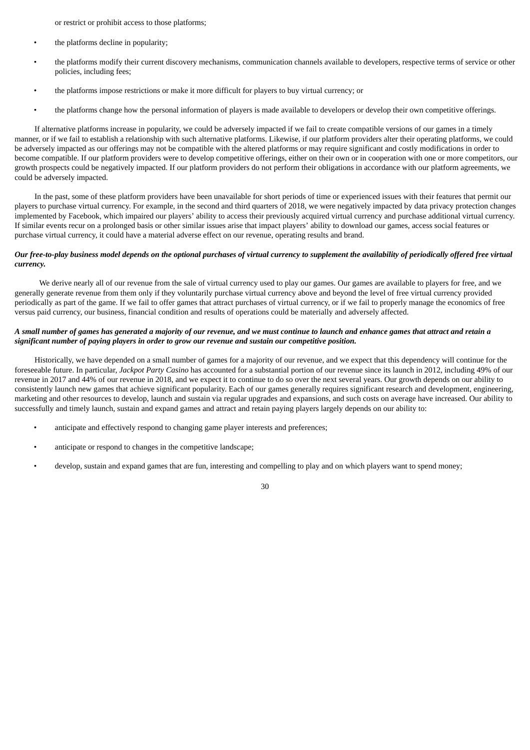or restrict or prohibit access to those platforms;

- the platforms decline in popularity;
- the platforms modify their current discovery mechanisms, communication channels available to developers, respective terms of service or other policies, including fees;
- the platforms impose restrictions or make it more difficult for players to buy virtual currency; or
- the platforms change how the personal information of players is made available to developers or develop their own competitive offerings.

If alternative platforms increase in popularity, we could be adversely impacted if we fail to create compatible versions of our games in a timely manner, or if we fail to establish a relationship with such alternative platforms. Likewise, if our platform providers alter their operating platforms, we could be adversely impacted as our offerings may not be compatible with the altered platforms or may require significant and costly modifications in order to become compatible. If our platform providers were to develop competitive offerings, either on their own or in cooperation with one or more competitors, our growth prospects could be negatively impacted. If our platform providers do not perform their obligations in accordance with our platform agreements, we could be adversely impacted.

In the past, some of these platform providers have been unavailable for short periods of time or experienced issues with their features that permit our players to purchase virtual currency. For example, in the second and third quarters of 2018, we were negatively impacted by data privacy protection changes implemented by Facebook, which impaired our players' ability to access their previously acquired virtual currency and purchase additional virtual currency. If similar events recur on a prolonged basis or other similar issues arise that impact players' ability to download our games, access social features or purchase virtual currency, it could have a material adverse effect on our revenue, operating results and brand.

***Our free-to-play business model depends on the optional purchases of virtual currency to supplement the availability of periodically offered free virtual currency.***

We derive nearly all of our revenue from the sale of virtual currency used to play our games. Our games are available to players for free, and we generally generate revenue from them only if they voluntarily purchase virtual currency above and beyond the level of free virtual currency provided periodically as part of the game. If we fail to offer games that attract purchases of virtual currency, or if we fail to properly manage the economics of free versus paid currency, our business, financial condition and results of operations could be materially and adversely affected.

***A small number of games has generated a majority of our revenue, and we must continue to launch and enhance games that attract and retain a significant number of paying players in order to grow our revenue and sustain our competitive position.***

Historically, we have depended on a small number of games for a majority of our revenue, and we expect that this dependency will continue for the foreseeable future. In particular, *Jackpot Party Casino* has accounted for a substantial portion of our revenue since its launch in 2012, including 49% of our revenue in 2017 and 44% of our revenue in 2018, and we expect it to continue to do so over the next several years. Our growth depends on our ability to consistently launch new games that achieve significant popularity. Each of our games generally requires significant research and development, engineering, marketing and other resources to develop, launch and sustain via regular upgrades and expansions, and such costs on average have increased. Our ability to successfully and timely launch, sustain and expand games and attract and retain paying players largely depends on our ability to:

- anticipate and effectively respond to changing game player interests and preferences;
- anticipate or respond to changes in the competitive landscape;
- develop, sustain and expand games that are fun, interesting and compelling to play and on which players want to spend money;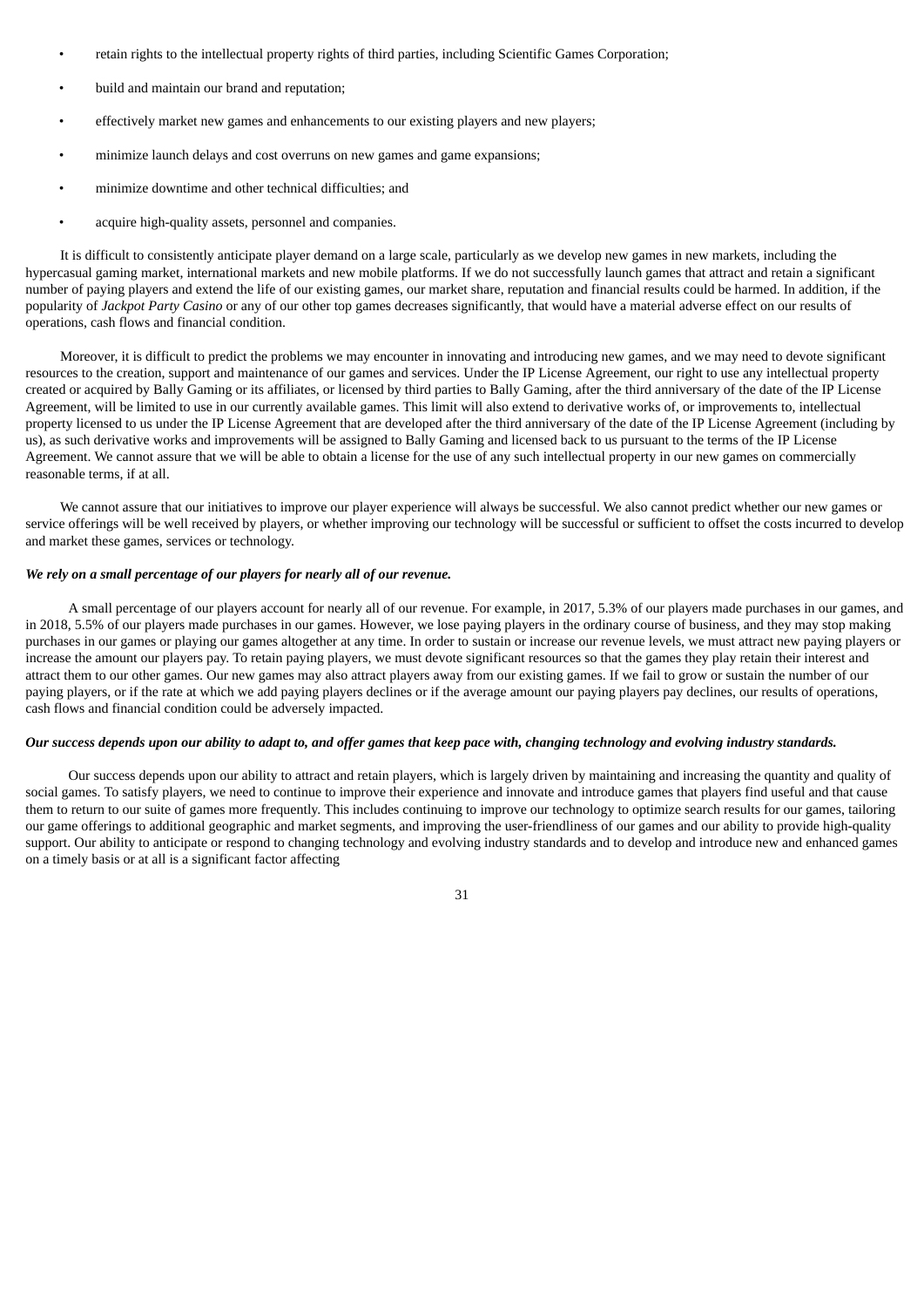- retain rights to the intellectual property rights of third parties, including Scientific Games Corporation;
- build and maintain our brand and reputation;
- effectively market new games and enhancements to our existing players and new players;
- minimize launch delays and cost overruns on new games and game expansions;
- minimize downtime and other technical difficulties; and
- acquire high-quality assets, personnel and companies.

It is difficult to consistently anticipate player demand on a large scale, particularly as we develop new games in new markets, including the hypercasual gaming market, international markets and new mobile platforms. If we do not successfully launch games that attract and retain a significant number of paying players and extend the life of our existing games, our market share, reputation and financial results could be harmed. In addition, if the popularity of *Jackpot Party Casino* or any of our other top games decreases significantly, that would have a material adverse effect on our results of operations, cash flows and financial condition.

Moreover, it is difficult to predict the problems we may encounter in innovating and introducing new games, and we may need to devote significant resources to the creation, support and maintenance of our games and services. Under the IP License Agreement, our right to use any intellectual property created or acquired by Bally Gaming or its affiliates, or licensed by third parties to Bally Gaming, after the third anniversary of the date of the IP License Agreement, will be limited to use in our currently available games. This limit will also extend to derivative works of, or improvements to, intellectual property licensed to us under the IP License Agreement that are developed after the third anniversary of the date of the IP License Agreement (including by us), as such derivative works and improvements will be assigned to Bally Gaming and licensed back to us pursuant to the terms of the IP License Agreement. We cannot assure that we will be able to obtain a license for the use of any such intellectual property in our new games on commercially reasonable terms, if at all.

We cannot assure that our initiatives to improve our player experience will always be successful. We also cannot predict whether our new games or service offerings will be well received by players, or whether improving our technology will be successful or sufficient to offset the costs incurred to develop and market these games, services or technology.

***We rely on a small percentage of our players for nearly all of our revenue.***

A small percentage of our players account for nearly all of our revenue. For example, in 2017, 5.3% of our players made purchases in our games, and in 2018, 5.5% of our players made purchases in our games. However, we lose paying players in the ordinary course of business, and they may stop making purchases in our games or playing our games altogether at any time. In order to sustain or increase our revenue levels, we must attract new paying players or increase the amount our players pay. To retain paying players, we must devote significant resources so that the games they play retain their interest and attract them to our other games. Our new games may also attract players away from our existing games. If we fail to grow or sustain the number of our paying players, or if the rate at which we add paying players declines or if the average amount our paying players pay declines, our results of operations, cash flows and financial condition could be adversely impacted.

***Our success depends upon our ability to adapt to, and offer games that keep pace with, changing technology and evolving industry standards.***

Our success depends upon our ability to attract and retain players, which is largely driven by maintaining and increasing the quantity and quality of social games. To satisfy players, we need to continue to improve their experience and innovate and introduce games that players find useful and that cause them to return to our suite of games more frequently. This includes continuing to improve our technology to optimize search results for our games, tailoring our game offerings to additional geographic and market segments, and improving the user-friendliness of our games and our ability to provide high-quality support. Our ability to anticipate or respond to changing technology and evolving industry standards and to develop and introduce new and enhanced games on a timely basis or at all is a significant factor affecting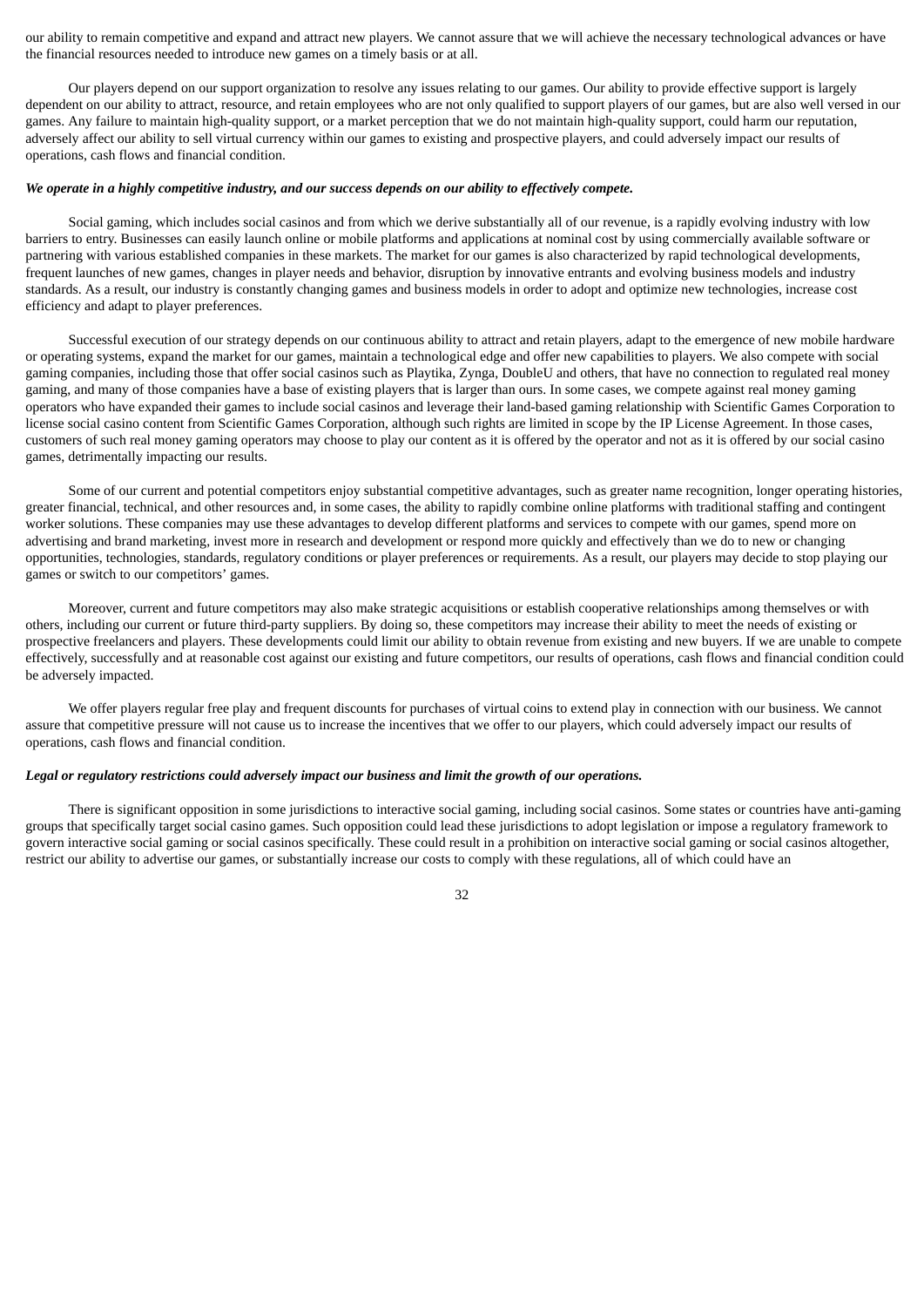our ability to remain competitive and expand and attract new players. We cannot assure that we will achieve the necessary technological advances or have the financial resources needed to introduce new games on a timely basis or at all.

Our players depend on our support organization to resolve any issues relating to our games. Our ability to provide effective support is largely dependent on our ability to attract, resource, and retain employees who are not only qualified to support players of our games, but are also well versed in our games. Any failure to maintain high-quality support, or a market perception that we do not maintain high-quality support, could harm our reputation, adversely affect our ability to sell virtual currency within our games to existing and prospective players, and could adversely impact our results of operations, cash flows and financial condition.

***We operate in a highly competitive industry, and our success depends on our ability to effectively compete.***

Social gaming, which includes social casinos and from which we derive substantially all of our revenue, is a rapidly evolving industry with low barriers to entry. Businesses can easily launch online or mobile platforms and applications at nominal cost by using commercially available software or partnering with various established companies in these markets. The market for our games is also characterized by rapid technological developments, frequent launches of new games, changes in player needs and behavior, disruption by innovative entrants and evolving business models and industry standards. As a result, our industry is constantly changing games and business models in order to adopt and optimize new technologies, increase cost efficiency and adapt to player preferences.

Successful execution of our strategy depends on our continuous ability to attract and retain players, adapt to the emergence of new mobile hardware or operating systems, expand the market for our games, maintain a technological edge and offer new capabilities to players. We also compete with social gaming companies, including those that offer social casinos such as Playtika, Zynga, DoubleU and others, that have no connection to regulated real money gaming, and many of those companies have a base of existing players that is larger than ours. In some cases, we compete against real money gaming operators who have expanded their games to include social casinos and leverage their land-based gaming relationship with Scientific Games Corporation to license social casino content from Scientific Games Corporation, although such rights are limited in scope by the IP License Agreement. In those cases, customers of such real money gaming operators may choose to play our content as it is offered by the operator and not as it is offered by our social casino games, detrimentally impacting our results.

Some of our current and potential competitors enjoy substantial competitive advantages, such as greater name recognition, longer operating histories, greater financial, technical, and other resources and, in some cases, the ability to rapidly combine online platforms with traditional staffing and contingent worker solutions. These companies may use these advantages to develop different platforms and services to compete with our games, spend more on advertising and brand marketing, invest more in research and development or respond more quickly and effectively than we do to new or changing opportunities, technologies, standards, regulatory conditions or player preferences or requirements. As a result, our players may decide to stop playing our games or switch to our competitors' games.

Moreover, current and future competitors may also make strategic acquisitions or establish cooperative relationships among themselves or with others, including our current or future third-party suppliers. By doing so, these competitors may increase their ability to meet the needs of existing or prospective freelancers and players. These developments could limit our ability to obtain revenue from existing and new buyers. If we are unable to compete effectively, successfully and at reasonable cost against our existing and future competitors, our results of operations, cash flows and financial condition could be adversely impacted.

We offer players regular free play and frequent discounts for purchases of virtual coins to extend play in connection with our business. We cannot assure that competitive pressure will not cause us to increase the incentives that we offer to our players, which could adversely impact our results of operations, cash flows and financial condition.

***Legal or regulatory restrictions could adversely impact our business and limit the growth of our operations.***

There is significant opposition in some jurisdictions to interactive social gaming, including social casinos. Some states or countries have anti-gaming groups that specifically target social casino games. Such opposition could lead these jurisdictions to adopt legislation or impose a regulatory framework to govern interactive social gaming or social casinos specifically. These could result in a prohibition on interactive social gaming or social casinos altogether, restrict our ability to advertise our games, or substantially increase our costs to comply with these regulations, all of which could have an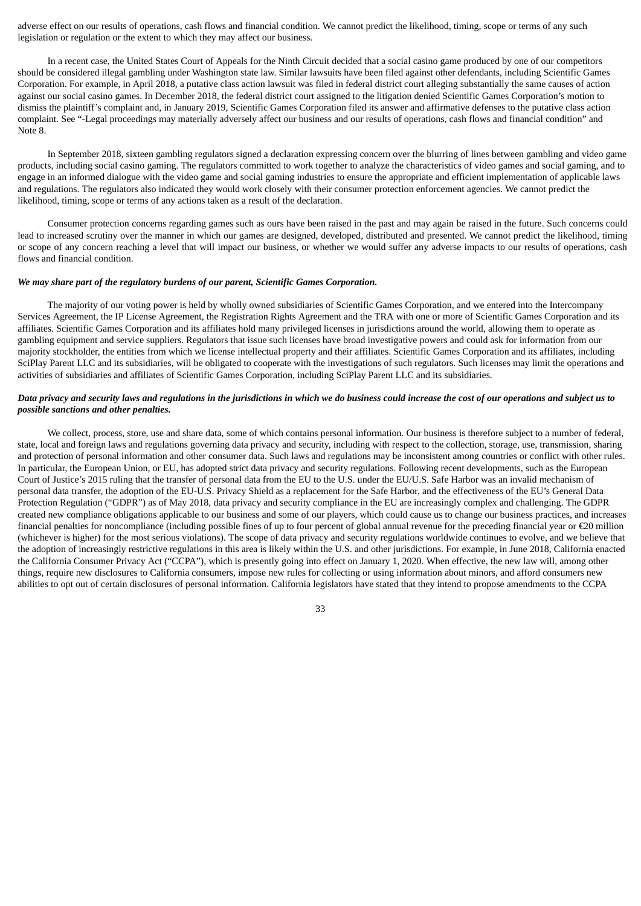adverse effect on our results of operations, cash flows and financial condition. We cannot predict the likelihood, timing, scope or terms of any such legislation or regulation or the extent to which they may affect our business.

In a recent case, the United States Court of Appeals for the Ninth Circuit decided that a social casino game produced by one of our competitors should be considered illegal gambling under Washington state law. Similar lawsuits have been filed against other defendants, including Scientific Games Corporation. For example, in April 2018, a putative class action lawsuit was filed in federal district court alleging substantially the same causes of action against our social casino games. In December 2018, the federal district court assigned to the litigation denied Scientific Games Corporation's motion to dismiss the plaintiff's complaint and, in January 2019, Scientific Games Corporation filed its answer and affirmative defenses to the putative class action complaint. See "-Legal proceedings may materially adversely affect our business and our results of operations, cash flows and financial condition" and Note 8.

In September 2018, sixteen gambling regulators signed a declaration expressing concern over the blurring of lines between gambling and video game products, including social casino gaming. The regulators committed to work together to analyze the characteristics of video games and social gaming, and to engage in an informed dialogue with the video game and social gaming industries to ensure the appropriate and efficient implementation of applicable laws and regulations. The regulators also indicated they would work closely with their consumer protection enforcement agencies. We cannot predict the likelihood, timing, scope or terms of any actions taken as a result of the declaration.

Consumer protection concerns regarding games such as ours have been raised in the past and may again be raised in the future. Such concerns could lead to increased scrutiny over the manner in which our games are designed, developed, distributed and presented. We cannot predict the likelihood, timing or scope of any concern reaching a level that will impact our business, or whether we would suffer any adverse impacts to our results of operations, cash flows and financial condition.

***We may share part of the regulatory burdens of our parent, Scientific Games Corporation.***

The majority of our voting power is held by wholly owned subsidiaries of Scientific Games Corporation, and we entered into the Intercompany Services Agreement, the IP License Agreement, the Registration Rights Agreement and the TRA with one or more of Scientific Games Corporation and its affiliates. Scientific Games Corporation and its affiliates hold many privileged licenses in jurisdictions around the world, allowing them to operate as gambling equipment and service suppliers. Regulators that issue such licenses have broad investigative powers and could ask for information from our majority stockholder, the entities from which we license intellectual property and their affiliates. Scientific Games Corporation and its affiliates, including SciPlay Parent LLC and its subsidiaries, will be obligated to cooperate with the investigations of such regulators. Such licenses may limit the operations and activities of subsidiaries and affiliates of Scientific Games Corporation, including SciPlay Parent LLC and its subsidiaries.

***Data privacy and security laws and regulations in the jurisdictions in which we do business could increase the cost of our operations and subject us to possible sanctions and other penalties.***

We collect, process, store, use and share data, some of which contains personal information. Our business is therefore subject to a number of federal, state, local and foreign laws and regulations governing data privacy and security, including with respect to the collection, storage, use, transmission, sharing and protection of personal information and other consumer data. Such laws and regulations may be inconsistent among countries or conflict with other rules. In particular, the European Union, or EU, has adopted strict data privacy and security regulations. Following recent developments, such as the European Court of Justice's 2015 ruling that the transfer of personal data from the EU to the U.S. under the EU/U.S. Safe Harbor was an invalid mechanism of personal data transfer, the adoption of the EU-U.S. Privacy Shield as a replacement for the Safe Harbor, and the effectiveness of the EU's General Data Protection Regulation ("GDPR") as of May 2018, data privacy and security compliance in the EU are increasingly complex and challenging. The GDPR created new compliance obligations applicable to our business and some of our players, which could cause us to change our business practices, and increases financial penalties for noncompliance (including possible fines of up to four percent of global annual revenue for the preceding financial year or €20 million (whichever is higher) for the most serious violations). The scope of data privacy and security regulations worldwide continues to evolve, and we believe that the adoption of increasingly restrictive regulations in this area is likely within the U.S. and other jurisdictions. For example, in June 2018, California enacted the California Consumer Privacy Act ("CCPA"), which is presently going into effect on January 1, 2020. When effective, the new law will, among other things, require new disclosures to California consumers, impose new rules for collecting or using information about minors, and afford consumers new abilities to opt out of certain disclosures of personal information. California legislators have stated that they intend to propose amendments to the CCPA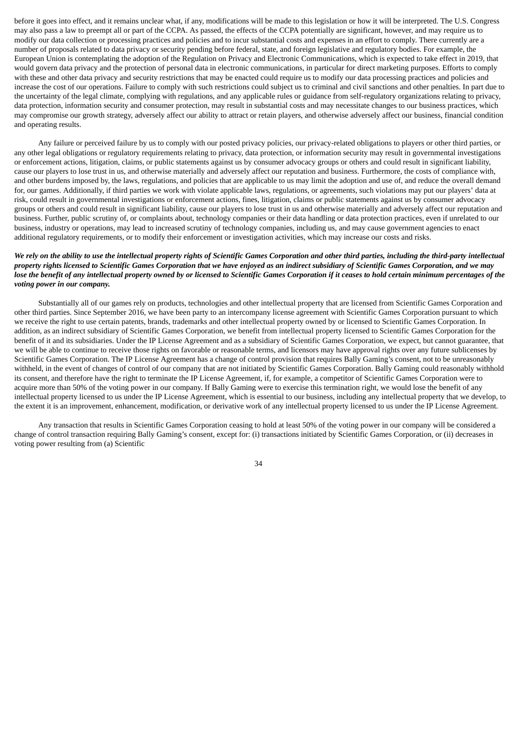before it goes into effect, and it remains unclear what, if any, modifications will be made to this legislation or how it will be interpreted. The U.S. Congress may also pass a law to preempt all or part of the CCPA. As passed, the effects of the CCPA potentially are significant, however, and may require us to modify our data collection or processing practices and policies and to incur substantial costs and expenses in an effort to comply. There currently are a number of proposals related to data privacy or security pending before federal, state, and foreign legislative and regulatory bodies. For example, the European Union is contemplating the adoption of the Regulation on Privacy and Electronic Communications, which is expected to take effect in 2019, that would govern data privacy and the protection of personal data in electronic communications, in particular for direct marketing purposes. Efforts to comply with these and other data privacy and security restrictions that may be enacted could require us to modify our data processing practices and policies and increase the cost of our operations. Failure to comply with such restrictions could subject us to criminal and civil sanctions and other penalties. In part due to the uncertainty of the legal climate, complying with regulations, and any applicable rules or guidance from self-regulatory organizations relating to privacy, data protection, information security and consumer protection, may result in substantial costs and may necessitate changes to our business practices, which may compromise our growth strategy, adversely affect our ability to attract or retain players, and otherwise adversely affect our business, financial condition and operating results.

Any failure or perceived failure by us to comply with our posted privacy policies, our privacy-related obligations to players or other third parties, or any other legal obligations or regulatory requirements relating to privacy, data protection, or information security may result in governmental investigations or enforcement actions, litigation, claims, or public statements against us by consumer advocacy groups or others and could result in significant liability, cause our players to lose trust in us, and otherwise materially and adversely affect our reputation and business. Furthermore, the costs of compliance with, and other burdens imposed by, the laws, regulations, and policies that are applicable to us may limit the adoption and use of, and reduce the overall demand for, our games. Additionally, if third parties we work with violate applicable laws, regulations, or agreements, such violations may put our players' data at risk, could result in governmental investigations or enforcement actions, fines, litigation, claims or public statements against us by consumer advocacy groups or others and could result in significant liability, cause our players to lose trust in us and otherwise materially and adversely affect our reputation and business. Further, public scrutiny of, or complaints about, technology companies or their data handling or data protection practices, even if unrelated to our business, industry or operations, may lead to increased scrutiny of technology companies, including us, and may cause government agencies to enact additional regulatory requirements, or to modify their enforcement or investigation activities, which may increase our costs and risks.

***We rely on the ability to use the intellectual property rights of Scientific Games Corporation and other third parties, including the third-party intellectual property rights licensed to Scientific Games Corporation that we have enjoyed as an indirect subsidiary of Scientific Games Corporation, and we may lose the benefit of any intellectual property owned by or licensed to Scientific Games Corporation if it ceases to hold certain minimum percentages of the voting power in our company.***

Substantially all of our games rely on products, technologies and other intellectual property that are licensed from Scientific Games Corporation and other third parties. Since September 2016, we have been party to an intercompany license agreement with Scientific Games Corporation pursuant to which we receive the right to use certain patents, brands, trademarks and other intellectual property owned by or licensed to Scientific Games Corporation. In addition, as an indirect subsidiary of Scientific Games Corporation, we benefit from intellectual property licensed to Scientific Games Corporation for the benefit of it and its subsidiaries. Under the IP License Agreement and as a subsidiary of Scientific Games Corporation, we expect, but cannot guarantee, that we will be able to continue to receive those rights on favorable or reasonable terms, and licensors may have approval rights over any future sublicenses by Scientific Games Corporation. The IP License Agreement has a change of control provision that requires Bally Gaming's consent, not to be unreasonably withheld, in the event of changes of control of our company that are not initiated by Scientific Games Corporation. Bally Gaming could reasonably withhold its consent, and therefore have the right to terminate the IP License Agreement, if, for example, a competitor of Scientific Games Corporation were to acquire more than 50% of the voting power in our company. If Bally Gaming were to exercise this termination right, we would lose the benefit of any intellectual property licensed to us under the IP License Agreement, which is essential to our business, including any intellectual property that we develop, to the extent it is an improvement, enhancement, modification, or derivative work of any intellectual property licensed to us under the IP License Agreement.

Any transaction that results in Scientific Games Corporation ceasing to hold at least 50% of the voting power in our company will be considered a change of control transaction requiring Bally Gaming's consent, except for: (i) transactions initiated by Scientific Games Corporation, or (ii) decreases in voting power resulting from (a) Scientific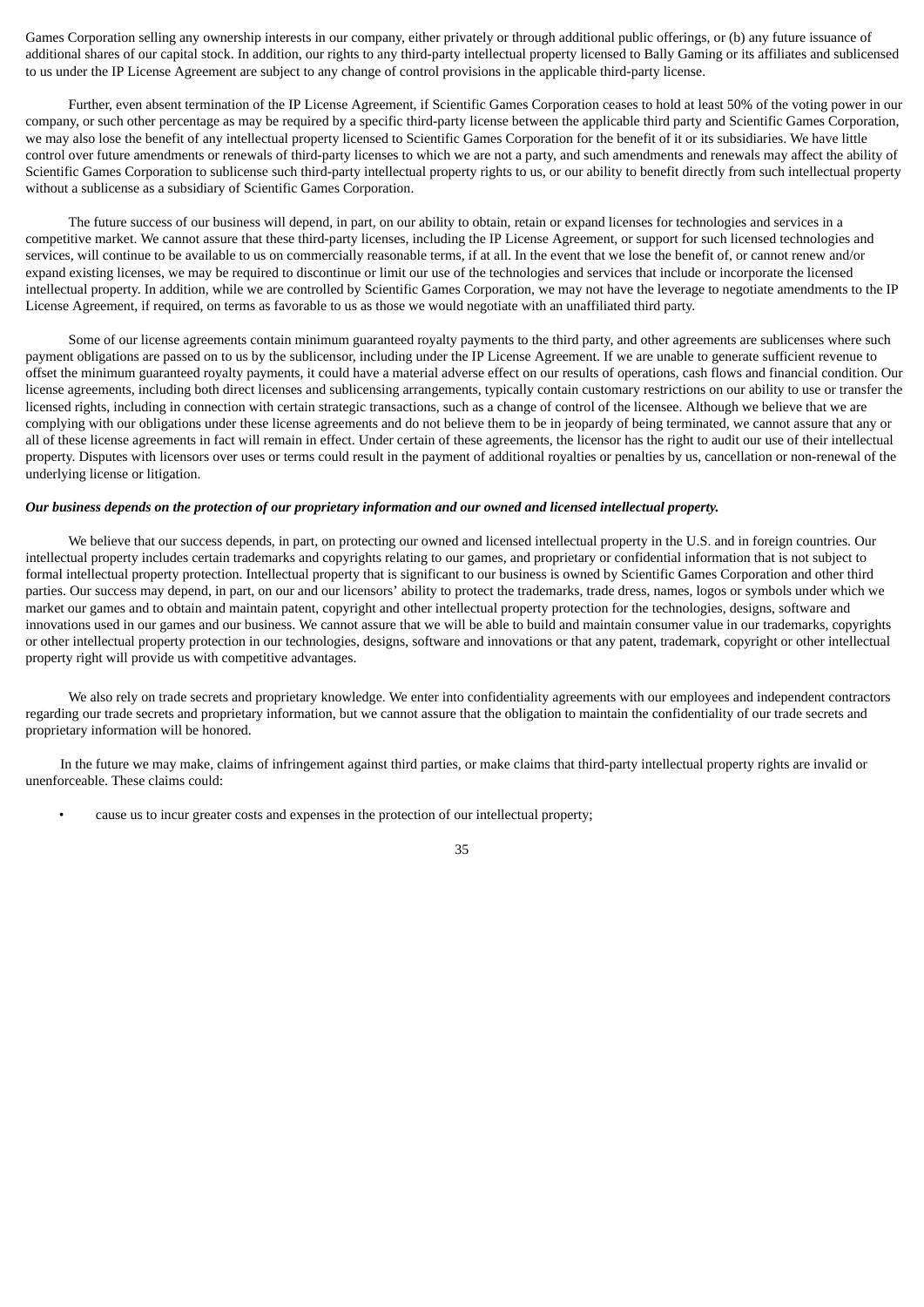Games Corporation selling any ownership interests in our company, either privately or through additional public offerings, or (b) any future issuance of additional shares of our capital stock. In addition, our rights to any third-party intellectual property licensed to Bally Gaming or its affiliates and sublicensed to us under the IP License Agreement are subject to any change of control provisions in the applicable third-party license.

Further, even absent termination of the IP License Agreement, if Scientific Games Corporation ceases to hold at least 50% of the voting power in our company, or such other percentage as may be required by a specific third-party license between the applicable third party and Scientific Games Corporation, we may also lose the benefit of any intellectual property licensed to Scientific Games Corporation for the benefit of it or its subsidiaries. We have little control over future amendments or renewals of third-party licenses to which we are not a party, and such amendments and renewals may affect the ability of Scientific Games Corporation to sublicense such third-party intellectual property rights to us, or our ability to benefit directly from such intellectual property without a sublicense as a subsidiary of Scientific Games Corporation.

The future success of our business will depend, in part, on our ability to obtain, retain or expand licenses for technologies and services in a competitive market. We cannot assure that these third-party licenses, including the IP License Agreement, or support for such licensed technologies and services, will continue to be available to us on commercially reasonable terms, if at all. In the event that we lose the benefit of, or cannot renew and/or expand existing licenses, we may be required to discontinue or limit our use of the technologies and services that include or incorporate the licensed intellectual property. In addition, while we are controlled by Scientific Games Corporation, we may not have the leverage to negotiate amendments to the IP License Agreement, if required, on terms as favorable to us as those we would negotiate with an unaffiliated third party.

Some of our license agreements contain minimum guaranteed royalty payments to the third party, and other agreements are sublicenses where such payment obligations are passed on to us by the sublicensor, including under the IP License Agreement. If we are unable to generate sufficient revenue to offset the minimum guaranteed royalty payments, it could have a material adverse effect on our results of operations, cash flows and financial condition. Our license agreements, including both direct licenses and sublicensing arrangements, typically contain customary restrictions on our ability to use or transfer the licensed rights, including in connection with certain strategic transactions, such as a change of control of the licensee. Although we believe that we are complying with our obligations under these license agreements and do not believe them to be in jeopardy of being terminated, we cannot assure that any or all of these license agreements in fact will remain in effect. Under certain of these agreements, the licensor has the right to audit our use of their intellectual property. Disputes with licensors over uses or terms could result in the payment of additional royalties or penalties by us, cancellation or non-renewal of the underlying license or litigation.

***Our business depends on the protection of our proprietary information and our owned and licensed intellectual property.***

We believe that our success depends, in part, on protecting our owned and licensed intellectual property in the U.S. and in foreign countries. Our intellectual property includes certain trademarks and copyrights relating to our games, and proprietary or confidential information that is not subject to formal intellectual property protection. Intellectual property that is significant to our business is owned by Scientific Games Corporation and other third parties. Our success may depend, in part, on our and our licensors' ability to protect the trademarks, trade dress, names, logos or symbols under which we market our games and to obtain and maintain patent, copyright and other intellectual property protection for the technologies, designs, software and innovations used in our games and our business. We cannot assure that we will be able to build and maintain consumer value in our trademarks, copyrights or other intellectual property protection in our technologies, designs, software and innovations or that any patent, trademark, copyright or other intellectual property right will provide us with competitive advantages.

We also rely on trade secrets and proprietary knowledge. We enter into confidentiality agreements with our employees and independent contractors regarding our trade secrets and proprietary information, but we cannot assure that the obligation to maintain the confidentiality of our trade secrets and proprietary information will be honored.

In the future we may make, claims of infringement against third parties, or make claims that third-party intellectual property rights are invalid or unenforceable. These claims could:

- cause us to incur greater costs and expenses in the protection of our intellectual property;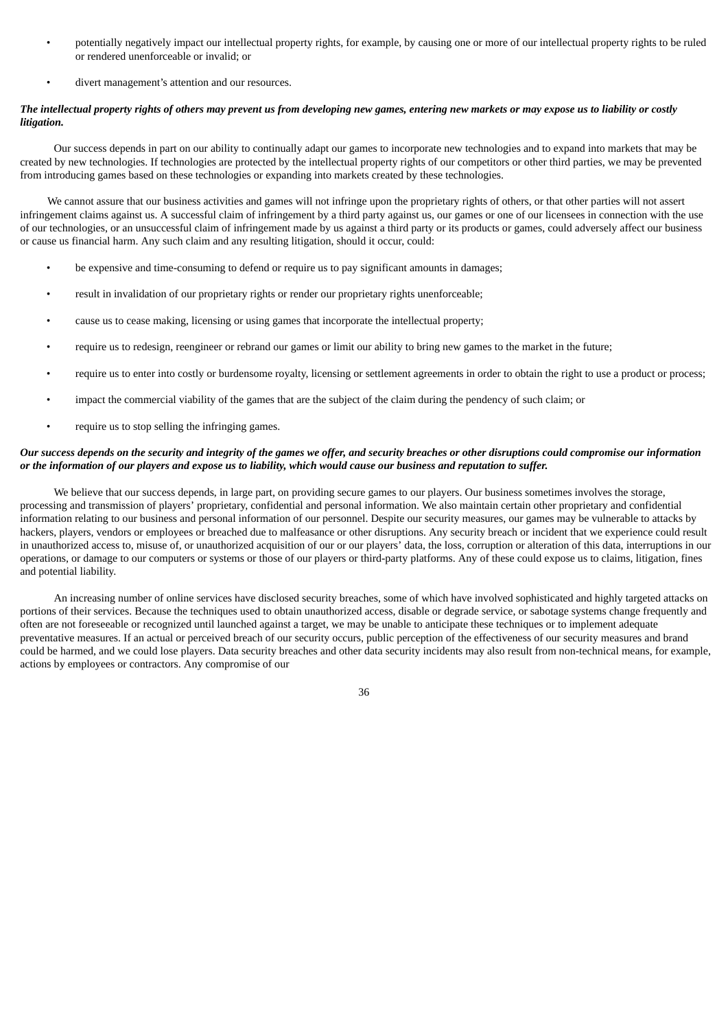- potentially negatively impact our intellectual property rights, for example, by causing one or more of our intellectual property rights to be ruled or rendered unenforceable or invalid; or
- divert management's attention and our resources.

***The intellectual property rights of others may prevent us from developing new games, entering new markets or may expose us to liability or costly litigation.***

Our success depends in part on our ability to continually adapt our games to incorporate new technologies and to expand into markets that may be created by new technologies. If technologies are protected by the intellectual property rights of our competitors or other third parties, we may be prevented from introducing games based on these technologies or expanding into markets created by these technologies.

We cannot assure that our business activities and games will not infringe upon the proprietary rights of others, or that other parties will not assert infringement claims against us. A successful claim of infringement by a third party against us, our games or one of our licensees in connection with the use of our technologies, or an unsuccessful claim of infringement made by us against a third party or its products or games, could adversely affect our business or cause us financial harm. Any such claim and any resulting litigation, should it occur, could:

- be expensive and time-consuming to defend or require us to pay significant amounts in damages;
- result in invalidation of our proprietary rights or render our proprietary rights unenforceable;
- cause us to cease making, licensing or using games that incorporate the intellectual property;
- require us to redesign, reengineer or rebrand our games or limit our ability to bring new games to the market in the future;
- require us to enter into costly or burdensome royalty, licensing or settlement agreements in order to obtain the right to use a product or process;
- impact the commercial viability of the games that are the subject of the claim during the pendency of such claim; or
- require us to stop selling the infringing games.

***Our success depends on the security and integrity of the games we offer, and security breaches or other disruptions could compromise our information or the information of our players and expose us to liability, which would cause our business and reputation to suffer.***

We believe that our success depends, in large part, on providing secure games to our players. Our business sometimes involves the storage, processing and transmission of players' proprietary, confidential and personal information. We also maintain certain other proprietary and confidential information relating to our business and personal information of our personnel. Despite our security measures, our games may be vulnerable to attacks by hackers, players, vendors or employees or breached due to malfeasance or other disruptions. Any security breach or incident that we experience could result in unauthorized access to, misuse of, or unauthorized acquisition of our or our players' data, the loss, corruption or alteration of this data, interruptions in our operations, or damage to our computers or systems or those of our players or third-party platforms. Any of these could expose us to claims, litigation, fines and potential liability.

An increasing number of online services have disclosed security breaches, some of which have involved sophisticated and highly targeted attacks on portions of their services. Because the techniques used to obtain unauthorized access, disable or degrade service, or sabotage systems change frequently and often are not foreseeable or recognized until launched against a target, we may be unable to anticipate these techniques or to implement adequate preventative measures. If an actual or perceived breach of our security occurs, public perception of the effectiveness of our security measures and brand could be harmed, and we could lose players. Data security breaches and other data security incidents may also result from non-technical means, for example, actions by employees or contractors. Any compromise of our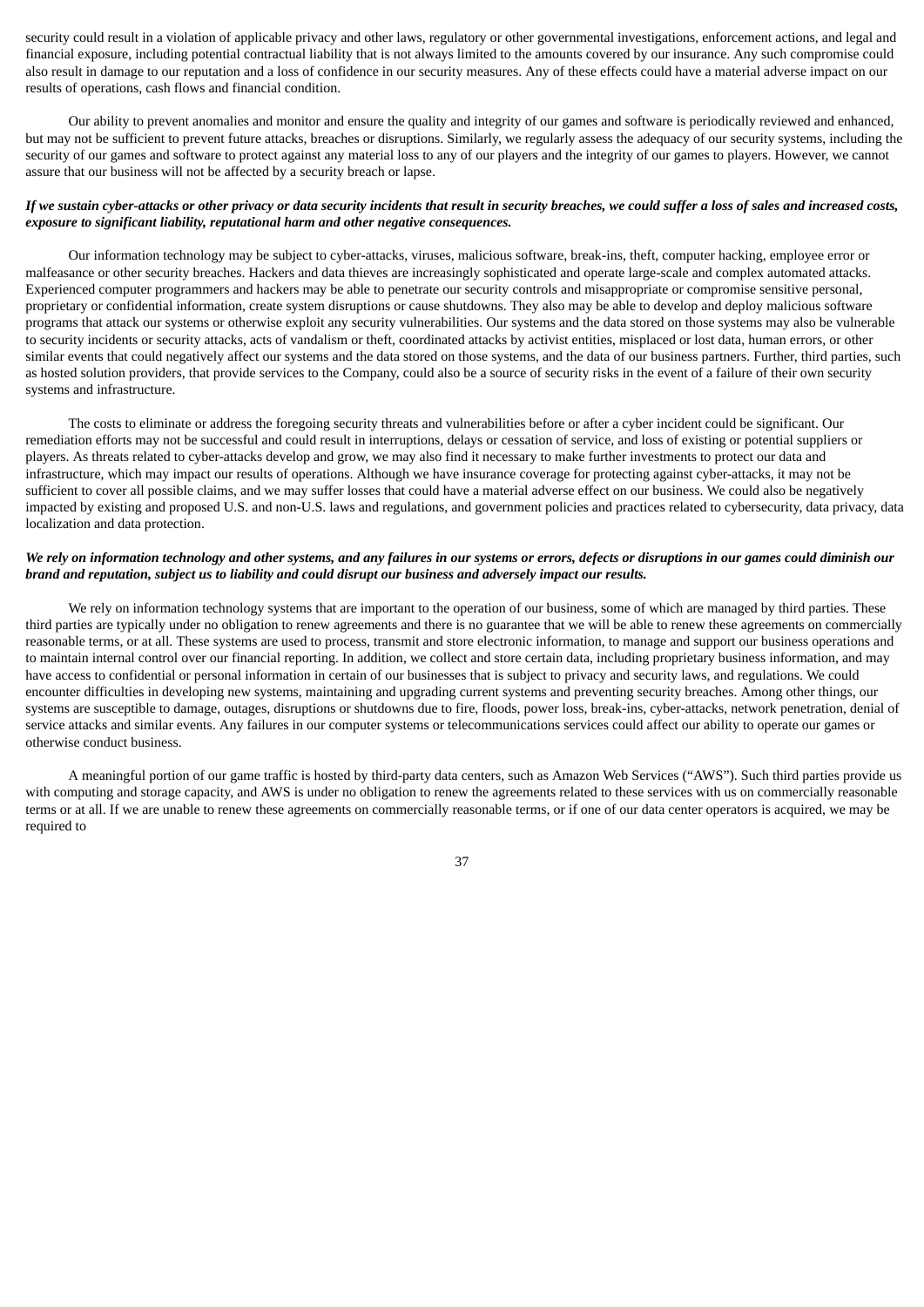security could result in a violation of applicable privacy and other laws, regulatory or other governmental investigations, enforcement actions, and legal and financial exposure, including potential contractual liability that is not always limited to the amounts covered by our insurance. Any such compromise could also result in damage to our reputation and a loss of confidence in our security measures. Any of these effects could have a material adverse impact on our results of operations, cash flows and financial condition.

Our ability to prevent anomalies and monitor and ensure the quality and integrity of our games and software is periodically reviewed and enhanced, but may not be sufficient to prevent future attacks, breaches or disruptions. Similarly, we regularly assess the adequacy of our security systems, including the security of our games and software to protect against any material loss to any of our players and the integrity of our games to players. However, we cannot assure that our business will not be affected by a security breach or lapse.

***If we sustain cyber-attacks or other privacy or data security incidents that result in security breaches, we could suffer a loss of sales and increased costs, exposure to significant liability, reputational harm and other negative consequences.***

Our information technology may be subject to cyber-attacks, viruses, malicious software, break-ins, theft, computer hacking, employee error or malfeasance or other security breaches. Hackers and data thieves are increasingly sophisticated and operate large-scale and complex automated attacks. Experienced computer programmers and hackers may be able to penetrate our security controls and misappropriate or compromise sensitive personal, proprietary or confidential information, create system disruptions or cause shutdowns. They also may be able to develop and deploy malicious software programs that attack our systems or otherwise exploit any security vulnerabilities. Our systems and the data stored on those systems may also be vulnerable to security incidents or security attacks, acts of vandalism or theft, coordinated attacks by activist entities, misplaced or lost data, human errors, or other similar events that could negatively affect our systems and the data stored on those systems, and the data of our business partners. Further, third parties, such as hosted solution providers, that provide services to the Company, could also be a source of security risks in the event of a failure of their own security systems and infrastructure.

The costs to eliminate or address the foregoing security threats and vulnerabilities before or after a cyber incident could be significant. Our remediation efforts may not be successful and could result in interruptions, delays or cessation of service, and loss of existing or potential suppliers or players. As threats related to cyber-attacks develop and grow, we may also find it necessary to make further investments to protect our data and infrastructure, which may impact our results of operations. Although we have insurance coverage for protecting against cyber-attacks, it may not be sufficient to cover all possible claims, and we may suffer losses that could have a material adverse effect on our business. We could also be negatively impacted by existing and proposed U.S. and non-U.S. laws and regulations, and government policies and practices related to cybersecurity, data privacy, data localization and data protection.

***We rely on information technology and other systems, and any failures in our systems or errors, defects or disruptions in our games could diminish our brand and reputation, subject us to liability and could disrupt our business and adversely impact our results.***

We rely on information technology systems that are important to the operation of our business, some of which are managed by third parties. These third parties are typically under no obligation to renew agreements and there is no guarantee that we will be able to renew these agreements on commercially reasonable terms, or at all. These systems are used to process, transmit and store electronic information, to manage and support our business operations and to maintain internal control over our financial reporting. In addition, we collect and store certain data, including proprietary business information, and may have access to confidential or personal information in certain of our businesses that is subject to privacy and security laws, and regulations. We could encounter difficulties in developing new systems, maintaining and upgrading current systems and preventing security breaches. Among other things, our systems are susceptible to damage, outages, disruptions or shutdowns due to fire, floods, power loss, break-ins, cyber-attacks, network penetration, denial of service attacks and similar events. Any failures in our computer systems or telecommunications services could affect our ability to operate our games or otherwise conduct business.

A meaningful portion of our game traffic is hosted by third-party data centers, such as Amazon Web Services ("AWS"). Such third parties provide us with computing and storage capacity, and AWS is under no obligation to renew the agreements related to these services with us on commercially reasonable terms or at all. If we are unable to renew these agreements on commercially reasonable terms, or if one of our data center operators is acquired, we may be required to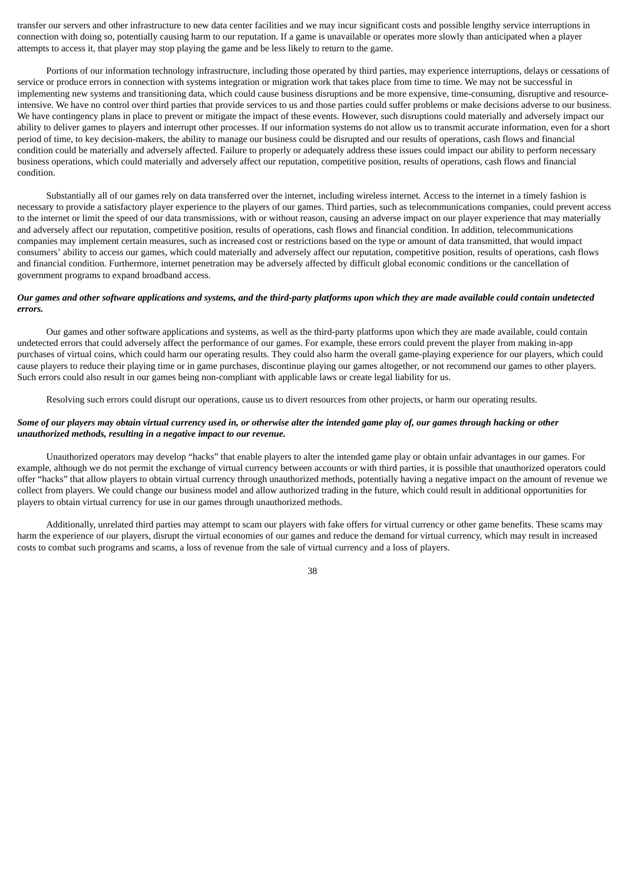transfer our servers and other infrastructure to new data center facilities and we may incur significant costs and possible lengthy service interruptions in connection with doing so, potentially causing harm to our reputation. If a game is unavailable or operates more slowly than anticipated when a player attempts to access it, that player may stop playing the game and be less likely to return to the game.

Portions of our information technology infrastructure, including those operated by third parties, may experience interruptions, delays or cessations of service or produce errors in connection with systems integration or migration work that takes place from time to time. We may not be successful in implementing new systems and transitioning data, which could cause business disruptions and be more expensive, time-consuming, disruptive and resource-intensive. We have no control over third parties that provide services to us and those parties could suffer problems or make decisions adverse to our business. We have contingency plans in place to prevent or mitigate the impact of these events. However, such disruptions could materially and adversely impact our ability to deliver games to players and interrupt other processes. If our information systems do not allow us to transmit accurate information, even for a short period of time, to key decision-makers, the ability to manage our business could be disrupted and our results of operations, cash flows and financial condition could be materially and adversely affected. Failure to properly or adequately address these issues could impact our ability to perform necessary business operations, which could materially and adversely affect our reputation, competitive position, results of operations, cash flows and financial condition.

Substantially all of our games rely on data transferred over the internet, including wireless internet. Access to the internet in a timely fashion is necessary to provide a satisfactory player experience to the players of our games. Third parties, such as telecommunications companies, could prevent access to the internet or limit the speed of our data transmissions, with or without reason, causing an adverse impact on our player experience that may materially and adversely affect our reputation, competitive position, results of operations, cash flows and financial condition. In addition, telecommunications companies may implement certain measures, such as increased cost or restrictions based on the type or amount of data transmitted, that would impact consumers' ability to access our games, which could materially and adversely affect our reputation, competitive position, results of operations, cash flows and financial condition. Furthermore, internet penetration may be adversely affected by difficult global economic conditions or the cancellation of government programs to expand broadband access.

***Our games and other software applications and systems, and the third-party platforms upon which they are made available could contain undetected errors.***

Our games and other software applications and systems, as well as the third-party platforms upon which they are made available, could contain undetected errors that could adversely affect the performance of our games. For example, these errors could prevent the player from making in-app purchases of virtual coins, which could harm our operating results. They could also harm the overall game-playing experience for our players, which could cause players to reduce their playing time or in game purchases, discontinue playing our games altogether, or not recommend our games to other players. Such errors could also result in our games being non-compliant with applicable laws or create legal liability for us.

Resolving such errors could disrupt our operations, cause us to divert resources from other projects, or harm our operating results.

***Some of our players may obtain virtual currency used in, or otherwise alter the intended game play of, our games through hacking or other unauthorized methods, resulting in a negative impact to our revenue.***

Unauthorized operators may develop "hacks" that enable players to alter the intended game play or obtain unfair advantages in our games. For example, although we do not permit the exchange of virtual currency between accounts or with third parties, it is possible that unauthorized operators could offer "hacks" that allow players to obtain virtual currency through unauthorized methods, potentially having a negative impact on the amount of revenue we collect from players. We could change our business model and allow authorized trading in the future, which could result in additional opportunities for players to obtain virtual currency for use in our games through unauthorized methods.

Additionally, unrelated third parties may attempt to scam our players with fake offers for virtual currency or other game benefits. These scams may harm the experience of our players, disrupt the virtual economies of our games and reduce the demand for virtual currency, which may result in increased costs to combat such programs and scams, a loss of revenue from the sale of virtual currency and a loss of players.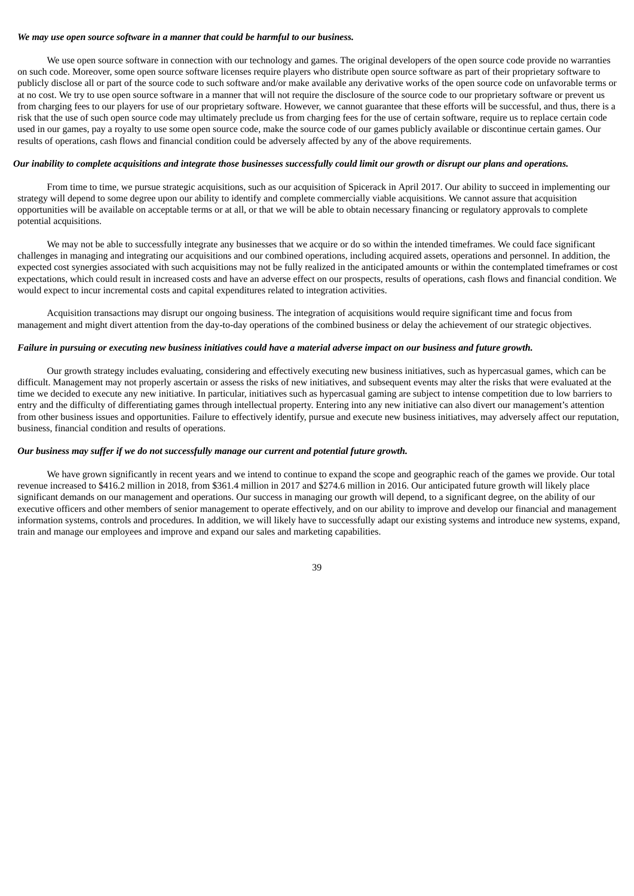***We may use open source software in a manner that could be harmful to our business.***

We use open source software in connection with our technology and games. The original developers of the open source code provide no warranties on such code. Moreover, some open source software licenses require players who distribute open source software as part of their proprietary software to publicly disclose all or part of the source code to such software and/or make available any derivative works of the open source code on unfavorable terms or at no cost. We try to use open source software in a manner that will not require the disclosure of the source code to our proprietary software or prevent us from charging fees to our players for use of our proprietary software. However, we cannot guarantee that these efforts will be successful, and thus, there is a risk that the use of such open source code may ultimately preclude us from charging fees for the use of certain software, require us to replace certain code used in our games, pay a royalty to use some open source code, make the source code of our games publicly available or discontinue certain games. Our results of operations, cash flows and financial condition could be adversely affected by any of the above requirements.

***Our inability to complete acquisitions and integrate those businesses successfully could limit our growth or disrupt our plans and operations.***

From time to time, we pursue strategic acquisitions, such as our acquisition of Spicerack in April 2017. Our ability to succeed in implementing our strategy will depend to some degree upon our ability to identify and complete commercially viable acquisitions. We cannot assure that acquisition opportunities will be available on acceptable terms or at all, or that we will be able to obtain necessary financing or regulatory approvals to complete potential acquisitions.

We may not be able to successfully integrate any businesses that we acquire or do so within the intended timeframes. We could face significant challenges in managing and integrating our acquisitions and our combined operations, including acquired assets, operations and personnel. In addition, the expected cost synergies associated with such acquisitions may not be fully realized in the anticipated amounts or within the contemplated timeframes or cost expectations, which could result in increased costs and have an adverse effect on our prospects, results of operations, cash flows and financial condition. We would expect to incur incremental costs and capital expenditures related to integration activities.

Acquisition transactions may disrupt our ongoing business. The integration of acquisitions would require significant time and focus from management and might divert attention from the day-to-day operations of the combined business or delay the achievement of our strategic objectives.

***Failure in pursuing or executing new business initiatives could have a material adverse impact on our business and future growth.***

Our growth strategy includes evaluating, considering and effectively executing new business initiatives, such as hypercasual games, which can be difficult. Management may not properly ascertain or assess the risks of new initiatives, and subsequent events may alter the risks that were evaluated at the time we decided to execute any new initiative. In particular, initiatives such as hypercasual gaming are subject to intense competition due to low barriers to entry and the difficulty of differentiating games through intellectual property. Entering into any new initiative can also divert our management's attention from other business issues and opportunities. Failure to effectively identify, pursue and execute new business initiatives, may adversely affect our reputation, business, financial condition and results of operations.

***Our business may suffer if we do not successfully manage our current and potential future growth.***

We have grown significantly in recent years and we intend to continue to expand the scope and geographic reach of the games we provide. Our total revenue increased to $416.2 million in 2018, from $361.4 million in 2017 and $274.6 million in 2016. Our anticipated future growth will likely place significant demands on our management and operations. Our success in managing our growth will depend, to a significant degree, on the ability of our executive officers and other members of senior management to operate effectively, and on our ability to improve and develop our financial and management information systems, controls and procedures. In addition, we will likely have to successfully adapt our existing systems and introduce new systems, expand, train and manage our employees and improve and expand our sales and marketing capabilities.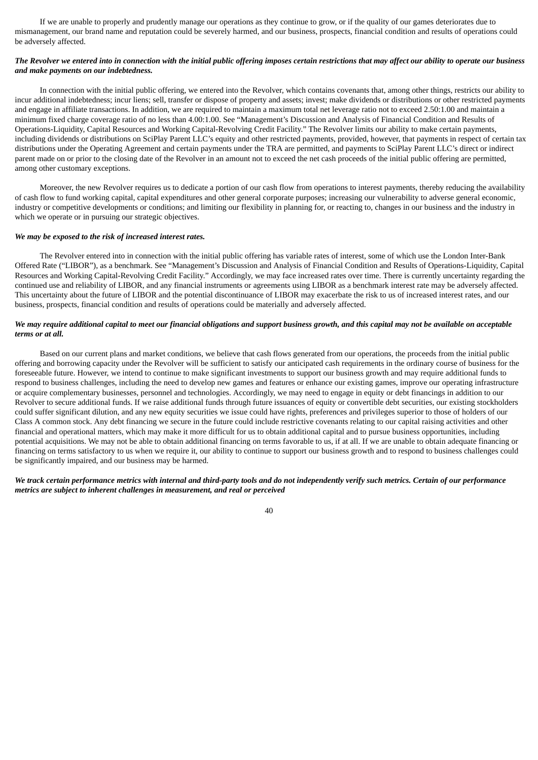If we are unable to properly and prudently manage our operations as they continue to grow, or if the quality of our games deteriorates due to mismanagement, our brand name and reputation could be severely harmed, and our business, prospects, financial condition and results of operations could be adversely affected.

***The Revolver we entered into in connection with the initial public offering imposes certain restrictions that may affect our ability to operate our business and make payments on our indebtedness.***

In connection with the initial public offering, we entered into the Revolver, which contains covenants that, among other things, restricts our ability to incur additional indebtedness; incur liens; sell, transfer or dispose of property and assets; invest; make dividends or distributions or other restricted payments and engage in affiliate transactions. In addition, we are required to maintain a maximum total net leverage ratio not to exceed 2.50:1.00 and maintain a minimum fixed charge coverage ratio of no less than 4.00:1.00. See "Management's Discussion and Analysis of Financial Condition and Results of Operations-Liquidity, Capital Resources and Working Capital-Revolving Credit Facility." The Revolver limits our ability to make certain payments, including dividends or distributions on SciPlay Parent LLC's equity and other restricted payments, provided, however, that payments in respect of certain tax distributions under the Operating Agreement and certain payments under the TRA are permitted, and payments to SciPlay Parent LLC's direct or indirect parent made on or prior to the closing date of the Revolver in an amount not to exceed the net cash proceeds of the initial public offering are permitted, among other customary exceptions.

Moreover, the new Revolver requires us to dedicate a portion of our cash flow from operations to interest payments, thereby reducing the availability of cash flow to fund working capital, capital expenditures and other general corporate purposes; increasing our vulnerability to adverse general economic, industry or competitive developments or conditions; and limiting our flexibility in planning for, or reacting to, changes in our business and the industry in which we operate or in pursuing our strategic objectives.

***We may be exposed to the risk of increased interest rates.***

The Revolver entered into in connection with the initial public offering has variable rates of interest, some of which use the London Inter-Bank Offered Rate ("LIBOR"), as a benchmark. See "Management's Discussion and Analysis of Financial Condition and Results of Operations-Liquidity, Capital Resources and Working Capital-Revolving Credit Facility." Accordingly, we may face increased rates over time. There is currently uncertainty regarding the continued use and reliability of LIBOR, and any financial instruments or agreements using LIBOR as a benchmark interest rate may be adversely affected. This uncertainty about the future of LIBOR and the potential discontinuance of LIBOR may exacerbate the risk to us of increased interest rates, and our business, prospects, financial condition and results of operations could be materially and adversely affected.

***We may require additional capital to meet our financial obligations and support business growth, and this capital may not be available on acceptable terms or at all.***

Based on our current plans and market conditions, we believe that cash flows generated from our operations, the proceeds from the initial public offering and borrowing capacity under the Revolver will be sufficient to satisfy our anticipated cash requirements in the ordinary course of business for the foreseeable future. However, we intend to continue to make significant investments to support our business growth and may require additional funds to respond to business challenges, including the need to develop new games and features or enhance our existing games, improve our operating infrastructure or acquire complementary businesses, personnel and technologies. Accordingly, we may need to engage in equity or debt financings in addition to our Revolver to secure additional funds. If we raise additional funds through future issuances of equity or convertible debt securities, our existing stockholders could suffer significant dilution, and any new equity securities we issue could have rights, preferences and privileges superior to those of holders of our Class A common stock. Any debt financing we secure in the future could include restrictive covenants relating to our capital raising activities and other financial and operational matters, which may make it more difficult for us to obtain additional capital and to pursue business opportunities, including potential acquisitions. We may not be able to obtain additional financing on terms favorable to us, if at all. If we are unable to obtain adequate financing or financing on terms satisfactory to us when we require it, our ability to continue to support our business growth and to respond to business challenges could be significantly impaired, and our business may be harmed.

***We track certain performance metrics with internal and third-party tools and do not independently verify such metrics. Certain of our performance metrics are subject to inherent challenges in measurement, and real or perceived***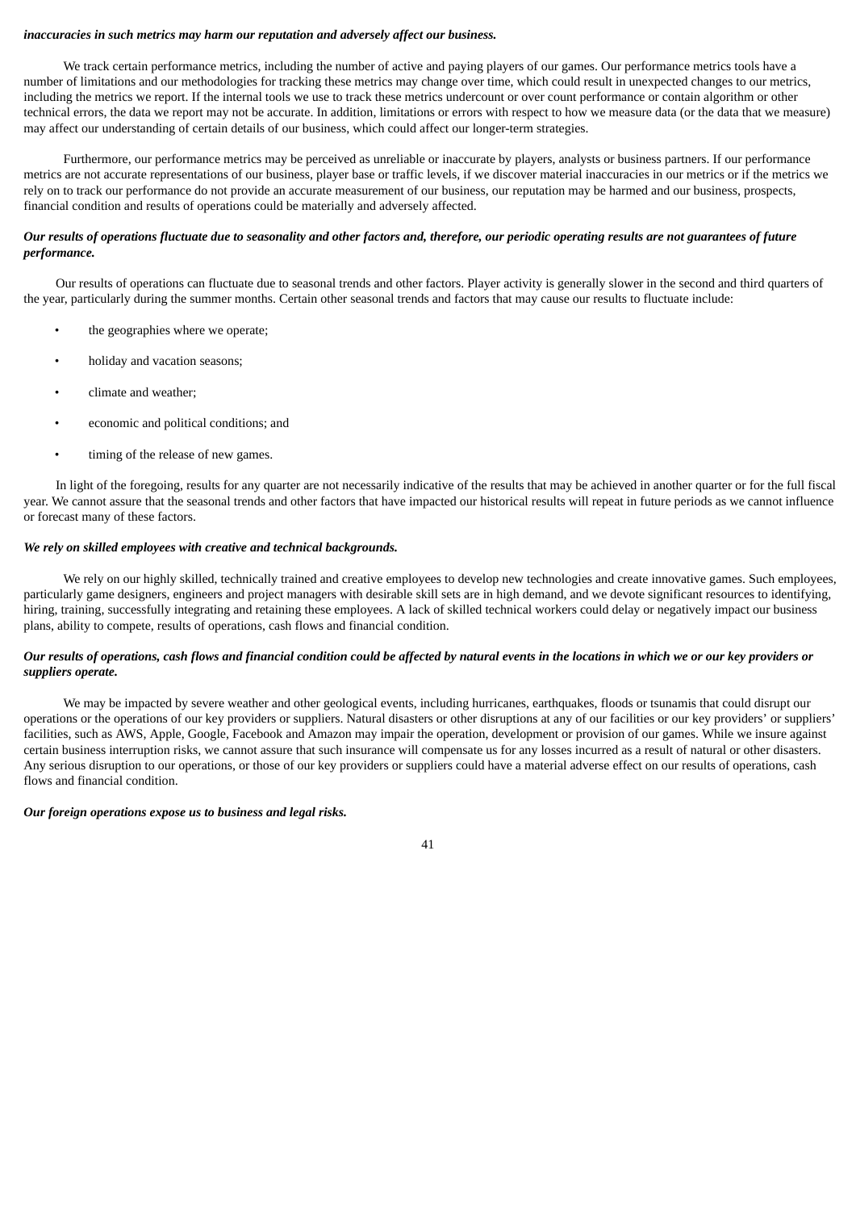***inaccuracies in such metrics may harm our reputation and adversely affect our business.***

We track certain performance metrics, including the number of active and paying players of our games. Our performance metrics tools have a number of limitations and our methodologies for tracking these metrics may change over time, which could result in unexpected changes to our metrics, including the metrics we report. If the internal tools we use to track these metrics undercount or over count performance or contain algorithm or other technical errors, the data we report may not be accurate. In addition, limitations or errors with respect to how we measure data (or the data that we measure) may affect our understanding of certain details of our business, which could affect our longer-term strategies.

Furthermore, our performance metrics may be perceived as unreliable or inaccurate by players, analysts or business partners. If our performance metrics are not accurate representations of our business, player base or traffic levels, if we discover material inaccuracies in our metrics or if the metrics we rely on to track our performance do not provide an accurate measurement of our business, our reputation may be harmed and our business, prospects, financial condition and results of operations could be materially and adversely affected.

***Our results of operations fluctuate due to seasonality and other factors and, therefore, our periodic operating results are not guarantees of future performance.***

Our results of operations can fluctuate due to seasonal trends and other factors. Player activity is generally slower in the second and third quarters of the year, particularly during the summer months. Certain other seasonal trends and factors that may cause our results to fluctuate include:

- the geographies where we operate;
- holiday and vacation seasons;
- climate and weather;
- economic and political conditions; and
- timing of the release of new games.

In light of the foregoing, results for any quarter are not necessarily indicative of the results that may be achieved in another quarter or for the full fiscal year. We cannot assure that the seasonal trends and other factors that have impacted our historical results will repeat in future periods as we cannot influence or forecast many of these factors.

***We rely on skilled employees with creative and technical backgrounds.***

We rely on our highly skilled, technically trained and creative employees to develop new technologies and create innovative games. Such employees, particularly game designers, engineers and project managers with desirable skill sets are in high demand, and we devote significant resources to identifying, hiring, training, successfully integrating and retaining these employees. A lack of skilled technical workers could delay or negatively impact our business plans, ability to compete, results of operations, cash flows and financial condition.

***Our results of operations, cash flows and financial condition could be affected by natural events in the locations in which we or our key providers or suppliers operate.***

We may be impacted by severe weather and other geological events, including hurricanes, earthquakes, floods or tsunamis that could disrupt our operations or the operations of our key providers or suppliers. Natural disasters or other disruptions at any of our facilities or our key providers' or suppliers' facilities, such as AWS, Apple, Google, Facebook and Amazon may impair the operation, development or provision of our games. While we insure against certain business interruption risks, we cannot assure that such insurance will compensate us for any losses incurred as a result of natural or other disasters. Any serious disruption to our operations, or those of our key providers or suppliers could have a material adverse effect on our results of operations, cash flows and financial condition.

***Our foreign operations expose us to business and legal risks.***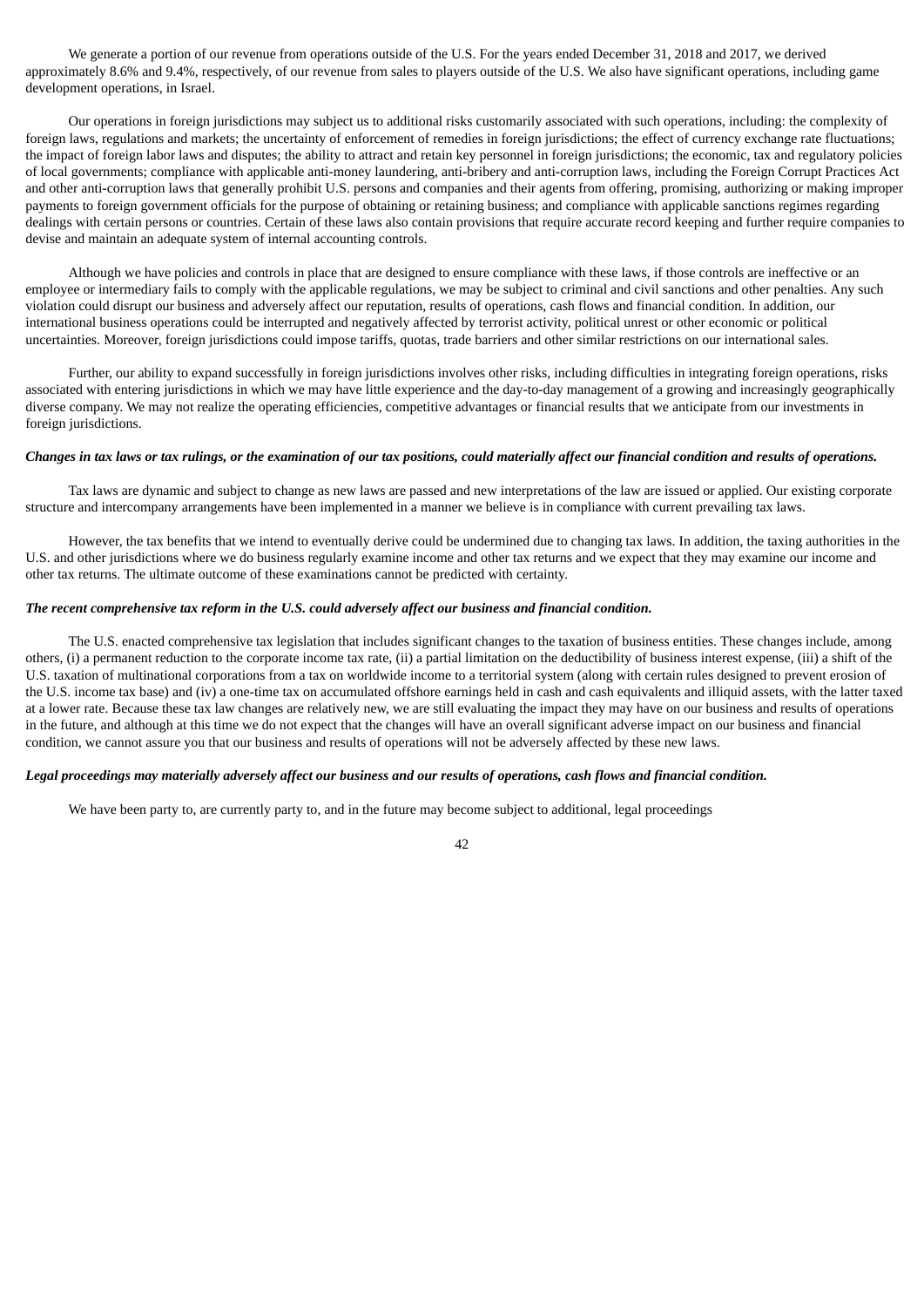We generate a portion of our revenue from operations outside of the U.S. For the years ended December 31, 2018 and 2017, we derived approximately 8.6% and 9.4%, respectively, of our revenue from sales to players outside of the U.S. We also have significant operations, including game development operations, in Israel.

Our operations in foreign jurisdictions may subject us to additional risks customarily associated with such operations, including: the complexity of foreign laws, regulations and markets; the uncertainty of enforcement of remedies in foreign jurisdictions; the effect of currency exchange rate fluctuations; the impact of foreign labor laws and disputes; the ability to attract and retain key personnel in foreign jurisdictions; the economic, tax and regulatory policies of local governments; compliance with applicable anti-money laundering, anti-bribery and anti-corruption laws, including the Foreign Corrupt Practices Act and other anti-corruption laws that generally prohibit U.S. persons and companies and their agents from offering, promising, authorizing or making improper payments to foreign government officials for the purpose of obtaining or retaining business; and compliance with applicable sanctions regimes regarding dealings with certain persons or countries. Certain of these laws also contain provisions that require accurate record keeping and further require companies to devise and maintain an adequate system of internal accounting controls.

Although we have policies and controls in place that are designed to ensure compliance with these laws, if those controls are ineffective or an employee or intermediary fails to comply with the applicable regulations, we may be subject to criminal and civil sanctions and other penalties. Any such violation could disrupt our business and adversely affect our reputation, results of operations, cash flows and financial condition. In addition, our international business operations could be interrupted and negatively affected by terrorist activity, political unrest or other economic or political uncertainties. Moreover, foreign jurisdictions could impose tariffs, quotas, trade barriers and other similar restrictions on our international sales.

Further, our ability to expand successfully in foreign jurisdictions involves other risks, including difficulties in integrating foreign operations, risks associated with entering jurisdictions in which we may have little experience and the day-to-day management of a growing and increasingly geographically diverse company. We may not realize the operating efficiencies, competitive advantages or financial results that we anticipate from our investments in foreign jurisdictions.

***Changes in tax laws or tax rulings, or the examination of our tax positions, could materially affect our financial condition and results of operations.***

Tax laws are dynamic and subject to change as new laws are passed and new interpretations of the law are issued or applied. Our existing corporate structure and intercompany arrangements have been implemented in a manner we believe is in compliance with current prevailing tax laws.

However, the tax benefits that we intend to eventually derive could be undermined due to changing tax laws. In addition, the taxing authorities in the U.S. and other jurisdictions where we do business regularly examine income and other tax returns and we expect that they may examine our income and other tax returns. The ultimate outcome of these examinations cannot be predicted with certainty.

***The recent comprehensive tax reform in the U.S. could adversely affect our business and financial condition.***

The U.S. enacted comprehensive tax legislation that includes significant changes to the taxation of business entities. These changes include, among others, (i) a permanent reduction to the corporate income tax rate, (ii) a partial limitation on the deductibility of business interest expense, (iii) a shift of the U.S. taxation of multinational corporations from a tax on worldwide income to a territorial system (along with certain rules designed to prevent erosion of the U.S. income tax base) and (iv) a one-time tax on accumulated offshore earnings held in cash and cash equivalents and illiquid assets, with the latter taxed at a lower rate. Because these tax law changes are relatively new, we are still evaluating the impact they may have on our business and results of operations in the future, and although at this time we do not expect that the changes will have an overall significant adverse impact on our business and financial condition, we cannot assure you that our business and results of operations will not be adversely affected by these new laws.

***Legal proceedings may materially adversely affect our business and our results of operations, cash flows and financial condition.***

We have been party to, are currently party to, and in the future may become subject to additional, legal proceedings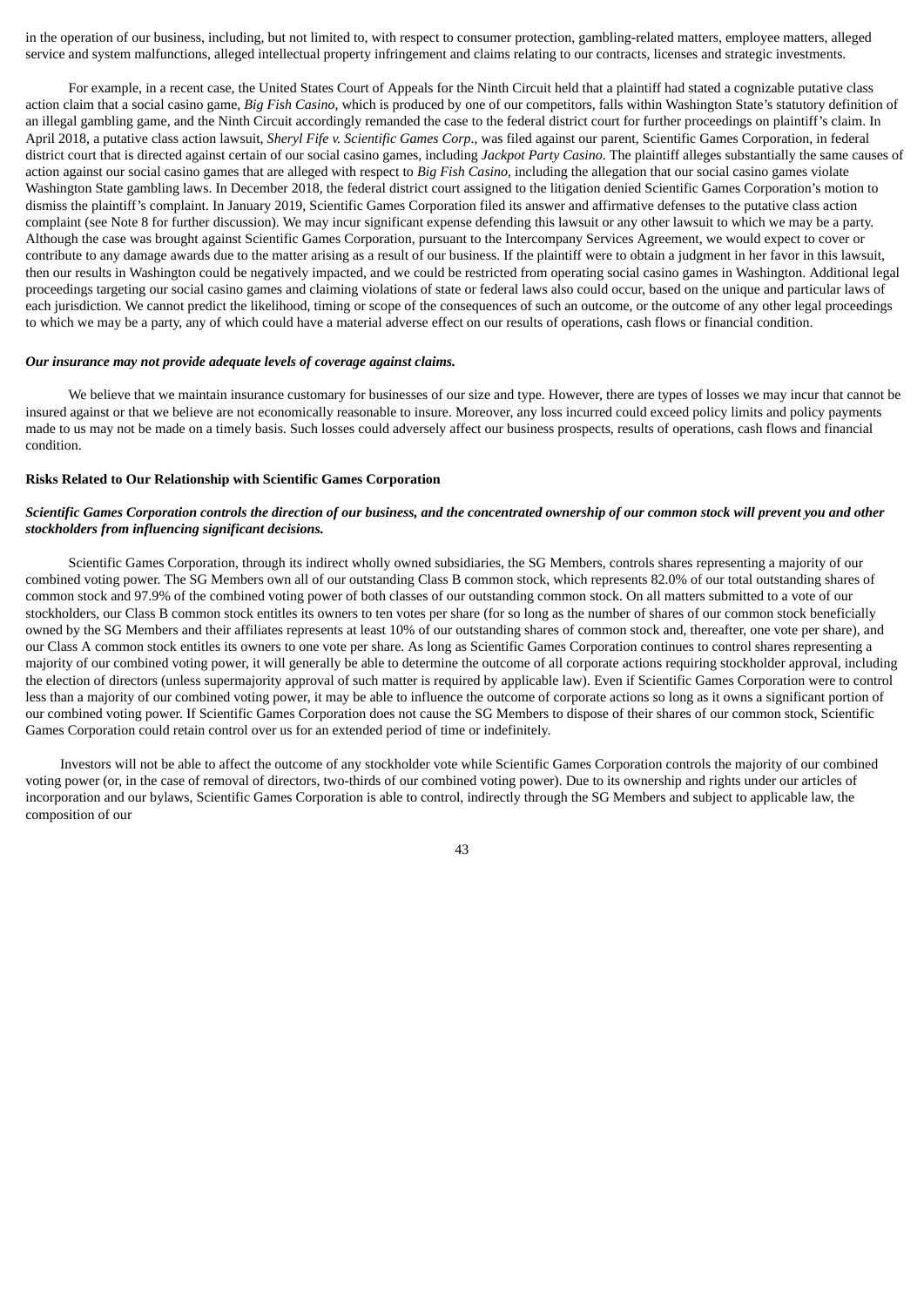in the operation of our business, including, but not limited to, with respect to consumer protection, gambling-related matters, employee matters, alleged service and system malfunctions, alleged intellectual property infringement and claims relating to our contracts, licenses and strategic investments.

For example, in a recent case, the United States Court of Appeals for the Ninth Circuit held that a plaintiff had stated a cognizable putative class action claim that a social casino game, *Big Fish Casino*, which is produced by one of our competitors, falls within Washington State's statutory definition of an illegal gambling game, and the Ninth Circuit accordingly remanded the case to the federal district court for further proceedings on plaintiff's claim. In April 2018, a putative class action lawsuit, *Sheryl Fife v. Scientific Games Corp*., was filed against our parent, Scientific Games Corporation, in federal district court that is directed against certain of our social casino games, including *Jackpot Party Casino*. The plaintiff alleges substantially the same causes of action against our social casino games that are alleged with respect to *Big Fish Casino*, including the allegation that our social casino games violate Washington State gambling laws. In December 2018, the federal district court assigned to the litigation denied Scientific Games Corporation's motion to dismiss the plaintiff's complaint. In January 2019, Scientific Games Corporation filed its answer and affirmative defenses to the putative class action complaint (see Note 8 for further discussion). We may incur significant expense defending this lawsuit or any other lawsuit to which we may be a party. Although the case was brought against Scientific Games Corporation, pursuant to the Intercompany Services Agreement, we would expect to cover or contribute to any damage awards due to the matter arising as a result of our business. If the plaintiff were to obtain a judgment in her favor in this lawsuit, then our results in Washington could be negatively impacted, and we could be restricted from operating social casino games in Washington. Additional legal proceedings targeting our social casino games and claiming violations of state or federal laws also could occur, based on the unique and particular laws of each jurisdiction. We cannot predict the likelihood, timing or scope of the consequences of such an outcome, or the outcome of any other legal proceedings to which we may be a party, any of which could have a material adverse effect on our results of operations, cash flows or financial condition.

***Our insurance may not provide adequate levels of coverage against claims.***

We believe that we maintain insurance customary for businesses of our size and type. However, there are types of losses we may incur that cannot be insured against or that we believe are not economically reasonable to insure. Moreover, any loss incurred could exceed policy limits and policy payments made to us may not be made on a timely basis. Such losses could adversely affect our business prospects, results of operations, cash flows and financial condition.

**Risks Related to Our Relationship with Scientific Games Corporation**

***Scientific Games Corporation controls the direction of our business, and the concentrated ownership of our common stock will prevent you and other stockholders from influencing significant decisions.***

Scientific Games Corporation, through its indirect wholly owned subsidiaries, the SG Members, controls shares representing a majority of our combined voting power. The SG Members own all of our outstanding Class B common stock, which represents 82.0% of our total outstanding shares of common stock and 97.9% of the combined voting power of both classes of our outstanding common stock. On all matters submitted to a vote of our stockholders, our Class B common stock entitles its owners to ten votes per share (for so long as the number of shares of our common stock beneficially owned by the SG Members and their affiliates represents at least 10% of our outstanding shares of common stock and, thereafter, one vote per share), and our Class A common stock entitles its owners to one vote per share. As long as Scientific Games Corporation continues to control shares representing a majority of our combined voting power, it will generally be able to determine the outcome of all corporate actions requiring stockholder approval, including the election of directors (unless supermajority approval of such matter is required by applicable law). Even if Scientific Games Corporation were to control less than a majority of our combined voting power, it may be able to influence the outcome of corporate actions so long as it owns a significant portion of our combined voting power. If Scientific Games Corporation does not cause the SG Members to dispose of their shares of our common stock, Scientific Games Corporation could retain control over us for an extended period of time or indefinitely.

Investors will not be able to affect the outcome of any stockholder vote while Scientific Games Corporation controls the majority of our combined voting power (or, in the case of removal of directors, two-thirds of our combined voting power). Due to its ownership and rights under our articles of incorporation and our bylaws, Scientific Games Corporation is able to control, indirectly through the SG Members and subject to applicable law, the composition of our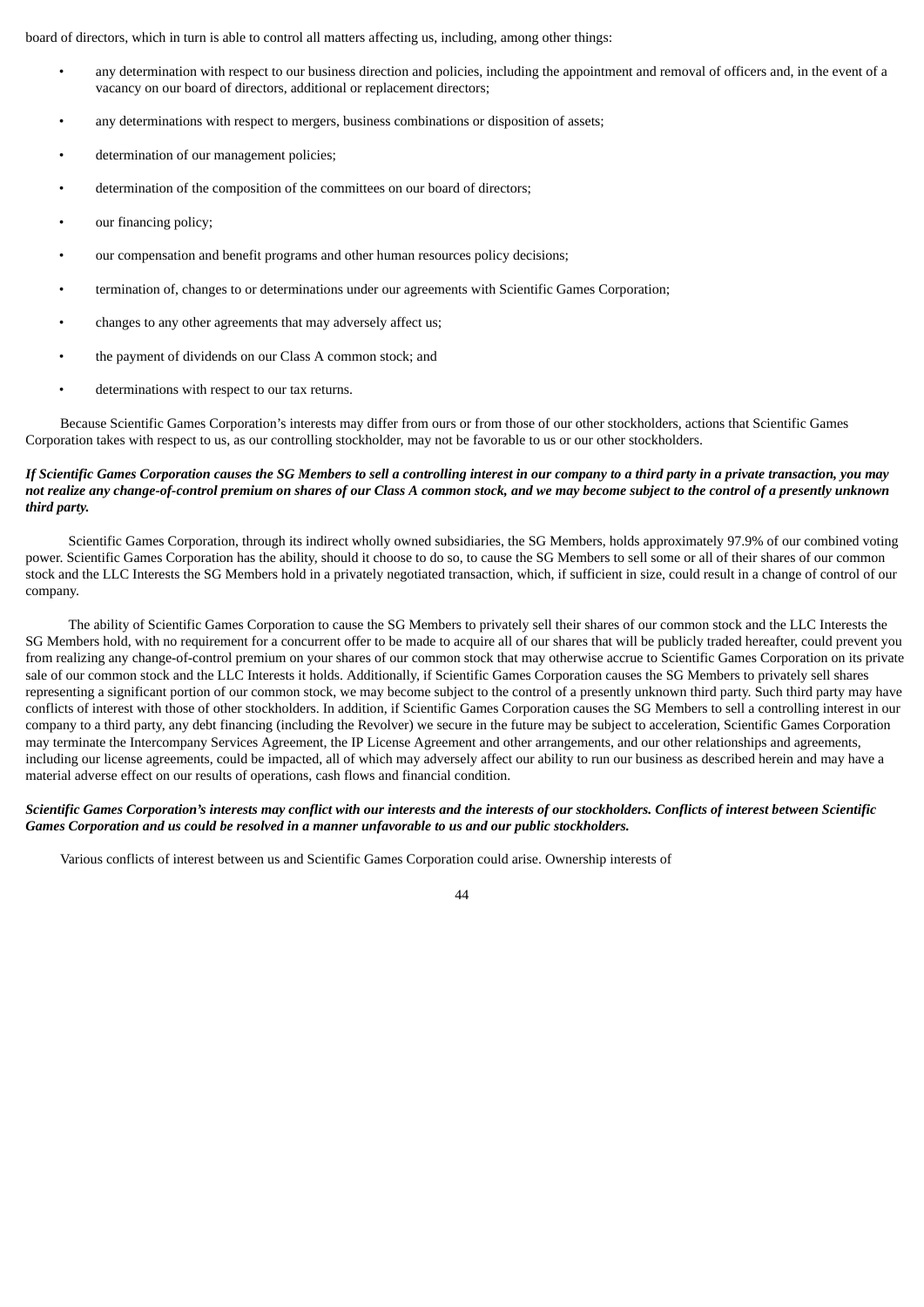board of directors, which in turn is able to control all matters affecting us, including, among other things:

- any determination with respect to our business direction and policies, including the appointment and removal of officers and, in the event of a vacancy on our board of directors, additional or replacement directors;
- any determinations with respect to mergers, business combinations or disposition of assets;
- determination of our management policies;
- determination of the composition of the committees on our board of directors;
- our financing policy;
- our compensation and benefit programs and other human resources policy decisions;
- termination of, changes to or determinations under our agreements with Scientific Games Corporation;
- changes to any other agreements that may adversely affect us;
- the payment of dividends on our Class A common stock; and
- determinations with respect to our tax returns.

Because Scientific Games Corporation's interests may differ from ours or from those of our other stockholders, actions that Scientific Games Corporation takes with respect to us, as our controlling stockholder, may not be favorable to us or our other stockholders.

***If Scientific Games Corporation causes the SG Members to sell a controlling interest in our company to a third party in a private transaction, you may not realize any change-of-control premium on shares of our Class A common stock, and we may become subject to the control of a presently unknown third party.***

Scientific Games Corporation, through its indirect wholly owned subsidiaries, the SG Members, holds approximately 97.9% of our combined voting power. Scientific Games Corporation has the ability, should it choose to do so, to cause the SG Members to sell some or all of their shares of our common stock and the LLC Interests the SG Members hold in a privately negotiated transaction, which, if sufficient in size, could result in a change of control of our company.

The ability of Scientific Games Corporation to cause the SG Members to privately sell their shares of our common stock and the LLC Interests the SG Members hold, with no requirement for a concurrent offer to be made to acquire all of our shares that will be publicly traded hereafter, could prevent you from realizing any change-of-control premium on your shares of our common stock that may otherwise accrue to Scientific Games Corporation on its private sale of our common stock and the LLC Interests it holds. Additionally, if Scientific Games Corporation causes the SG Members to privately sell shares representing a significant portion of our common stock, we may become subject to the control of a presently unknown third party. Such third party may have conflicts of interest with those of other stockholders. In addition, if Scientific Games Corporation causes the SG Members to sell a controlling interest in our company to a third party, any debt financing (including the Revolver) we secure in the future may be subject to acceleration, Scientific Games Corporation may terminate the Intercompany Services Agreement, the IP License Agreement and other arrangements, and our other relationships and agreements, including our license agreements, could be impacted, all of which may adversely affect our ability to run our business as described herein and may have a material adverse effect on our results of operations, cash flows and financial condition.

***Scientific Games Corporation's interests may conflict with our interests and the interests of our stockholders. Conflicts of interest between Scientific Games Corporation and us could be resolved in a manner unfavorable to us and our public stockholders.***

Various conflicts of interest between us and Scientific Games Corporation could arise. Ownership interests of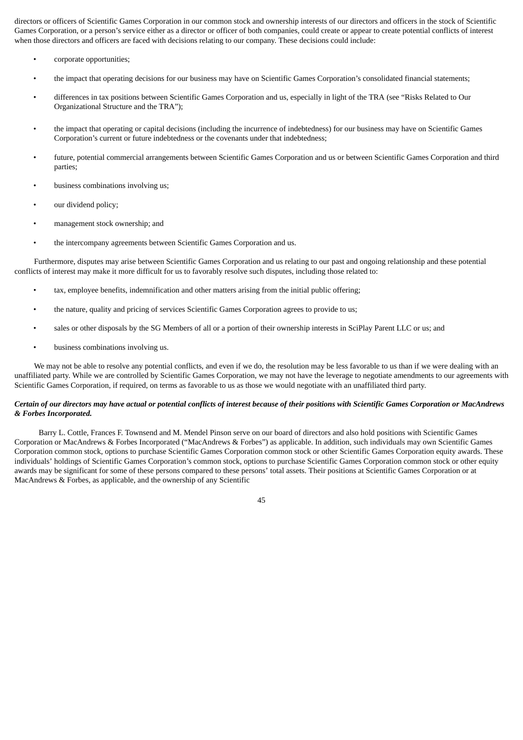directors or officers of Scientific Games Corporation in our common stock and ownership interests of our directors and officers in the stock of Scientific Games Corporation, or a person's service either as a director or officer of both companies, could create or appear to create potential conflicts of interest when those directors and officers are faced with decisions relating to our company. These decisions could include:

- corporate opportunities;
- the impact that operating decisions for our business may have on Scientific Games Corporation's consolidated financial statements;
- differences in tax positions between Scientific Games Corporation and us, especially in light of the TRA (see "Risks Related to Our Organizational Structure and the TRA");
- the impact that operating or capital decisions (including the incurrence of indebtedness) for our business may have on Scientific Games Corporation's current or future indebtedness or the covenants under that indebtedness;
- future, potential commercial arrangements between Scientific Games Corporation and us or between Scientific Games Corporation and third parties;
- business combinations involving us;
- our dividend policy;
- management stock ownership; and
- the intercompany agreements between Scientific Games Corporation and us.

Furthermore, disputes may arise between Scientific Games Corporation and us relating to our past and ongoing relationship and these potential conflicts of interest may make it more difficult for us to favorably resolve such disputes, including those related to:

- tax, employee benefits, indemnification and other matters arising from the initial public offering;
- the nature, quality and pricing of services Scientific Games Corporation agrees to provide to us;
- sales or other disposals by the SG Members of all or a portion of their ownership interests in SciPlay Parent LLC or us; and
- business combinations involving us.

We may not be able to resolve any potential conflicts, and even if we do, the resolution may be less favorable to us than if we were dealing with an unaffiliated party. While we are controlled by Scientific Games Corporation, we may not have the leverage to negotiate amendments to our agreements with Scientific Games Corporation, if required, on terms as favorable to us as those we would negotiate with an unaffiliated third party.

***Certain of our directors may have actual or potential conflicts of interest because of their positions with Scientific Games Corporation or MacAndrews & Forbes Incorporated.***

Barry L. Cottle, Frances F. Townsend and M. Mendel Pinson serve on our board of directors and also hold positions with Scientific Games Corporation or MacAndrews & Forbes Incorporated ("MacAndrews & Forbes") as applicable. In addition, such individuals may own Scientific Games Corporation common stock, options to purchase Scientific Games Corporation common stock or other Scientific Games Corporation equity awards. These individuals' holdings of Scientific Games Corporation's common stock, options to purchase Scientific Games Corporation common stock or other equity awards may be significant for some of these persons compared to these persons' total assets. Their positions at Scientific Games Corporation or at MacAndrews & Forbes, as applicable, and the ownership of any Scientific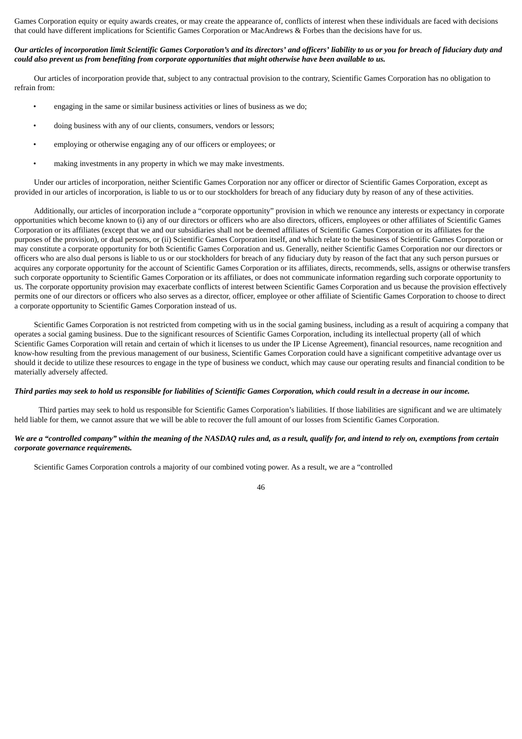Games Corporation equity or equity awards creates, or may create the appearance of, conflicts of interest when these individuals are faced with decisions that could have different implications for Scientific Games Corporation or MacAndrews & Forbes than the decisions have for us.

***Our articles of incorporation limit Scientific Games Corporation's and its directors' and officers' liability to us or you for breach of fiduciary duty and could also prevent us from benefiting from corporate opportunities that might otherwise have been available to us.***

Our articles of incorporation provide that, subject to any contractual provision to the contrary, Scientific Games Corporation has no obligation to refrain from:

- engaging in the same or similar business activities or lines of business as we do;
- doing business with any of our clients, consumers, vendors or lessors;
- employing or otherwise engaging any of our officers or employees; or
- making investments in any property in which we may make investments.

Under our articles of incorporation, neither Scientific Games Corporation nor any officer or director of Scientific Games Corporation, except as provided in our articles of incorporation, is liable to us or to our stockholders for breach of any fiduciary duty by reason of any of these activities.

Additionally, our articles of incorporation include a "corporate opportunity" provision in which we renounce any interests or expectancy in corporate opportunities which become known to (i) any of our directors or officers who are also directors, officers, employees or other affiliates of Scientific Games Corporation or its affiliates (except that we and our subsidiaries shall not be deemed affiliates of Scientific Games Corporation or its affiliates for the purposes of the provision), or dual persons, or (ii) Scientific Games Corporation itself, and which relate to the business of Scientific Games Corporation or may constitute a corporate opportunity for both Scientific Games Corporation and us. Generally, neither Scientific Games Corporation nor our directors or officers who are also dual persons is liable to us or our stockholders for breach of any fiduciary duty by reason of the fact that any such person pursues or acquires any corporate opportunity for the account of Scientific Games Corporation or its affiliates, directs, recommends, sells, assigns or otherwise transfers such corporate opportunity to Scientific Games Corporation or its affiliates, or does not communicate information regarding such corporate opportunity to us. The corporate opportunity provision may exacerbate conflicts of interest between Scientific Games Corporation and us because the provision effectively permits one of our directors or officers who also serves as a director, officer, employee or other affiliate of Scientific Games Corporation to choose to direct a corporate opportunity to Scientific Games Corporation instead of us.

Scientific Games Corporation is not restricted from competing with us in the social gaming business, including as a result of acquiring a company that operates a social gaming business. Due to the significant resources of Scientific Games Corporation, including its intellectual property (all of which Scientific Games Corporation will retain and certain of which it licenses to us under the IP License Agreement), financial resources, name recognition and know-how resulting from the previous management of our business, Scientific Games Corporation could have a significant competitive advantage over us should it decide to utilize these resources to engage in the type of business we conduct, which may cause our operating results and financial condition to be materially adversely affected.

***Third parties may seek to hold us responsible for liabilities of Scientific Games Corporation, which could result in a decrease in our income.***

Third parties may seek to hold us responsible for Scientific Games Corporation's liabilities. If those liabilities are significant and we are ultimately held liable for them, we cannot assure that we will be able to recover the full amount of our losses from Scientific Games Corporation.

***We are a "controlled company" within the meaning of the NASDAQ rules and, as a result, qualify for, and intend to rely on, exemptions from certain corporate governance requirements.***

Scientific Games Corporation controls a majority of our combined voting power. As a result, we are a "controlled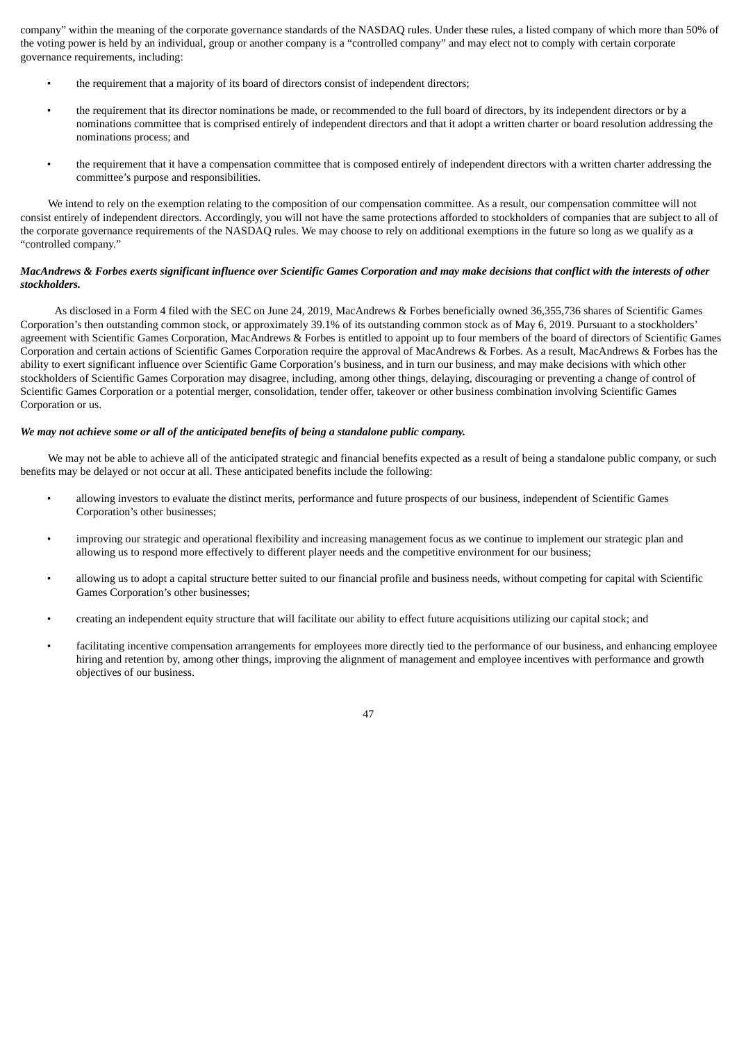company" within the meaning of the corporate governance standards of the NASDAQ rules. Under these rules, a listed company of which more than 50% of the voting power is held by an individual, group or another company is a "controlled company" and may elect not to comply with certain corporate governance requirements, including:

- the requirement that a majority of its board of directors consist of independent directors;
- the requirement that its director nominations be made, or recommended to the full board of directors, by its independent directors or by a nominations committee that is comprised entirely of independent directors and that it adopt a written charter or board resolution addressing the nominations process; and
- the requirement that it have a compensation committee that is composed entirely of independent directors with a written charter addressing the committee's purpose and responsibilities.

We intend to rely on the exemption relating to the composition of our compensation committee. As a result, our compensation committee will not consist entirely of independent directors. Accordingly, you will not have the same protections afforded to stockholders of companies that are subject to all of the corporate governance requirements of the NASDAQ rules. We may choose to rely on additional exemptions in the future so long as we qualify as a "controlled company."

***MacAndrews & Forbes exerts significant influence over Scientific Games Corporation and may make decisions that conflict with the interests of other stockholders.***

As disclosed in a Form 4 filed with the SEC on June 24, 2019, MacAndrews & Forbes beneficially owned 36,355,736 shares of Scientific Games Corporation's then outstanding common stock, or approximately 39.1% of its outstanding common stock as of May 6, 2019. Pursuant to a stockholders' agreement with Scientific Games Corporation, MacAndrews & Forbes is entitled to appoint up to four members of the board of directors of Scientific Games Corporation and certain actions of Scientific Games Corporation require the approval of MacAndrews & Forbes. As a result, MacAndrews & Forbes has the ability to exert significant influence over Scientific Game Corporation's business, and in turn our business, and may make decisions with which other stockholders of Scientific Games Corporation may disagree, including, among other things, delaying, discouraging or preventing a change of control of Scientific Games Corporation or a potential merger, consolidation, tender offer, takeover or other business combination involving Scientific Games Corporation or us.

***We may not achieve some or all of the anticipated benefits of being a standalone public company.***

We may not be able to achieve all of the anticipated strategic and financial benefits expected as a result of being a standalone public company, or such benefits may be delayed or not occur at all. These anticipated benefits include the following:

- allowing investors to evaluate the distinct merits, performance and future prospects of our business, independent of Scientific Games Corporation's other businesses;
- improving our strategic and operational flexibility and increasing management focus as we continue to implement our strategic plan and allowing us to respond more effectively to different player needs and the competitive environment for our business;
- allowing us to adopt a capital structure better suited to our financial profile and business needs, without competing for capital with Scientific Games Corporation's other businesses;
- creating an independent equity structure that will facilitate our ability to effect future acquisitions utilizing our capital stock; and
- facilitating incentive compensation arrangements for employees more directly tied to the performance of our business, and enhancing employee hiring and retention by, among other things, improving the alignment of management and employee incentives with performance and growth objectives of our business.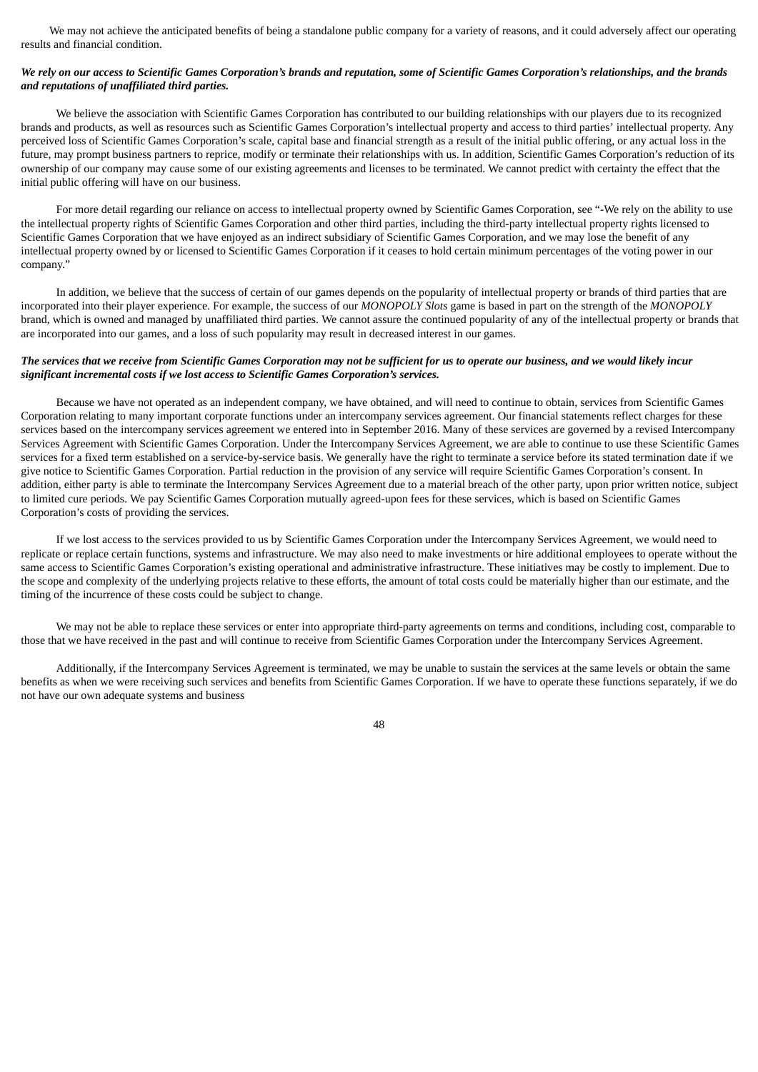We may not achieve the anticipated benefits of being a standalone public company for a variety of reasons, and it could adversely affect our operating results and financial condition.

***We rely on our access to Scientific Games Corporation's brands and reputation, some of Scientific Games Corporation's relationships, and the brands and reputations of unaffiliated third parties.***

We believe the association with Scientific Games Corporation has contributed to our building relationships with our players due to its recognized brands and products, as well as resources such as Scientific Games Corporation's intellectual property and access to third parties' intellectual property. Any perceived loss of Scientific Games Corporation's scale, capital base and financial strength as a result of the initial public offering, or any actual loss in the future, may prompt business partners to reprice, modify or terminate their relationships with us. In addition, Scientific Games Corporation's reduction of its ownership of our company may cause some of our existing agreements and licenses to be terminated. We cannot predict with certainty the effect that the initial public offering will have on our business.

For more detail regarding our reliance on access to intellectual property owned by Scientific Games Corporation, see "-We rely on the ability to use the intellectual property rights of Scientific Games Corporation and other third parties, including the third-party intellectual property rights licensed to Scientific Games Corporation that we have enjoyed as an indirect subsidiary of Scientific Games Corporation, and we may lose the benefit of any intellectual property owned by or licensed to Scientific Games Corporation if it ceases to hold certain minimum percentages of the voting power in our company."

In addition, we believe that the success of certain of our games depends on the popularity of intellectual property or brands of third parties that are incorporated into their player experience. For example, the success of our *MONOPOLY Slots* game is based in part on the strength of the *MONOPOLY* brand, which is owned and managed by unaffiliated third parties. We cannot assure the continued popularity of any of the intellectual property or brands that are incorporated into our games, and a loss of such popularity may result in decreased interest in our games.

***The services that we receive from Scientific Games Corporation may not be sufficient for us to operate our business, and we would likely incur significant incremental costs if we lost access to Scientific Games Corporation's services.***

Because we have not operated as an independent company, we have obtained, and will need to continue to obtain, services from Scientific Games Corporation relating to many important corporate functions under an intercompany services agreement. Our financial statements reflect charges for these services based on the intercompany services agreement we entered into in September 2016. Many of these services are governed by a revised Intercompany Services Agreement with Scientific Games Corporation. Under the Intercompany Services Agreement, we are able to continue to use these Scientific Games services for a fixed term established on a service-by-service basis. We generally have the right to terminate a service before its stated termination date if we give notice to Scientific Games Corporation. Partial reduction in the provision of any service will require Scientific Games Corporation's consent. In addition, either party is able to terminate the Intercompany Services Agreement due to a material breach of the other party, upon prior written notice, subject to limited cure periods. We pay Scientific Games Corporation mutually agreed-upon fees for these services, which is based on Scientific Games Corporation's costs of providing the services.

If we lost access to the services provided to us by Scientific Games Corporation under the Intercompany Services Agreement, we would need to replicate or replace certain functions, systems and infrastructure. We may also need to make investments or hire additional employees to operate without the same access to Scientific Games Corporation's existing operational and administrative infrastructure. These initiatives may be costly to implement. Due to the scope and complexity of the underlying projects relative to these efforts, the amount of total costs could be materially higher than our estimate, and the timing of the incurrence of these costs could be subject to change.

We may not be able to replace these services or enter into appropriate third-party agreements on terms and conditions, including cost, comparable to those that we have received in the past and will continue to receive from Scientific Games Corporation under the Intercompany Services Agreement.

Additionally, if the Intercompany Services Agreement is terminated, we may be unable to sustain the services at the same levels or obtain the same benefits as when we were receiving such services and benefits from Scientific Games Corporation. If we have to operate these functions separately, if we do not have our own adequate systems and business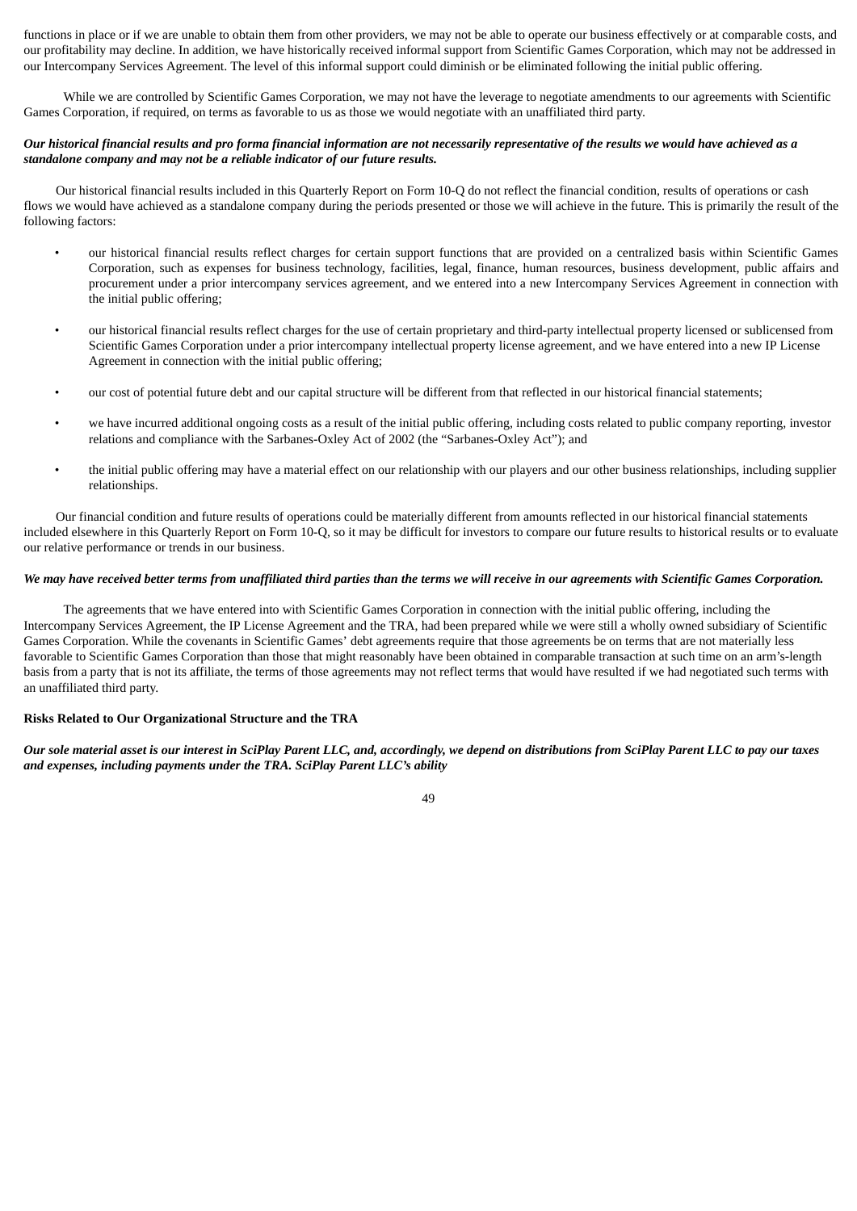functions in place or if we are unable to obtain them from other providers, we may not be able to operate our business effectively or at comparable costs, and our profitability may decline. In addition, we have historically received informal support from Scientific Games Corporation, which may not be addressed in our Intercompany Services Agreement. The level of this informal support could diminish or be eliminated following the initial public offering.

While we are controlled by Scientific Games Corporation, we may not have the leverage to negotiate amendments to our agreements with Scientific Games Corporation, if required, on terms as favorable to us as those we would negotiate with an unaffiliated third party.

***Our historical financial results and pro forma financial information are not necessarily representative of the results we would have achieved as a standalone company and may not be a reliable indicator of our future results.***

Our historical financial results included in this Quarterly Report on Form 10-Q do not reflect the financial condition, results of operations or cash flows we would have achieved as a standalone company during the periods presented or those we will achieve in the future. This is primarily the result of the following factors:

- our historical financial results reflect charges for certain support functions that are provided on a centralized basis within Scientific Games Corporation, such as expenses for business technology, facilities, legal, finance, human resources, business development, public affairs and procurement under a prior intercompany services agreement, and we entered into a new Intercompany Services Agreement in connection with the initial public offering;

- our historical financial results reflect charges for the use of certain proprietary and third-party intellectual property licensed or sublicensed from Scientific Games Corporation under a prior intercompany intellectual property license agreement, and we have entered into a new IP License Agreement in connection with the initial public offering;

- our cost of potential future debt and our capital structure will be different from that reflected in our historical financial statements;

- we have incurred additional ongoing costs as a result of the initial public offering, including costs related to public company reporting, investor relations and compliance with the Sarbanes-Oxley Act of 2002 (the "Sarbanes-Oxley Act"); and

- the initial public offering may have a material effect on our relationship with our players and our other business relationships, including supplier relationships.

Our financial condition and future results of operations could be materially different from amounts reflected in our historical financial statements included elsewhere in this Quarterly Report on Form 10-Q, so it may be difficult for investors to compare our future results to historical results or to evaluate our relative performance or trends in our business.

***We may have received better terms from unaffiliated third parties than the terms we will receive in our agreements with Scientific Games Corporation.***

The agreements that we have entered into with Scientific Games Corporation in connection with the initial public offering, including the Intercompany Services Agreement, the IP License Agreement and the TRA, had been prepared while we were still a wholly owned subsidiary of Scientific Games Corporation. While the covenants in Scientific Games' debt agreements require that those agreements be on terms that are not materially less favorable to Scientific Games Corporation than those that might reasonably have been obtained in comparable transaction at such time on an arm's-length basis from a party that is not its affiliate, the terms of those agreements may not reflect terms that would have resulted if we had negotiated such terms with an unaffiliated third party.

**Risks Related to Our Organizational Structure and the TRA**

***Our sole material asset is our interest in SciPlay Parent LLC, and, accordingly, we depend on distributions from SciPlay Parent LLC to pay our taxes and expenses, including payments under the TRA. SciPlay Parent LLC's ability***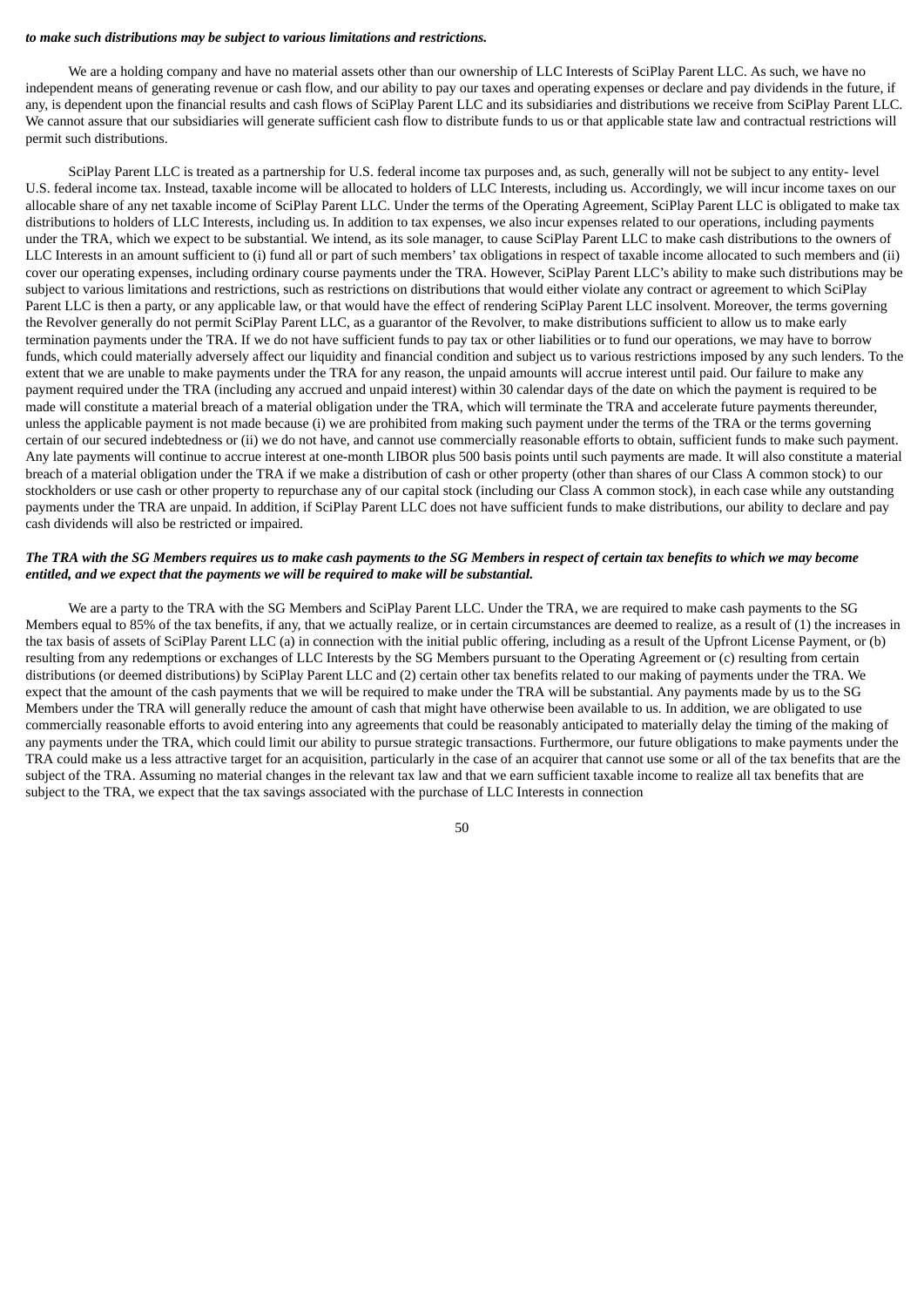***to make such distributions may be subject to various limitations and restrictions.***

We are a holding company and have no material assets other than our ownership of LLC Interests of SciPlay Parent LLC. As such, we have no independent means of generating revenue or cash flow, and our ability to pay our taxes and operating expenses or declare and pay dividends in the future, if any, is dependent upon the financial results and cash flows of SciPlay Parent LLC and its subsidiaries and distributions we receive from SciPlay Parent LLC. We cannot assure that our subsidiaries will generate sufficient cash flow to distribute funds to us or that applicable state law and contractual restrictions will permit such distributions.

SciPlay Parent LLC is treated as a partnership for U.S. federal income tax purposes and, as such, generally will not be subject to any entity- level U.S. federal income tax. Instead, taxable income will be allocated to holders of LLC Interests, including us. Accordingly, we will incur income taxes on our allocable share of any net taxable income of SciPlay Parent LLC. Under the terms of the Operating Agreement, SciPlay Parent LLC is obligated to make tax distributions to holders of LLC Interests, including us. In addition to tax expenses, we also incur expenses related to our operations, including payments under the TRA, which we expect to be substantial. We intend, as its sole manager, to cause SciPlay Parent LLC to make cash distributions to the owners of LLC Interests in an amount sufficient to (i) fund all or part of such members' tax obligations in respect of taxable income allocated to such members and (ii) cover our operating expenses, including ordinary course payments under the TRA. However, SciPlay Parent LLC's ability to make such distributions may be subject to various limitations and restrictions, such as restrictions on distributions that would either violate any contract or agreement to which SciPlay Parent LLC is then a party, or any applicable law, or that would have the effect of rendering SciPlay Parent LLC insolvent. Moreover, the terms governing the Revolver generally do not permit SciPlay Parent LLC, as a guarantor of the Revolver, to make distributions sufficient to allow us to make early termination payments under the TRA. If we do not have sufficient funds to pay tax or other liabilities or to fund our operations, we may have to borrow funds, which could materially adversely affect our liquidity and financial condition and subject us to various restrictions imposed by any such lenders. To the extent that we are unable to make payments under the TRA for any reason, the unpaid amounts will accrue interest until paid. Our failure to make any payment required under the TRA (including any accrued and unpaid interest) within 30 calendar days of the date on which the payment is required to be made will constitute a material breach of a material obligation under the TRA, which will terminate the TRA and accelerate future payments thereunder, unless the applicable payment is not made because (i) we are prohibited from making such payment under the terms of the TRA or the terms governing certain of our secured indebtedness or (ii) we do not have, and cannot use commercially reasonable efforts to obtain, sufficient funds to make such payment. Any late payments will continue to accrue interest at one-month LIBOR plus 500 basis points until such payments are made. It will also constitute a material breach of a material obligation under the TRA if we make a distribution of cash or other property (other than shares of our Class A common stock) to our stockholders or use cash or other property to repurchase any of our capital stock (including our Class A common stock), in each case while any outstanding payments under the TRA are unpaid. In addition, if SciPlay Parent LLC does not have sufficient funds to make distributions, our ability to declare and pay cash dividends will also be restricted or impaired.

***The TRA with the SG Members requires us to make cash payments to the SG Members in respect of certain tax benefits to which we may become entitled, and we expect that the payments we will be required to make will be substantial.***

We are a party to the TRA with the SG Members and SciPlay Parent LLC. Under the TRA, we are required to make cash payments to the SG Members equal to 85% of the tax benefits, if any, that we actually realize, or in certain circumstances are deemed to realize, as a result of (1) the increases in the tax basis of assets of SciPlay Parent LLC (a) in connection with the initial public offering, including as a result of the Upfront License Payment, or (b) resulting from any redemptions or exchanges of LLC Interests by the SG Members pursuant to the Operating Agreement or (c) resulting from certain distributions (or deemed distributions) by SciPlay Parent LLC and (2) certain other tax benefits related to our making of payments under the TRA. We expect that the amount of the cash payments that we will be required to make under the TRA will be substantial. Any payments made by us to the SG Members under the TRA will generally reduce the amount of cash that might have otherwise been available to us. In addition, we are obligated to use commercially reasonable efforts to avoid entering into any agreements that could be reasonably anticipated to materially delay the timing of the making of any payments under the TRA, which could limit our ability to pursue strategic transactions. Furthermore, our future obligations to make payments under the TRA could make us a less attractive target for an acquisition, particularly in the case of an acquirer that cannot use some or all of the tax benefits that are the subject of the TRA. Assuming no material changes in the relevant tax law and that we earn sufficient taxable income to realize all tax benefits that are subject to the TRA, we expect that the tax savings associated with the purchase of LLC Interests in connection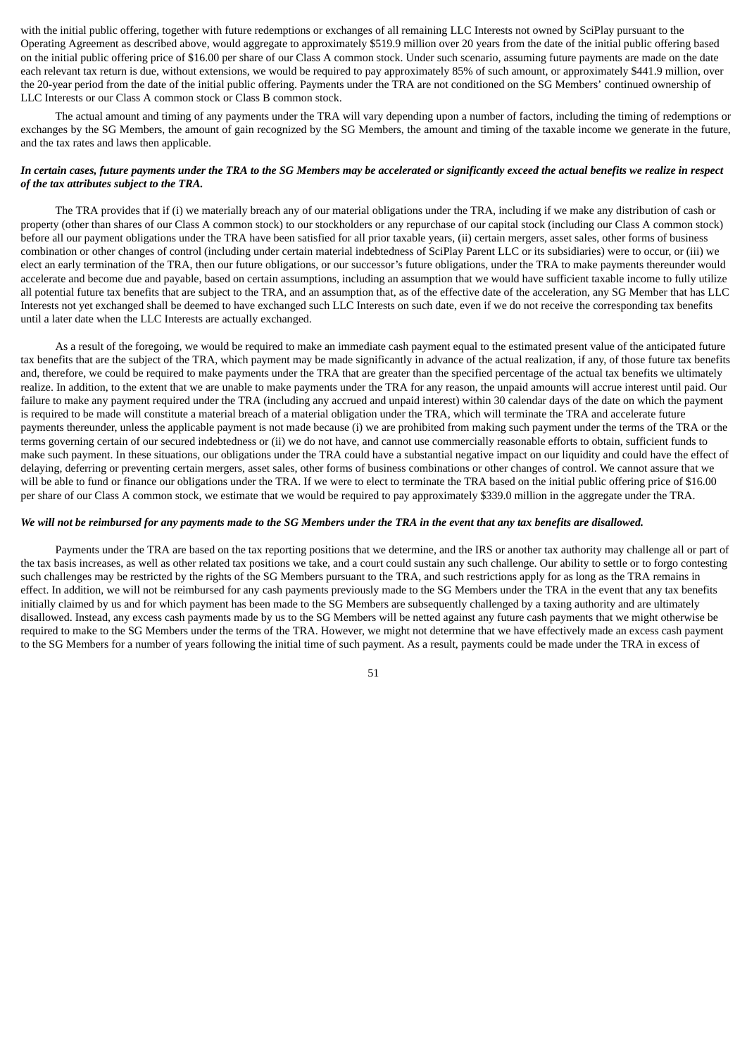with the initial public offering, together with future redemptions or exchanges of all remaining LLC Interests not owned by SciPlay pursuant to the Operating Agreement as described above, would aggregate to approximately $519.9 million over 20 years from the date of the initial public offering based on the initial public offering price of $16.00 per share of our Class A common stock. Under such scenario, assuming future payments are made on the date each relevant tax return is due, without extensions, we would be required to pay approximately 85% of such amount, or approximately $441.9 million, over the 20-year period from the date of the initial public offering. Payments under the TRA are not conditioned on the SG Members' continued ownership of LLC Interests or our Class A common stock or Class B common stock.

The actual amount and timing of any payments under the TRA will vary depending upon a number of factors, including the timing of redemptions or exchanges by the SG Members, the amount of gain recognized by the SG Members, the amount and timing of the taxable income we generate in the future, and the tax rates and laws then applicable.

***In certain cases, future payments under the TRA to the SG Members may be accelerated or significantly exceed the actual benefits we realize in respect of the tax attributes subject to the TRA.***

The TRA provides that if (i) we materially breach any of our material obligations under the TRA, including if we make any distribution of cash or property (other than shares of our Class A common stock) to our stockholders or any repurchase of our capital stock (including our Class A common stock) before all our payment obligations under the TRA have been satisfied for all prior taxable years, (ii) certain mergers, asset sales, other forms of business combination or other changes of control (including under certain material indebtedness of SciPlay Parent LLC or its subsidiaries) were to occur, or (iii) we elect an early termination of the TRA, then our future obligations, or our successor's future obligations, under the TRA to make payments thereunder would accelerate and become due and payable, based on certain assumptions, including an assumption that we would have sufficient taxable income to fully utilize all potential future tax benefits that are subject to the TRA, and an assumption that, as of the effective date of the acceleration, any SG Member that has LLC Interests not yet exchanged shall be deemed to have exchanged such LLC Interests on such date, even if we do not receive the corresponding tax benefits until a later date when the LLC Interests are actually exchanged.

As a result of the foregoing, we would be required to make an immediate cash payment equal to the estimated present value of the anticipated future tax benefits that are the subject of the TRA, which payment may be made significantly in advance of the actual realization, if any, of those future tax benefits and, therefore, we could be required to make payments under the TRA that are greater than the specified percentage of the actual tax benefits we ultimately realize. In addition, to the extent that we are unable to make payments under the TRA for any reason, the unpaid amounts will accrue interest until paid. Our failure to make any payment required under the TRA (including any accrued and unpaid interest) within 30 calendar days of the date on which the payment is required to be made will constitute a material breach of a material obligation under the TRA, which will terminate the TRA and accelerate future payments thereunder, unless the applicable payment is not made because (i) we are prohibited from making such payment under the terms of the TRA or the terms governing certain of our secured indebtedness or (ii) we do not have, and cannot use commercially reasonable efforts to obtain, sufficient funds to make such payment. In these situations, our obligations under the TRA could have a substantial negative impact on our liquidity and could have the effect of delaying, deferring or preventing certain mergers, asset sales, other forms of business combinations or other changes of control. We cannot assure that we will be able to fund or finance our obligations under the TRA. If we were to elect to terminate the TRA based on the initial public offering price of $16.00 per share of our Class A common stock, we estimate that we would be required to pay approximately $339.0 million in the aggregate under the TRA.

***We will not be reimbursed for any payments made to the SG Members under the TRA in the event that any tax benefits are disallowed.***

Payments under the TRA are based on the tax reporting positions that we determine, and the IRS or another tax authority may challenge all or part of the tax basis increases, as well as other related tax positions we take, and a court could sustain any such challenge. Our ability to settle or to forgo contesting such challenges may be restricted by the rights of the SG Members pursuant to the TRA, and such restrictions apply for as long as the TRA remains in effect. In addition, we will not be reimbursed for any cash payments previously made to the SG Members under the TRA in the event that any tax benefits initially claimed by us and for which payment has been made to the SG Members are subsequently challenged by a taxing authority and are ultimately disallowed. Instead, any excess cash payments made by us to the SG Members will be netted against any future cash payments that we might otherwise be required to make to the SG Members under the terms of the TRA. However, we might not determine that we have effectively made an excess cash payment to the SG Members for a number of years following the initial time of such payment. As a result, payments could be made under the TRA in excess of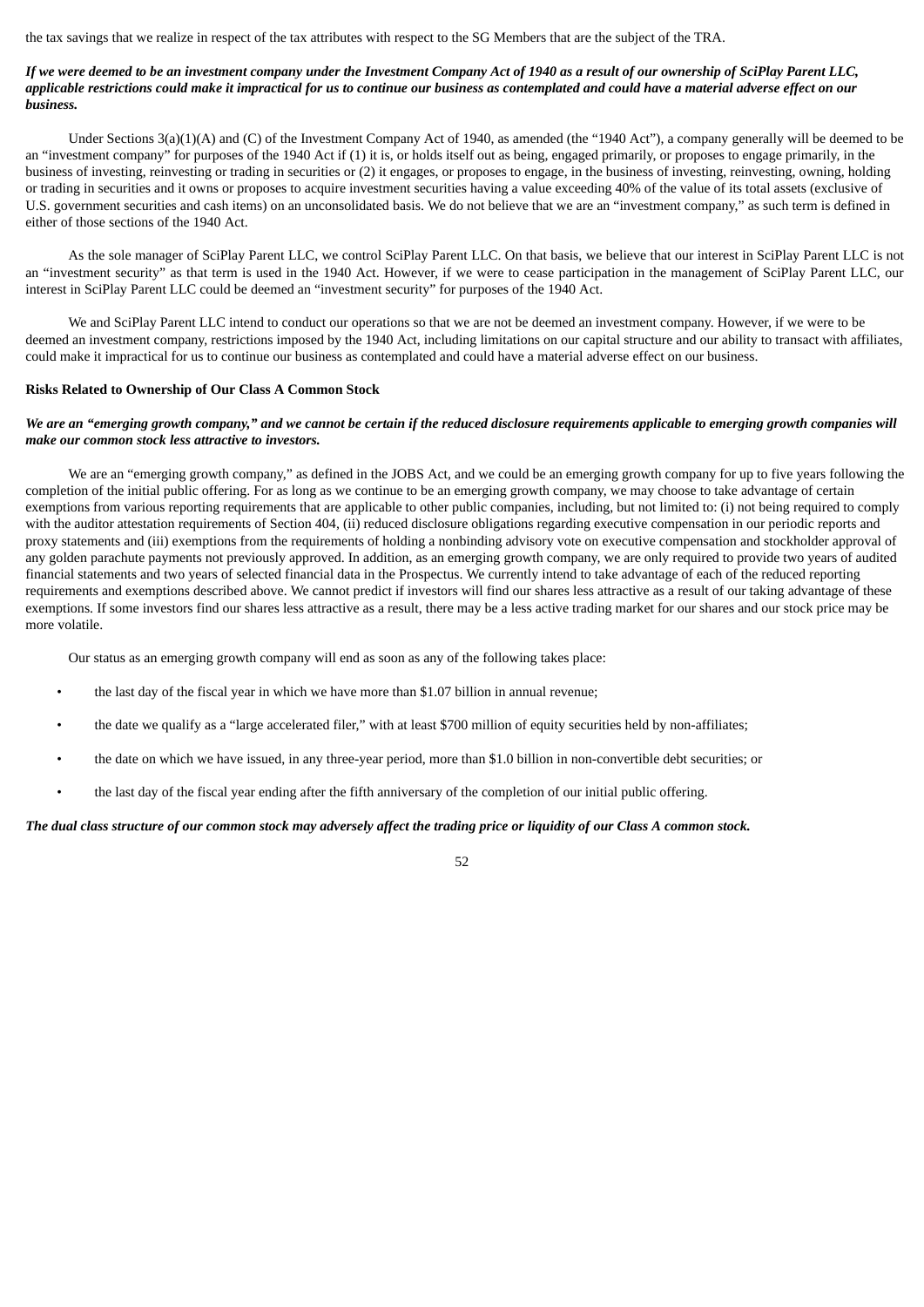the tax savings that we realize in respect of the tax attributes with respect to the SG Members that are the subject of the TRA.

***If we were deemed to be an investment company under the Investment Company Act of 1940 as a result of our ownership of SciPlay Parent LLC, applicable restrictions could make it impractical for us to continue our business as contemplated and could have a material adverse effect on our business.***

Under Sections 3(a)(1)(A) and (C) of the Investment Company Act of 1940, as amended (the "1940 Act"), a company generally will be deemed to be an "investment company" for purposes of the 1940 Act if (1) it is, or holds itself out as being, engaged primarily, or proposes to engage primarily, in the business of investing, reinvesting or trading in securities or (2) it engages, or proposes to engage, in the business of investing, reinvesting, owning, holding or trading in securities and it owns or proposes to acquire investment securities having a value exceeding 40% of the value of its total assets (exclusive of U.S. government securities and cash items) on an unconsolidated basis. We do not believe that we are an "investment company," as such term is defined in either of those sections of the 1940 Act.

As the sole manager of SciPlay Parent LLC, we control SciPlay Parent LLC. On that basis, we believe that our interest in SciPlay Parent LLC is not an "investment security" as that term is used in the 1940 Act. However, if we were to cease participation in the management of SciPlay Parent LLC, our interest in SciPlay Parent LLC could be deemed an "investment security" for purposes of the 1940 Act.

We and SciPlay Parent LLC intend to conduct our operations so that we are not be deemed an investment company. However, if we were to be deemed an investment company, restrictions imposed by the 1940 Act, including limitations on our capital structure and our ability to transact with affiliates, could make it impractical for us to continue our business as contemplated and could have a material adverse effect on our business.

**Risks Related to Ownership of Our Class A Common Stock**

***We are an "emerging growth company," and we cannot be certain if the reduced disclosure requirements applicable to emerging growth companies will make our common stock less attractive to investors.***

We are an "emerging growth company," as defined in the JOBS Act, and we could be an emerging growth company for up to five years following the completion of the initial public offering. For as long as we continue to be an emerging growth company, we may choose to take advantage of certain exemptions from various reporting requirements that are applicable to other public companies, including, but not limited to: (i) not being required to comply with the auditor attestation requirements of Section 404, (ii) reduced disclosure obligations regarding executive compensation in our periodic reports and proxy statements and (iii) exemptions from the requirements of holding a nonbinding advisory vote on executive compensation and stockholder approval of any golden parachute payments not previously approved. In addition, as an emerging growth company, we are only required to provide two years of audited financial statements and two years of selected financial data in the Prospectus. We currently intend to take advantage of each of the reduced reporting requirements and exemptions described above. We cannot predict if investors will find our shares less attractive as a result of our taking advantage of these exemptions. If some investors find our shares less attractive as a result, there may be a less active trading market for our shares and our stock price may be more volatile.

Our status as an emerging growth company will end as soon as any of the following takes place:

- the last day of the fiscal year in which we have more than $1.07 billion in annual revenue;
- the date we qualify as a "large accelerated filer," with at least $700 million of equity securities held by non-affiliates;
- the date on which we have issued, in any three-year period, more than $1.0 billion in non-convertible debt securities; or
- the last day of the fiscal year ending after the fifth anniversary of the completion of our initial public offering.

***The dual class structure of our common stock may adversely affect the trading price or liquidity of our Class A common stock.***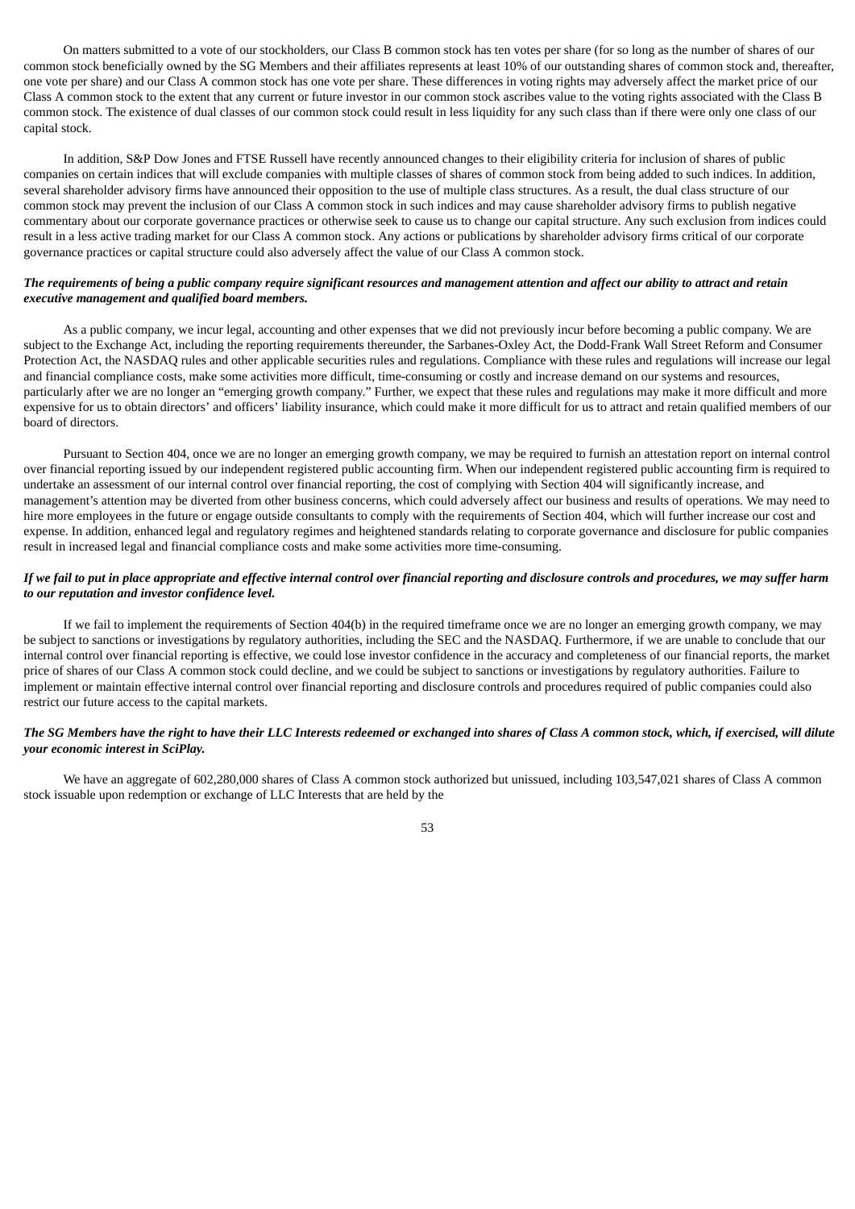On matters submitted to a vote of our stockholders, our Class B common stock has ten votes per share (for so long as the number of shares of our common stock beneficially owned by the SG Members and their affiliates represents at least 10% of our outstanding shares of common stock and, thereafter, one vote per share) and our Class A common stock has one vote per share. These differences in voting rights may adversely affect the market price of our Class A common stock to the extent that any current or future investor in our common stock ascribes value to the voting rights associated with the Class B common stock. The existence of dual classes of our common stock could result in less liquidity for any such class than if there were only one class of our capital stock.

In addition, S&P Dow Jones and FTSE Russell have recently announced changes to their eligibility criteria for inclusion of shares of public companies on certain indices that will exclude companies with multiple classes of shares of common stock from being added to such indices. In addition, several shareholder advisory firms have announced their opposition to the use of multiple class structures. As a result, the dual class structure of our common stock may prevent the inclusion of our Class A common stock in such indices and may cause shareholder advisory firms to publish negative commentary about our corporate governance practices or otherwise seek to cause us to change our capital structure. Any such exclusion from indices could result in a less active trading market for our Class A common stock. Any actions or publications by shareholder advisory firms critical of our corporate governance practices or capital structure could also adversely affect the value of our Class A common stock.

***The requirements of being a public company require significant resources and management attention and affect our ability to attract and retain executive management and qualified board members.***

As a public company, we incur legal, accounting and other expenses that we did not previously incur before becoming a public company. We are subject to the Exchange Act, including the reporting requirements thereunder, the Sarbanes-Oxley Act, the Dodd-Frank Wall Street Reform and Consumer Protection Act, the NASDAQ rules and other applicable securities rules and regulations. Compliance with these rules and regulations will increase our legal and financial compliance costs, make some activities more difficult, time-consuming or costly and increase demand on our systems and resources, particularly after we are no longer an "emerging growth company." Further, we expect that these rules and regulations may make it more difficult and more expensive for us to obtain directors' and officers' liability insurance, which could make it more difficult for us to attract and retain qualified members of our board of directors.

Pursuant to Section 404, once we are no longer an emerging growth company, we may be required to furnish an attestation report on internal control over financial reporting issued by our independent registered public accounting firm. When our independent registered public accounting firm is required to undertake an assessment of our internal control over financial reporting, the cost of complying with Section 404 will significantly increase, and management's attention may be diverted from other business concerns, which could adversely affect our business and results of operations. We may need to hire more employees in the future or engage outside consultants to comply with the requirements of Section 404, which will further increase our cost and expense. In addition, enhanced legal and regulatory regimes and heightened standards relating to corporate governance and disclosure for public companies result in increased legal and financial compliance costs and make some activities more time-consuming.

***If we fail to put in place appropriate and effective internal control over financial reporting and disclosure controls and procedures, we may suffer harm to our reputation and investor confidence level.***

If we fail to implement the requirements of Section 404(b) in the required timeframe once we are no longer an emerging growth company, we may be subject to sanctions or investigations by regulatory authorities, including the SEC and the NASDAQ. Furthermore, if we are unable to conclude that our internal control over financial reporting is effective, we could lose investor confidence in the accuracy and completeness of our financial reports, the market price of shares of our Class A common stock could decline, and we could be subject to sanctions or investigations by regulatory authorities. Failure to implement or maintain effective internal control over financial reporting and disclosure controls and procedures required of public companies could also restrict our future access to the capital markets.

***The SG Members have the right to have their LLC Interests redeemed or exchanged into shares of Class A common stock, which, if exercised, will dilute your economic interest in SciPlay.***

We have an aggregate of 602,280,000 shares of Class A common stock authorized but unissued, including 103,547,021 shares of Class A common stock issuable upon redemption or exchange of LLC Interests that are held by the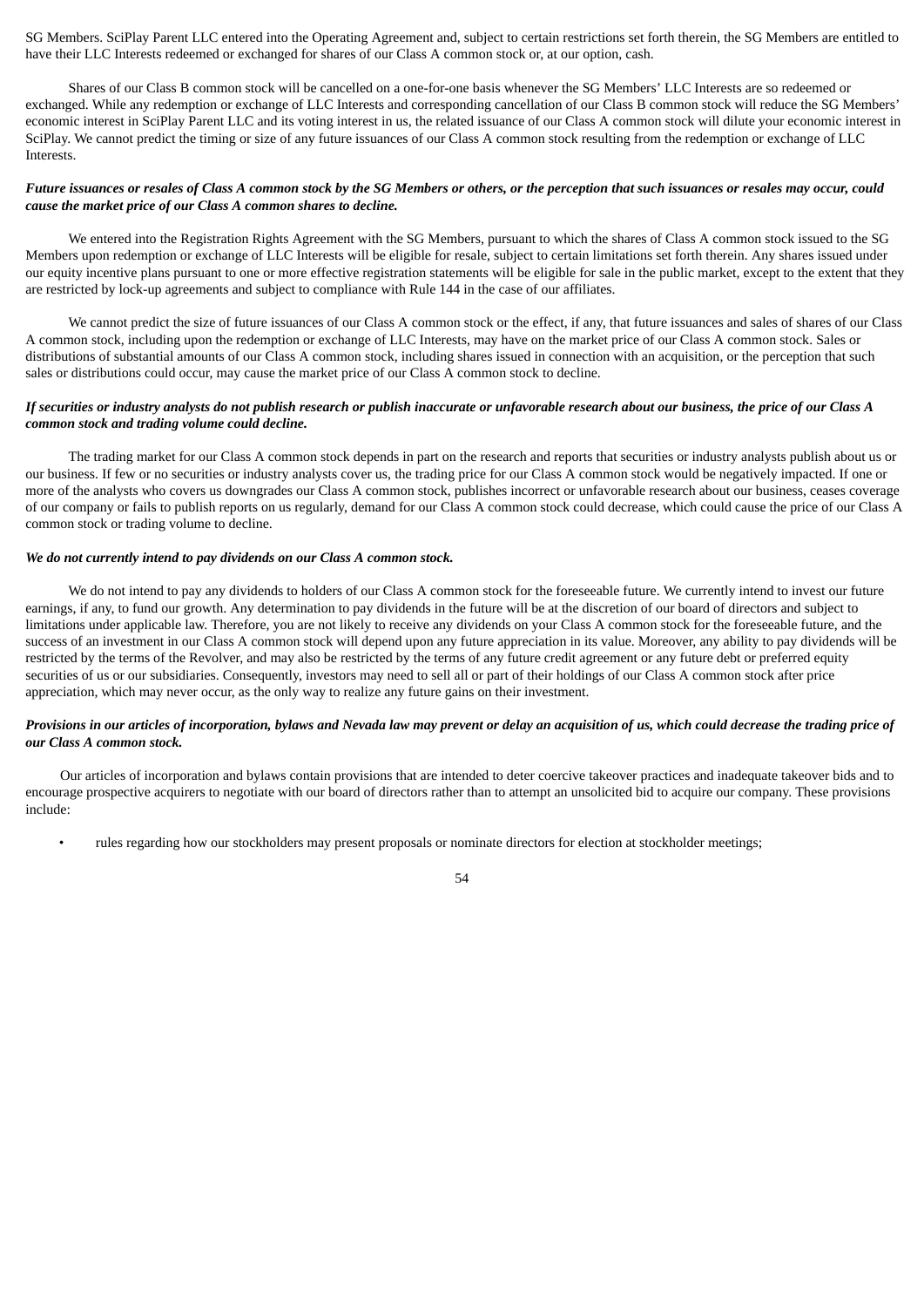SG Members. SciPlay Parent LLC entered into the Operating Agreement and, subject to certain restrictions set forth therein, the SG Members are entitled to have their LLC Interests redeemed or exchanged for shares of our Class A common stock or, at our option, cash.

Shares of our Class B common stock will be cancelled on a one-for-one basis whenever the SG Members' LLC Interests are so redeemed or exchanged. While any redemption or exchange of LLC Interests and corresponding cancellation of our Class B common stock will reduce the SG Members' economic interest in SciPlay Parent LLC and its voting interest in us, the related issuance of our Class A common stock will dilute your economic interest in SciPlay. We cannot predict the timing or size of any future issuances of our Class A common stock resulting from the redemption or exchange of LLC Interests.

***Future issuances or resales of Class A common stock by the SG Members or others, or the perception that such issuances or resales may occur, could cause the market price of our Class A common shares to decline.***

We entered into the Registration Rights Agreement with the SG Members, pursuant to which the shares of Class A common stock issued to the SG Members upon redemption or exchange of LLC Interests will be eligible for resale, subject to certain limitations set forth therein. Any shares issued under our equity incentive plans pursuant to one or more effective registration statements will be eligible for sale in the public market, except to the extent that they are restricted by lock-up agreements and subject to compliance with Rule 144 in the case of our affiliates.

We cannot predict the size of future issuances of our Class A common stock or the effect, if any, that future issuances and sales of shares of our Class A common stock, including upon the redemption or exchange of LLC Interests, may have on the market price of our Class A common stock. Sales or distributions of substantial amounts of our Class A common stock, including shares issued in connection with an acquisition, or the perception that such sales or distributions could occur, may cause the market price of our Class A common stock to decline.

***If securities or industry analysts do not publish research or publish inaccurate or unfavorable research about our business, the price of our Class A common stock and trading volume could decline.***

The trading market for our Class A common stock depends in part on the research and reports that securities or industry analysts publish about us or our business. If few or no securities or industry analysts cover us, the trading price for our Class A common stock would be negatively impacted. If one or more of the analysts who covers us downgrades our Class A common stock, publishes incorrect or unfavorable research about our business, ceases coverage of our company or fails to publish reports on us regularly, demand for our Class A common stock could decrease, which could cause the price of our Class A common stock or trading volume to decline.

***We do not currently intend to pay dividends on our Class A common stock.***

We do not intend to pay any dividends to holders of our Class A common stock for the foreseeable future. We currently intend to invest our future earnings, if any, to fund our growth. Any determination to pay dividends in the future will be at the discretion of our board of directors and subject to limitations under applicable law. Therefore, you are not likely to receive any dividends on your Class A common stock for the foreseeable future, and the success of an investment in our Class A common stock will depend upon any future appreciation in its value. Moreover, any ability to pay dividends will be restricted by the terms of the Revolver, and may also be restricted by the terms of any future credit agreement or any future debt or preferred equity securities of us or our subsidiaries. Consequently, investors may need to sell all or part of their holdings of our Class A common stock after price appreciation, which may never occur, as the only way to realize any future gains on their investment.

***Provisions in our articles of incorporation, bylaws and Nevada law may prevent or delay an acquisition of us, which could decrease the trading price of our Class A common stock.***

Our articles of incorporation and bylaws contain provisions that are intended to deter coercive takeover practices and inadequate takeover bids and to encourage prospective acquirers to negotiate with our board of directors rather than to attempt an unsolicited bid to acquire our company. These provisions include:

- rules regarding how our stockholders may present proposals or nominate directors for election at stockholder meetings;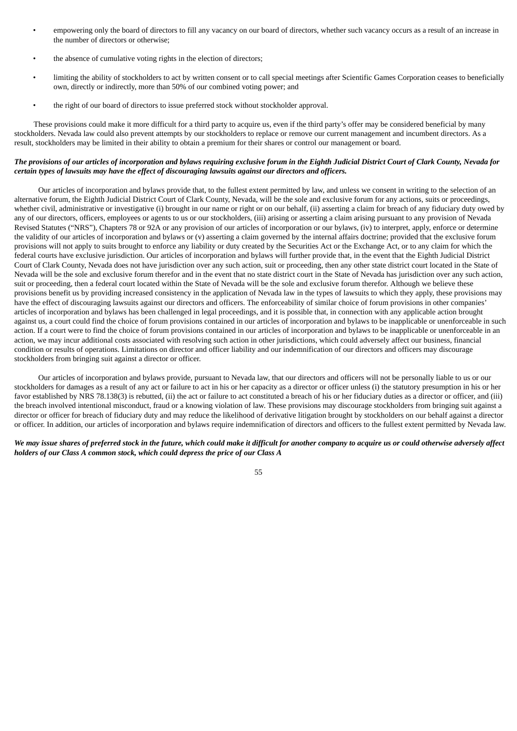- empowering only the board of directors to fill any vacancy on our board of directors, whether such vacancy occurs as a result of an increase in the number of directors or otherwise;
- the absence of cumulative voting rights in the election of directors;
- limiting the ability of stockholders to act by written consent or to call special meetings after Scientific Games Corporation ceases to beneficially own, directly or indirectly, more than 50% of our combined voting power; and
- the right of our board of directors to issue preferred stock without stockholder approval.

These provisions could make it more difficult for a third party to acquire us, even if the third party's offer may be considered beneficial by many stockholders. Nevada law could also prevent attempts by our stockholders to replace or remove our current management and incumbent directors. As a result, stockholders may be limited in their ability to obtain a premium for their shares or control our management or board.

***The provisions of our articles of incorporation and bylaws requiring exclusive forum in the Eighth Judicial District Court of Clark County, Nevada for certain types of lawsuits may have the effect of discouraging lawsuits against our directors and officers.***

Our articles of incorporation and bylaws provide that, to the fullest extent permitted by law, and unless we consent in writing to the selection of an alternative forum, the Eighth Judicial District Court of Clark County, Nevada, will be the sole and exclusive forum for any actions, suits or proceedings, whether civil, administrative or investigative (i) brought in our name or right or on our behalf, (ii) asserting a claim for breach of any fiduciary duty owed by any of our directors, officers, employees or agents to us or our stockholders, (iii) arising or asserting a claim arising pursuant to any provision of Nevada Revised Statutes ("NRS"), Chapters 78 or 92A or any provision of our articles of incorporation or our bylaws, (iv) to interpret, apply, enforce or determine the validity of our articles of incorporation and bylaws or (v) asserting a claim governed by the internal affairs doctrine; provided that the exclusive forum provisions will not apply to suits brought to enforce any liability or duty created by the Securities Act or the Exchange Act, or to any claim for which the federal courts have exclusive jurisdiction. Our articles of incorporation and bylaws will further provide that, in the event that the Eighth Judicial District Court of Clark County, Nevada does not have jurisdiction over any such action, suit or proceeding, then any other state district court located in the State of Nevada will be the sole and exclusive forum therefor and in the event that no state district court in the State of Nevada has jurisdiction over any such action, suit or proceeding, then a federal court located within the State of Nevada will be the sole and exclusive forum therefor. Although we believe these provisions benefit us by providing increased consistency in the application of Nevada law in the types of lawsuits to which they apply, these provisions may have the effect of discouraging lawsuits against our directors and officers. The enforceability of similar choice of forum provisions in other companies' articles of incorporation and bylaws has been challenged in legal proceedings, and it is possible that, in connection with any applicable action brought against us, a court could find the choice of forum provisions contained in our articles of incorporation and bylaws to be inapplicable or unenforceable in such action. If a court were to find the choice of forum provisions contained in our articles of incorporation and bylaws to be inapplicable or unenforceable in an action, we may incur additional costs associated with resolving such action in other jurisdictions, which could adversely affect our business, financial condition or results of operations. Limitations on director and officer liability and our indemnification of our directors and officers may discourage stockholders from bringing suit against a director or officer.

Our articles of incorporation and bylaws provide, pursuant to Nevada law, that our directors and officers will not be personally liable to us or our stockholders for damages as a result of any act or failure to act in his or her capacity as a director or officer unless (i) the statutory presumption in his or her favor established by NRS 78.138(3) is rebutted, (ii) the act or failure to act constituted a breach of his or her fiduciary duties as a director or officer, and (iii) the breach involved intentional misconduct, fraud or a knowing violation of law. These provisions may discourage stockholders from bringing suit against a director or officer for breach of fiduciary duty and may reduce the likelihood of derivative litigation brought by stockholders on our behalf against a director or officer. In addition, our articles of incorporation and bylaws require indemnification of directors and officers to the fullest extent permitted by Nevada law.

***We may issue shares of preferred stock in the future, which could make it difficult for another company to acquire us or could otherwise adversely affect holders of our Class A common stock, which could depress the price of our Class A***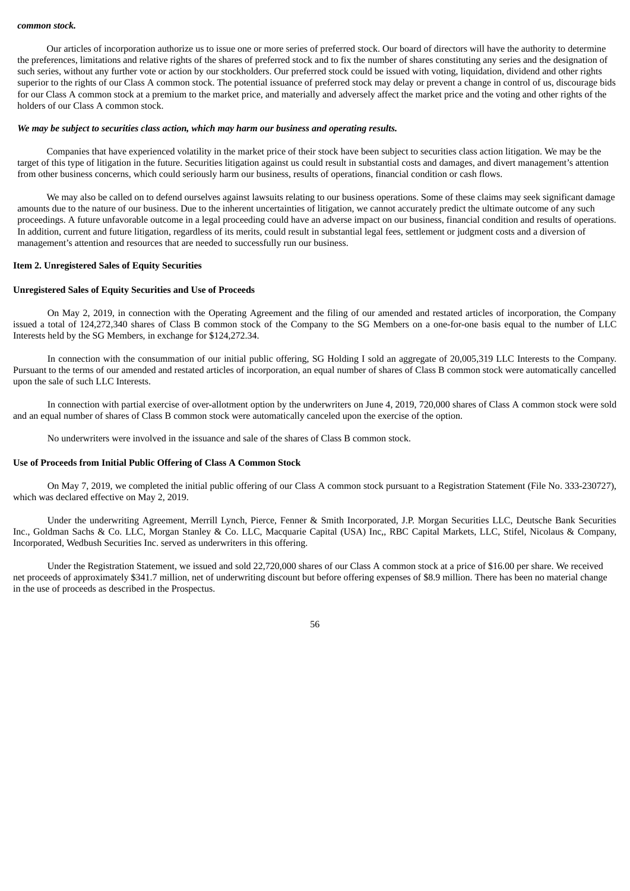***common stock.***

Our articles of incorporation authorize us to issue one or more series of preferred stock. Our board of directors will have the authority to determine the preferences, limitations and relative rights of the shares of preferred stock and to fix the number of shares constituting any series and the designation of such series, without any further vote or action by our stockholders. Our preferred stock could be issued with voting, liquidation, dividend and other rights superior to the rights of our Class A common stock. The potential issuance of preferred stock may delay or prevent a change in control of us, discourage bids for our Class A common stock at a premium to the market price, and materially and adversely affect the market price and the voting and other rights of the holders of our Class A common stock.

***We may be subject to securities class action, which may harm our business and operating results.***

Companies that have experienced volatility in the market price of their stock have been subject to securities class action litigation. We may be the target of this type of litigation in the future. Securities litigation against us could result in substantial costs and damages, and divert management's attention from other business concerns, which could seriously harm our business, results of operations, financial condition or cash flows.

We may also be called on to defend ourselves against lawsuits relating to our business operations. Some of these claims may seek significant damage amounts due to the nature of our business. Due to the inherent uncertainties of litigation, we cannot accurately predict the ultimate outcome of any such proceedings. A future unfavorable outcome in a legal proceeding could have an adverse impact on our business, financial condition and results of operations. In addition, current and future litigation, regardless of its merits, could result in substantial legal fees, settlement or judgment costs and a diversion of management's attention and resources that are needed to successfully run our business.

**Item 2. Unregistered Sales of Equity Securities**

**Unregistered Sales of Equity Securities and Use of Proceeds**

On May 2, 2019, in connection with the Operating Agreement and the filing of our amended and restated articles of incorporation, the Company issued a total of 124,272,340 shares of Class B common stock of the Company to the SG Members on a one-for-one basis equal to the number of LLC Interests held by the SG Members, in exchange for $124,272.34.

In connection with the consummation of our initial public offering, SG Holding I sold an aggregate of 20,005,319 LLC Interests to the Company. Pursuant to the terms of our amended and restated articles of incorporation, an equal number of shares of Class B common stock were automatically cancelled upon the sale of such LLC Interests.

In connection with partial exercise of over-allotment option by the underwriters on June 4, 2019, 720,000 shares of Class A common stock were sold and an equal number of shares of Class B common stock were automatically canceled upon the exercise of the option.

No underwriters were involved in the issuance and sale of the shares of Class B common stock.

**Use of Proceeds from Initial Public Offering of Class A Common Stock**

On May 7, 2019, we completed the initial public offering of our Class A common stock pursuant to a Registration Statement (File No. 333-230727), which was declared effective on May 2, 2019.

Under the underwriting Agreement, Merrill Lynch, Pierce, Fenner & Smith Incorporated, J.P. Morgan Securities LLC, Deutsche Bank Securities Inc., Goldman Sachs & Co. LLC, Morgan Stanley & Co. LLC, Macquarie Capital (USA) Inc,, RBC Capital Markets, LLC, Stifel, Nicolaus & Company, Incorporated, Wedbush Securities Inc. served as underwriters in this offering.

Under the Registration Statement, we issued and sold 22,720,000 shares of our Class A common stock at a price of $16.00 per share. We received net proceeds of approximately $341.7 million, net of underwriting discount but before offering expenses of $8.9 million. There has been no material change in the use of proceeds as described in the Prospectus.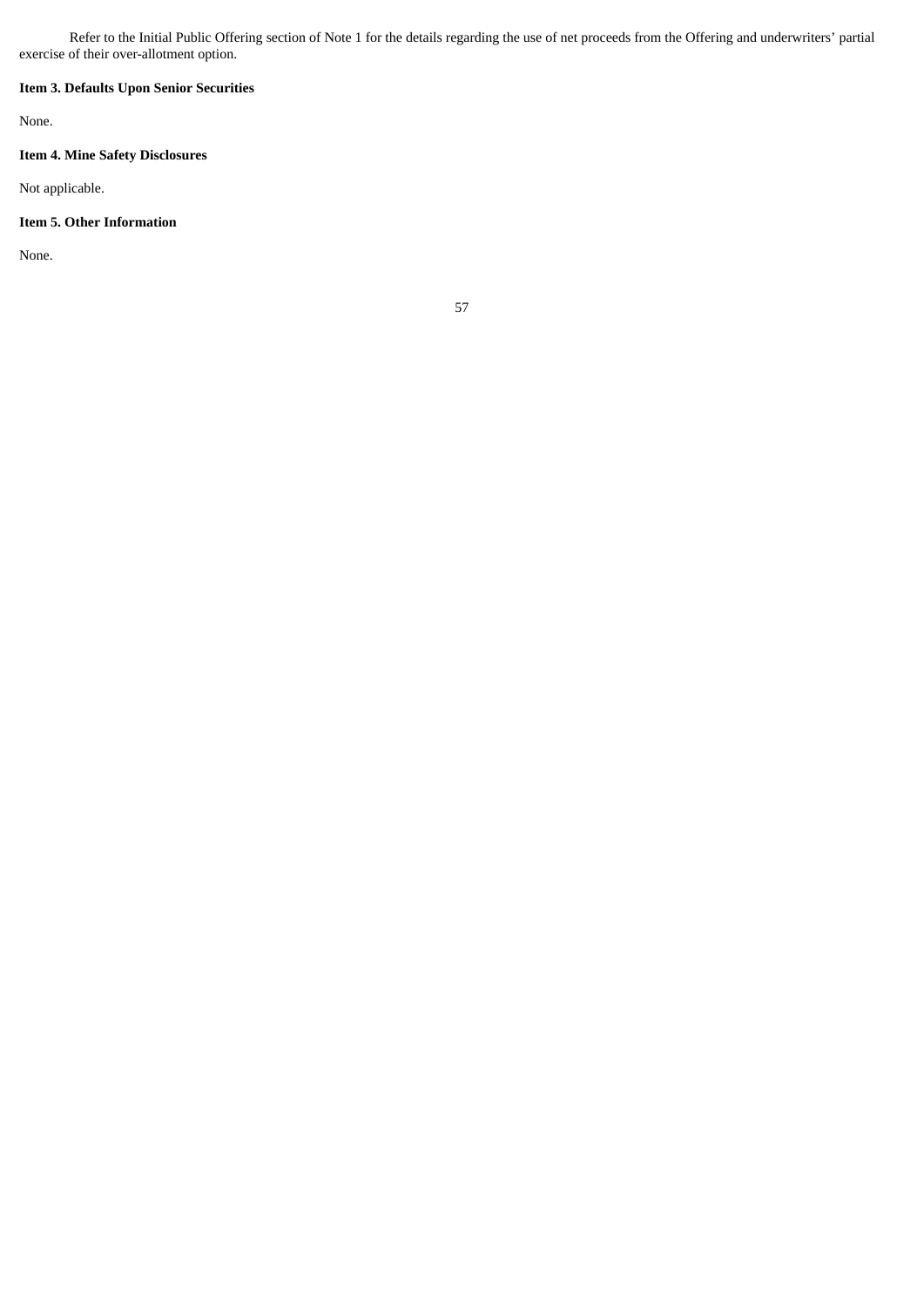Refer to the Initial Public Offering section of Note 1 for the details regarding the use of net proceeds from the Offering and underwriters' partial exercise of their over-allotment option.

**Item 3. Defaults Upon Senior Securities**

None.

**Item 4. Mine Safety Disclosures**

Not applicable.

**Item 5. Other Information**

None.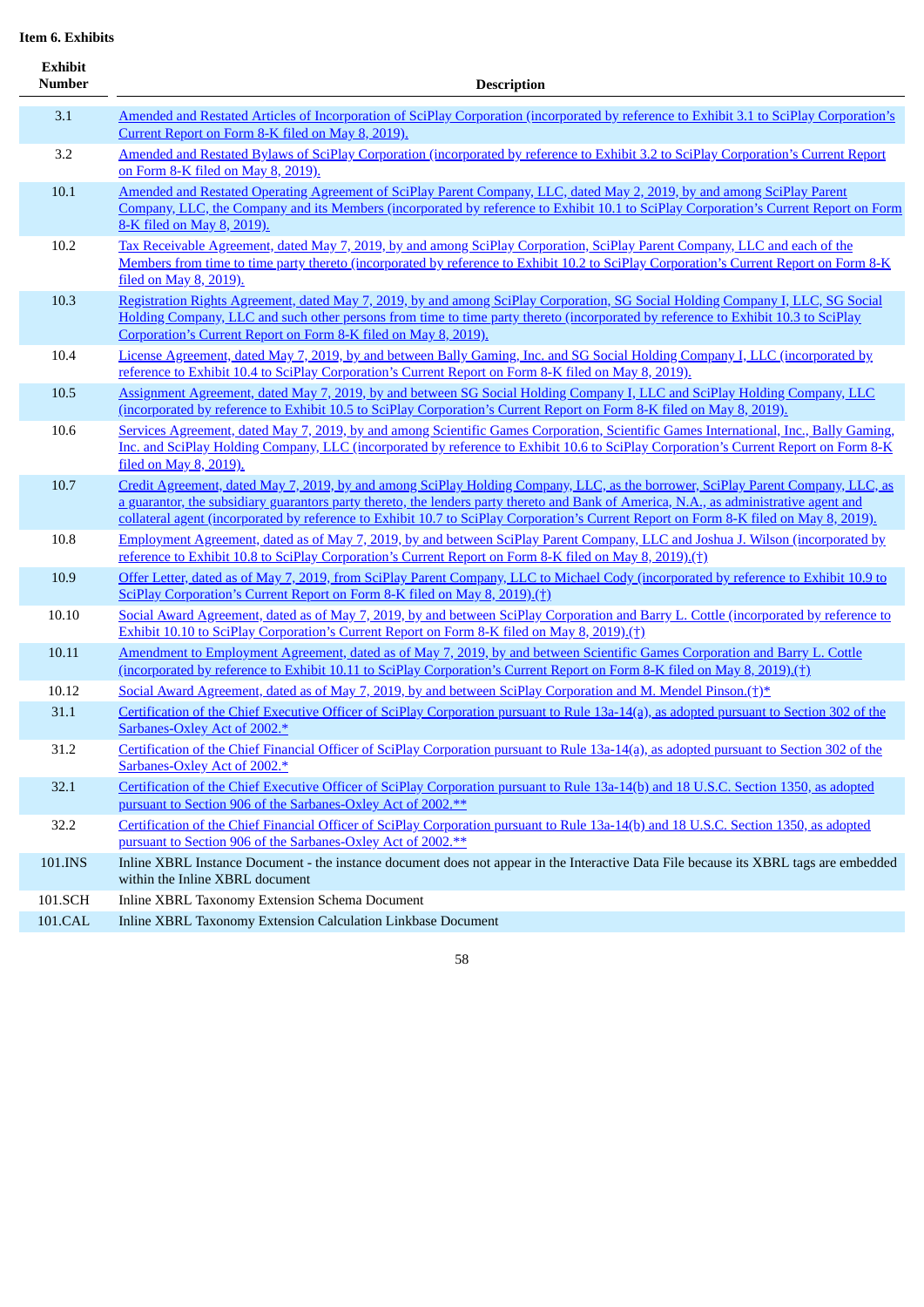**Item 6. Exhibits**

| Exhibit Number | Description |
|---|---|
| 3.1 | Amended and Restated Articles of Incorporation of SciPlay Corporation (incorporated by reference to Exhibit 3.1 to SciPlay Corporation's Current Report on Form 8-K filed on May 8, 2019). |
| 3.2 | Amended and Restated Bylaws of SciPlay Corporation (incorporated by reference to Exhibit 3.2 to SciPlay Corporation's Current Report on Form 8-K filed on May 8, 2019). |
| 10.1 | Amended and Restated Operating Agreement of SciPlay Parent Company, LLC, dated May 2, 2019, by and among SciPlay Parent Company, LLC, the Company and its Members (incorporated by reference to Exhibit 10.1 to SciPlay Corporation's Current Report on Form 8-K filed on May 8, 2019). |
| 10.2 | Tax Receivable Agreement, dated May 7, 2019, by and among SciPlay Corporation, SciPlay Parent Company, LLC and each of the Members from time to time party thereto (incorporated by reference to Exhibit 10.2 to SciPlay Corporation's Current Report on Form 8-K filed on May 8, 2019). |
| 10.3 | Registration Rights Agreement, dated May 7, 2019, by and among SciPlay Corporation, SG Social Holding Company I, LLC, SG Social Holding Company, LLC and such other persons from time to time party thereto (incorporated by reference to Exhibit 10.3 to SciPlay Corporation's Current Report on Form 8-K filed on May 8, 2019). |
| 10.4 | License Agreement, dated May 7, 2019, by and between Bally Gaming, Inc. and SG Social Holding Company I, LLC (incorporated by reference to Exhibit 10.4 to SciPlay Corporation's Current Report on Form 8-K filed on May 8, 2019). |
| 10.5 | Assignment Agreement, dated May 7, 2019, by and between SG Social Holding Company I, LLC and SciPlay Holding Company, LLC (incorporated by reference to Exhibit 10.5 to SciPlay Corporation's Current Report on Form 8-K filed on May 8, 2019). |
| 10.6 | Services Agreement, dated May 7, 2019, by and among Scientific Games Corporation, Scientific Games International, Inc., Bally Gaming, Inc. and SciPlay Holding Company, LLC (incorporated by reference to Exhibit 10.6 to SciPlay Corporation's Current Report on Form 8-K filed on May 8, 2019). |
| 10.7 | Credit Agreement, dated May 7, 2019, by and among SciPlay Holding Company, LLC, as the borrower, SciPlay Parent Company, LLC, as a guarantor, the subsidiary guarantors party thereto, the lenders party thereto and Bank of America, N.A., as administrative agent and collateral agent (incorporated by reference to Exhibit 10.7 to SciPlay Corporation's Current Report on Form 8-K filed on May 8, 2019). |
| 10.8 | Employment Agreement, dated as of May 7, 2019, by and between SciPlay Parent Company, LLC and Joshua J. Wilson (incorporated by reference to Exhibit 10.8 to SciPlay Corporation's Current Report on Form 8-K filed on May 8, 2019).(†) |
| 10.9 | Offer Letter, dated as of May 7, 2019, from SciPlay Parent Company, LLC to Michael Cody (incorporated by reference to Exhibit 10.9 to SciPlay Corporation's Current Report on Form 8-K filed on May 8, 2019).(†) |
| 10.10 | Social Award Agreement, dated as of May 7, 2019, by and between SciPlay Corporation and Barry L. Cottle (incorporated by reference to Exhibit 10.10 to SciPlay Corporation's Current Report on Form 8-K filed on May 8, 2019).(†) |
| 10.11 | Amendment to Employment Agreement, dated as of May 7, 2019, by and between Scientific Games Corporation and Barry L. Cottle (incorporated by reference to Exhibit 10.11 to SciPlay Corporation's Current Report on Form 8-K filed on May 8, 2019).(†) |
| 10.12 | Social Award Agreement, dated as of May 7, 2019, by and between SciPlay Corporation and M. Mendel Pinson.(†)* |
| 31.1 | Certification of the Chief Executive Officer of SciPlay Corporation pursuant to Rule 13a-14(a), as adopted pursuant to Section 302 of the Sarbanes-Oxley Act of 2002.* |
| 31.2 | Certification of the Chief Financial Officer of SciPlay Corporation pursuant to Rule 13a-14(a), as adopted pursuant to Section 302 of the Sarbanes-Oxley Act of 2002.* |
| 32.1 | Certification of the Chief Executive Officer of SciPlay Corporation pursuant to Rule 13a-14(b) and 18 U.S.C. Section 1350, as adopted pursuant to Section 906 of the Sarbanes-Oxley Act of 2002.** |
| 32.2 | Certification of the Chief Financial Officer of SciPlay Corporation pursuant to Rule 13a-14(b) and 18 U.S.C. Section 1350, as adopted pursuant to Section 906 of the Sarbanes-Oxley Act of 2002.** |
| 101.INS | Inline XBRL Instance Document - the instance document does not appear in the Interactive Data File because its XBRL tags are embedded within the Inline XBRL document |
| 101.SCH | Inline XBRL Taxonomy Extension Schema Document |
| 101.CAL | Inline XBRL Taxonomy Extension Calculation Linkbase Document |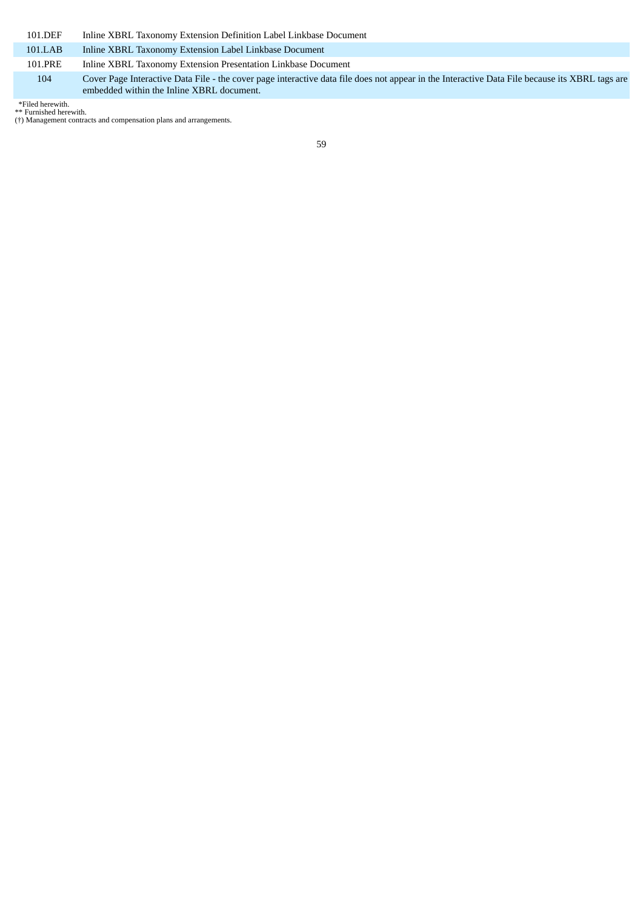| | |
|---|---|
| 101.DEF | Inline XBRL Taxonomy Extension Definition Label Linkbase Document |
| 101.LAB | Inline XBRL Taxonomy Extension Label Linkbase Document |
| 101.PRE | Inline XBRL Taxonomy Extension Presentation Linkbase Document |
| 104 | Cover Page Interactive Data File - the cover page interactive data file does not appear in the Interactive Data File because its XBRL tags are embedded within the Inline XBRL document. |

*Filed herewith.
** Furnished herewith.
(†) Management contracts and compensation plans and arrangements.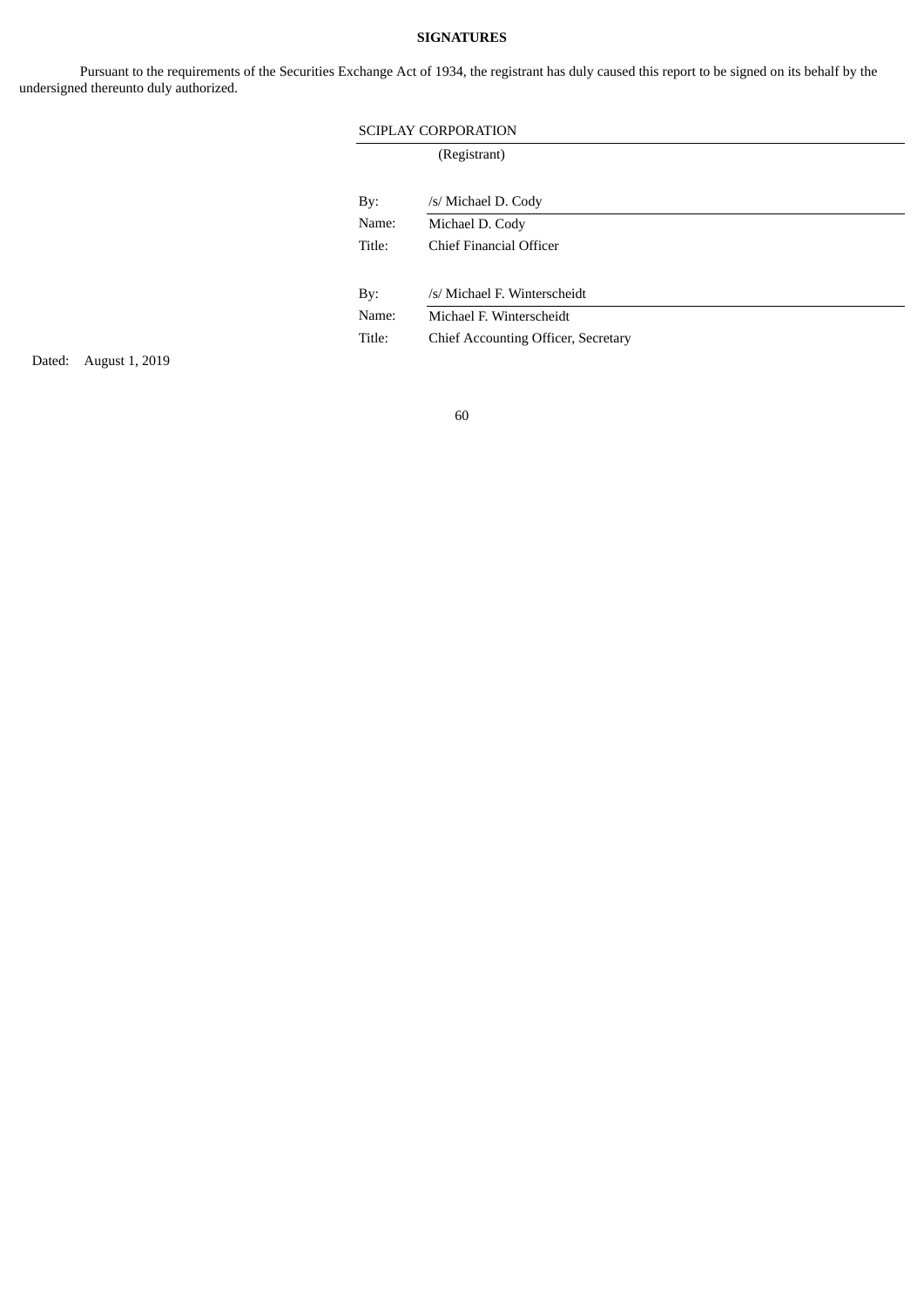**SIGNATURES**

Pursuant to the requirements of the Securities Exchange Act of 1934, the registrant has duly caused this report to be signed on its behalf by the undersigned thereunto duly authorized.

SCIPLAY CORPORATION
(Registrant)

| | |
|---|---|
| By: | /s/ Michael D. Cody |
| Name: | Michael D. Cody |
| Title: | Chief Financial Officer |
| | |
| By: | /s/ Michael F. Winterscheidt |
| Name: | Michael F. Winterscheidt |
| Title: | Chief Accounting Officer, Secretary |

Dated: August 1, 2019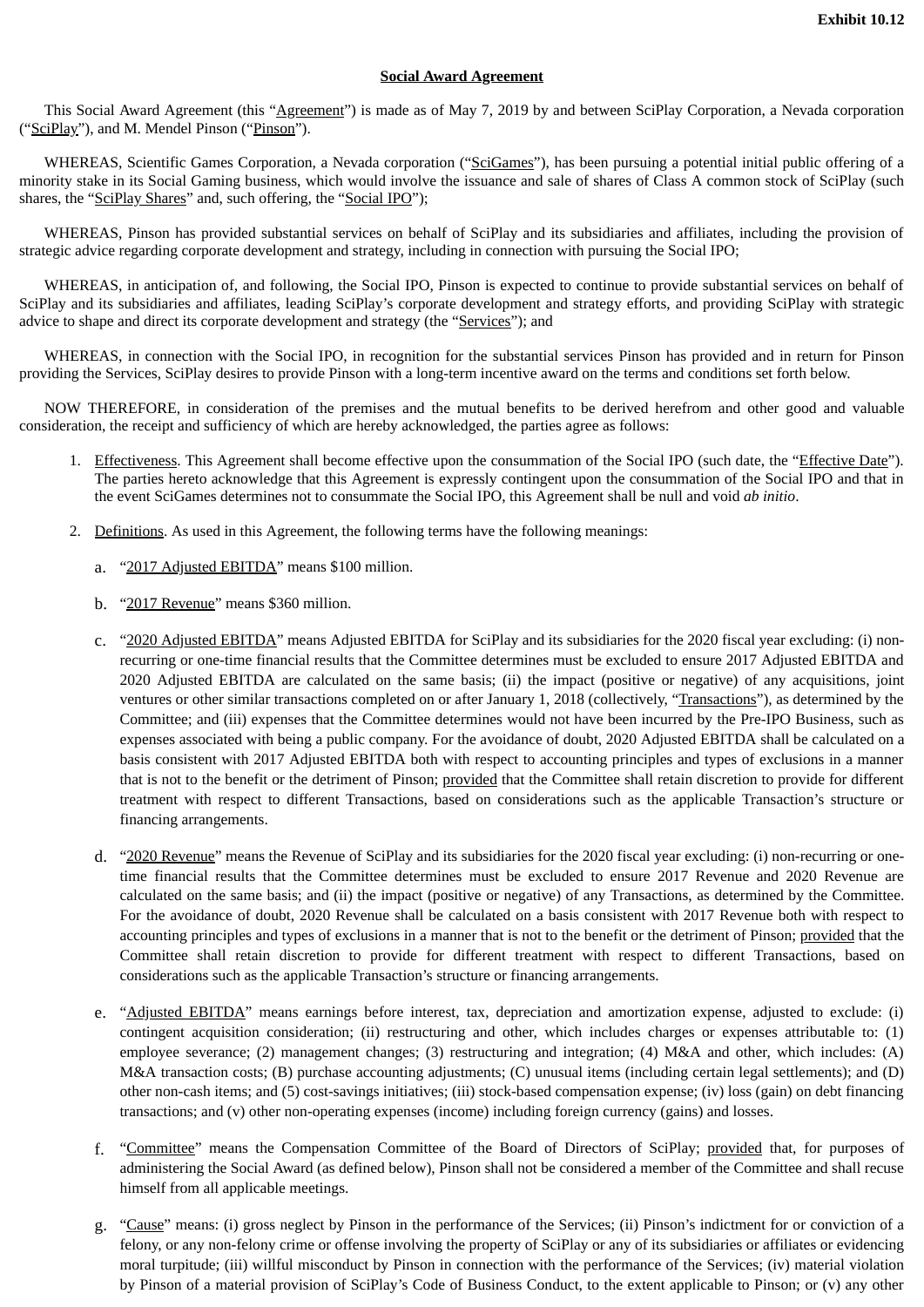**Exhibit 10.12**

**Social Award Agreement**

This Social Award Agreement (this "Agreement") is made as of May 7, 2019 by and between SciPlay Corporation, a Nevada corporation ("SciPlay"), and M. Mendel Pinson ("Pinson").

WHEREAS, Scientific Games Corporation, a Nevada corporation ("SciGames"), has been pursuing a potential initial public offering of a minority stake in its Social Gaming business, which would involve the issuance and sale of shares of Class A common stock of SciPlay (such shares, the "SciPlay Shares" and, such offering, the "Social IPO");

WHEREAS, Pinson has provided substantial services on behalf of SciPlay and its subsidiaries and affiliates, including the provision of strategic advice regarding corporate development and strategy, including in connection with pursuing the Social IPO;

WHEREAS, in anticipation of, and following, the Social IPO, Pinson is expected to continue to provide substantial services on behalf of SciPlay and its subsidiaries and affiliates, leading SciPlay's corporate development and strategy efforts, and providing SciPlay with strategic advice to shape and direct its corporate development and strategy (the "Services"); and

WHEREAS, in connection with the Social IPO, in recognition for the substantial services Pinson has provided and in return for Pinson providing the Services, SciPlay desires to provide Pinson with a long-term incentive award on the terms and conditions set forth below.

NOW THEREFORE, in consideration of the premises and the mutual benefits to be derived herefrom and other good and valuable consideration, the receipt and sufficiency of which are hereby acknowledged, the parties agree as follows:

1. Effectiveness. This Agreement shall become effective upon the consummation of the Social IPO (such date, the "Effective Date"). The parties hereto acknowledge that this Agreement is expressly contingent upon the consummation of the Social IPO and that in the event SciGames determines not to consummate the Social IPO, this Agreement shall be null and void *ab initio*.

2. Definitions. As used in this Agreement, the following terms have the following meanings:

   a. "2017 Adjusted EBITDA" means $100 million.

   b. "2017 Revenue" means $360 million.

   c. "2020 Adjusted EBITDA" means Adjusted EBITDA for SciPlay and its subsidiaries for the 2020 fiscal year excluding: (i) non-recurring or one-time financial results that the Committee determines must be excluded to ensure 2017 Adjusted EBITDA and 2020 Adjusted EBITDA are calculated on the same basis; (ii) the impact (positive or negative) of any acquisitions, joint ventures or other similar transactions completed on or after January 1, 2018 (collectively, "Transactions"), as determined by the Committee; and (iii) expenses that the Committee determines would not have been incurred by the Pre-IPO Business, such as expenses associated with being a public company. For the avoidance of doubt, 2020 Adjusted EBITDA shall be calculated on a basis consistent with 2017 Adjusted EBITDA both with respect to accounting principles and types of exclusions in a manner that is not to the benefit or the detriment of Pinson; provided that the Committee shall retain discretion to provide for different treatment with respect to different Transactions, based on considerations such as the applicable Transaction's structure or financing arrangements.

   d. "2020 Revenue" means the Revenue of SciPlay and its subsidiaries for the 2020 fiscal year excluding: (i) non-recurring or one-time financial results that the Committee determines must be excluded to ensure 2017 Revenue and 2020 Revenue are calculated on the same basis; and (ii) the impact (positive or negative) of any Transactions, as determined by the Committee. For the avoidance of doubt, 2020 Revenue shall be calculated on a basis consistent with 2017 Revenue both with respect to accounting principles and types of exclusions in a manner that is not to the benefit or the detriment of Pinson; provided that the Committee shall retain discretion to provide for different treatment with respect to different Transactions, based on considerations such as the applicable Transaction's structure or financing arrangements.

   e. "Adjusted EBITDA" means earnings before interest, tax, depreciation and amortization expense, adjusted to exclude: (i) contingent acquisition consideration; (ii) restructuring and other, which includes charges or expenses attributable to: (1) employee severance; (2) management changes; (3) restructuring and integration; (4) M&A and other, which includes: (A) M&A transaction costs; (B) purchase accounting adjustments; (C) unusual items (including certain legal settlements); and (D) other non-cash items; and (5) cost-savings initiatives; (iii) stock-based compensation expense; (iv) loss (gain) on debt financing transactions; and (v) other non-operating expenses (income) including foreign currency (gains) and losses.

   f. "Committee" means the Compensation Committee of the Board of Directors of SciPlay; provided that, for purposes of administering the Social Award (as defined below), Pinson shall not be considered a member of the Committee and shall recuse himself from all applicable meetings.

   g. "Cause" means: (i) gross neglect by Pinson in the performance of the Services; (ii) Pinson's indictment for or conviction of a felony, or any non-felony crime or offense involving the property of SciPlay or any of its subsidiaries or affiliates or evidencing moral turpitude; (iii) willful misconduct by Pinson in connection with the performance of the Services; (iv) material violation by Pinson of a material provision of SciPlay's Code of Business Conduct, to the extent applicable to Pinson; or (v) any other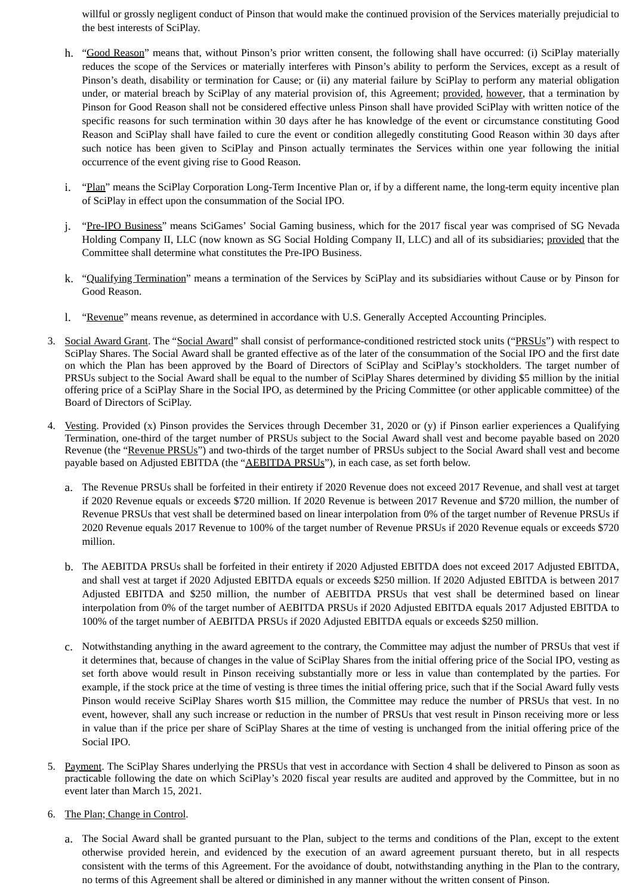willful or grossly negligent conduct of Pinson that would make the continued provision of the Services materially prejudicial to the best interests of SciPlay.

h. "Good Reason" means that, without Pinson's prior written consent, the following shall have occurred: (i) SciPlay materially reduces the scope of the Services or materially interferes with Pinson's ability to perform the Services, except as a result of Pinson's death, disability or termination for Cause; or (ii) any material failure by SciPlay to perform any material obligation under, or material breach by SciPlay of any material provision of, this Agreement; provided, however, that a termination by Pinson for Good Reason shall not be considered effective unless Pinson shall have provided SciPlay with written notice of the specific reasons for such termination within 30 days after he has knowledge of the event or circumstance constituting Good Reason and SciPlay shall have failed to cure the event or condition allegedly constituting Good Reason within 30 days after such notice has been given to SciPlay and Pinson actually terminates the Services within one year following the initial occurrence of the event giving rise to Good Reason.

i. "Plan" means the SciPlay Corporation Long-Term Incentive Plan or, if by a different name, the long-term equity incentive plan of SciPlay in effect upon the consummation of the Social IPO.

j. "Pre-IPO Business" means SciGames' Social Gaming business, which for the 2017 fiscal year was comprised of SG Nevada Holding Company II, LLC (now known as SG Social Holding Company II, LLC) and all of its subsidiaries; provided that the Committee shall determine what constitutes the Pre-IPO Business.

k. "Qualifying Termination" means a termination of the Services by SciPlay and its subsidiaries without Cause or by Pinson for Good Reason.

l. "Revenue" means revenue, as determined in accordance with U.S. Generally Accepted Accounting Principles.

3. Social Award Grant. The "Social Award" shall consist of performance-conditioned restricted stock units ("PRSUs") with respect to SciPlay Shares. The Social Award shall be granted effective as of the later of the consummation of the Social IPO and the first date on which the Plan has been approved by the Board of Directors of SciPlay and SciPlay's stockholders. The target number of PRSUs subject to the Social Award shall be equal to the number of SciPlay Shares determined by dividing $5 million by the initial offering price of a SciPlay Share in the Social IPO, as determined by the Pricing Committee (or other applicable committee) of the Board of Directors of SciPlay.

4. Vesting. Provided (x) Pinson provides the Services through December 31, 2020 or (y) if Pinson earlier experiences a Qualifying Termination, one-third of the target number of PRSUs subject to the Social Award shall vest and become payable based on 2020 Revenue (the "Revenue PRSUs") and two-thirds of the target number of PRSUs subject to the Social Award shall vest and become payable based on Adjusted EBITDA (the "AEBITDA PRSUs"), in each case, as set forth below.

   a. The Revenue PRSUs shall be forfeited in their entirety if 2020 Revenue does not exceed 2017 Revenue, and shall vest at target if 2020 Revenue equals or exceeds $720 million. If 2020 Revenue is between 2017 Revenue and $720 million, the number of Revenue PRSUs that vest shall be determined based on linear interpolation from 0% of the target number of Revenue PRSUs if 2020 Revenue equals 2017 Revenue to 100% of the target number of Revenue PRSUs if 2020 Revenue equals or exceeds $720 million.

   b. The AEBITDA PRSUs shall be forfeited in their entirety if 2020 Adjusted EBITDA does not exceed 2017 Adjusted EBITDA, and shall vest at target if 2020 Adjusted EBITDA equals or exceeds $250 million. If 2020 Adjusted EBITDA is between 2017 Adjusted EBITDA and $250 million, the number of AEBITDA PRSUs that vest shall be determined based on linear interpolation from 0% of the target number of AEBITDA PRSUs if 2020 Adjusted EBITDA equals 2017 Adjusted EBITDA to 100% of the target number of AEBITDA PRSUs if 2020 Adjusted EBITDA equals or exceeds $250 million.

   c. Notwithstanding anything in the award agreement to the contrary, the Committee may adjust the number of PRSUs that vest if it determines that, because of changes in the value of SciPlay Shares from the initial offering price of the Social IPO, vesting as set forth above would result in Pinson receiving substantially more or less in value than contemplated by the parties. For example, if the stock price at the time of vesting is three times the initial offering price, such that if the Social Award fully vests Pinson would receive SciPlay Shares worth $15 million, the Committee may reduce the number of PRSUs that vest. In no event, however, shall any such increase or reduction in the number of PRSUs that vest result in Pinson receiving more or less in value than if the price per share of SciPlay Shares at the time of vesting is unchanged from the initial offering price of the Social IPO.

5. Payment. The SciPlay Shares underlying the PRSUs that vest in accordance with Section 4 shall be delivered to Pinson as soon as practicable following the date on which SciPlay's 2020 fiscal year results are audited and approved by the Committee, but in no event later than March 15, 2021.

6. The Plan; Change in Control.

   a. The Social Award shall be granted pursuant to the Plan, subject to the terms and conditions of the Plan, except to the extent otherwise provided herein, and evidenced by the execution of an award agreement pursuant thereto, but in all respects consistent with the terms of this Agreement. For the avoidance of doubt, notwithstanding anything in the Plan to the contrary, no terms of this Agreement shall be altered or diminished in any manner without the written consent of Pinson.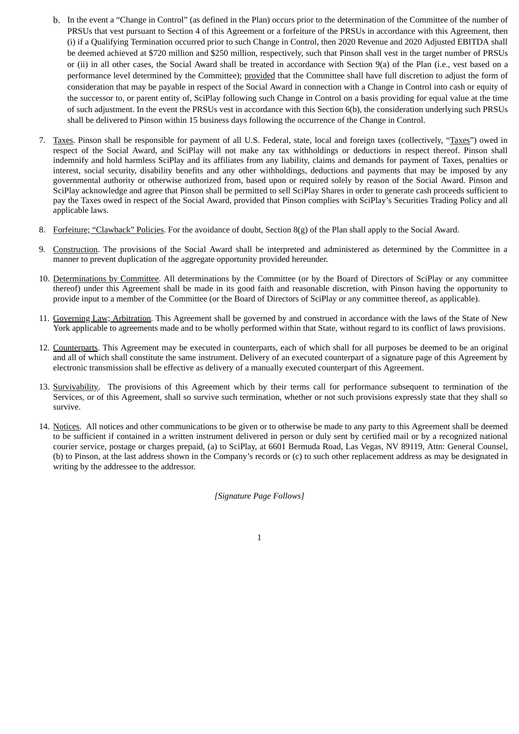b. In the event a "Change in Control" (as defined in the Plan) occurs prior to the determination of the Committee of the number of PRSUs that vest pursuant to Section 4 of this Agreement or a forfeiture of the PRSUs in accordance with this Agreement, then (i) if a Qualifying Termination occurred prior to such Change in Control, then 2020 Revenue and 2020 Adjusted EBITDA shall be deemed achieved at $720 million and $250 million, respectively, such that Pinson shall vest in the target number of PRSUs or (ii) in all other cases, the Social Award shall be treated in accordance with Section 9(a) of the Plan (i.e., vest based on a performance level determined by the Committee); provided that the Committee shall have full discretion to adjust the form of consideration that may be payable in respect of the Social Award in connection with a Change in Control into cash or equity of the successor to, or parent entity of, SciPlay following such Change in Control on a basis providing for equal value at the time of such adjustment. In the event the PRSUs vest in accordance with this Section 6(b), the consideration underlying such PRSUs shall be delivered to Pinson within 15 business days following the occurrence of the Change in Control.

7. Taxes. Pinson shall be responsible for payment of all U.S. Federal, state, local and foreign taxes (collectively, "Taxes") owed in respect of the Social Award, and SciPlay will not make any tax withholdings or deductions in respect thereof. Pinson shall indemnify and hold harmless SciPlay and its affiliates from any liability, claims and demands for payment of Taxes, penalties or interest, social security, disability benefits and any other withholdings, deductions and payments that may be imposed by any governmental authority or otherwise authorized from, based upon or required solely by reason of the Social Award. Pinson and SciPlay acknowledge and agree that Pinson shall be permitted to sell SciPlay Shares in order to generate cash proceeds sufficient to pay the Taxes owed in respect of the Social Award, provided that Pinson complies with SciPlay's Securities Trading Policy and all applicable laws.

8. Forfeiture; "Clawback" Policies. For the avoidance of doubt, Section 8(g) of the Plan shall apply to the Social Award.

9. Construction. The provisions of the Social Award shall be interpreted and administered as determined by the Committee in a manner to prevent duplication of the aggregate opportunity provided hereunder.

10. Determinations by Committee. All determinations by the Committee (or by the Board of Directors of SciPlay or any committee thereof) under this Agreement shall be made in its good faith and reasonable discretion, with Pinson having the opportunity to provide input to a member of the Committee (or the Board of Directors of SciPlay or any committee thereof, as applicable).

11. Governing Law; Arbitration. This Agreement shall be governed by and construed in accordance with the laws of the State of New York applicable to agreements made and to be wholly performed within that State, without regard to its conflict of laws provisions.

12. Counterparts. This Agreement may be executed in counterparts, each of which shall for all purposes be deemed to be an original and all of which shall constitute the same instrument. Delivery of an executed counterpart of a signature page of this Agreement by electronic transmission shall be effective as delivery of a manually executed counterpart of this Agreement.

13. Survivability. The provisions of this Agreement which by their terms call for performance subsequent to termination of the Services, or of this Agreement, shall so survive such termination, whether or not such provisions expressly state that they shall so survive.

14. Notices. All notices and other communications to be given or to otherwise be made to any party to this Agreement shall be deemed to be sufficient if contained in a written instrument delivered in person or duly sent by certified mail or by a recognized national courier service, postage or charges prepaid, (a) to SciPlay, at 6601 Bermuda Road, Las Vegas, NV 89119, Attn: General Counsel, (b) to Pinson, at the last address shown in the Company's records or (c) to such other replacement address as may be designated in writing by the addressee to the addressor.

*[Signature Page Follows]*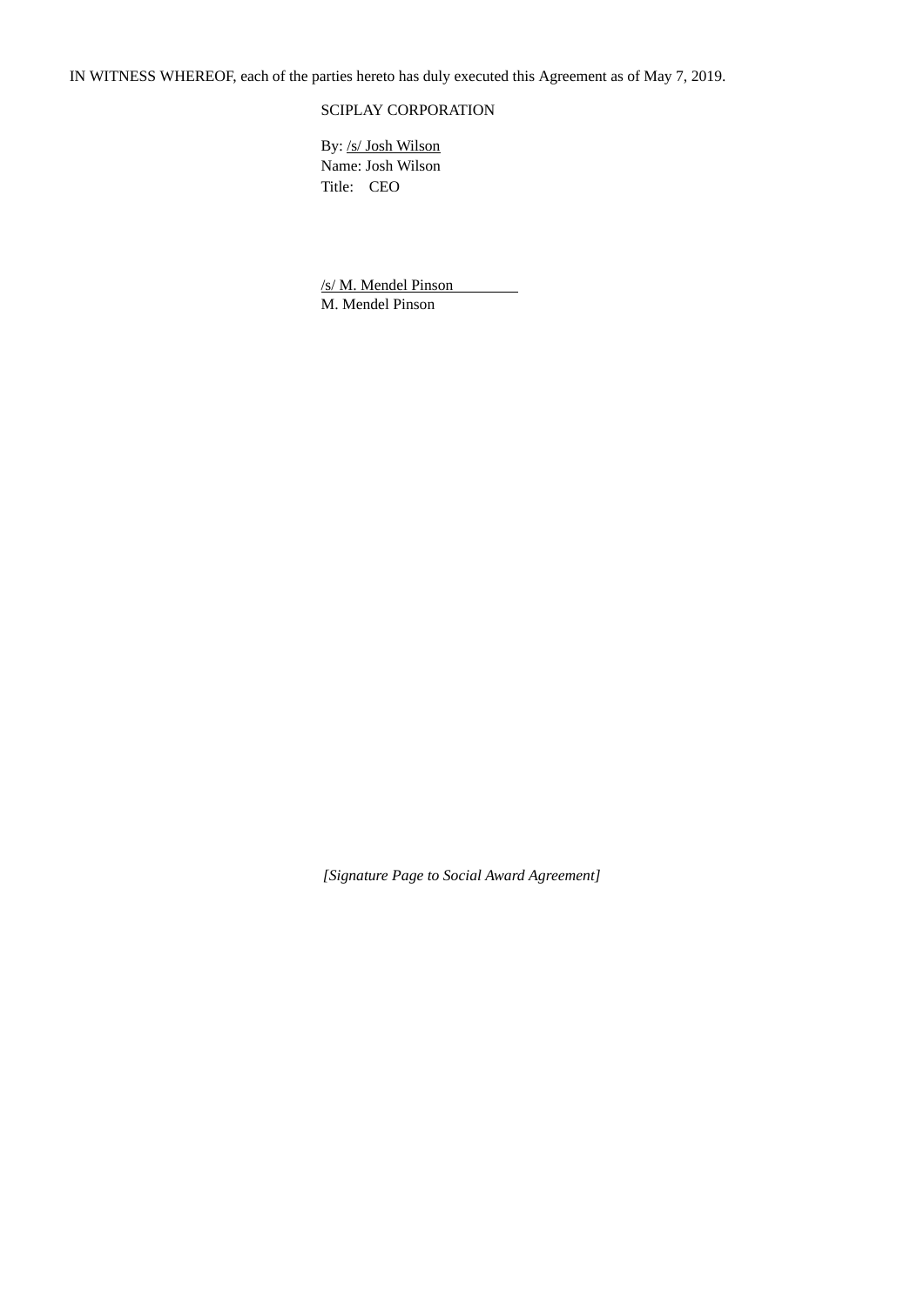IN WITNESS WHEREOF, each of the parties hereto has duly executed this Agreement as of May 7, 2019.

SCIPLAY CORPORATION

By: /s/ Josh Wilson
Name: Josh Wilson
Title: CEO

/s/ M. Mendel Pinson
M. Mendel Pinson

*[Signature Page to Social Award Agreement]*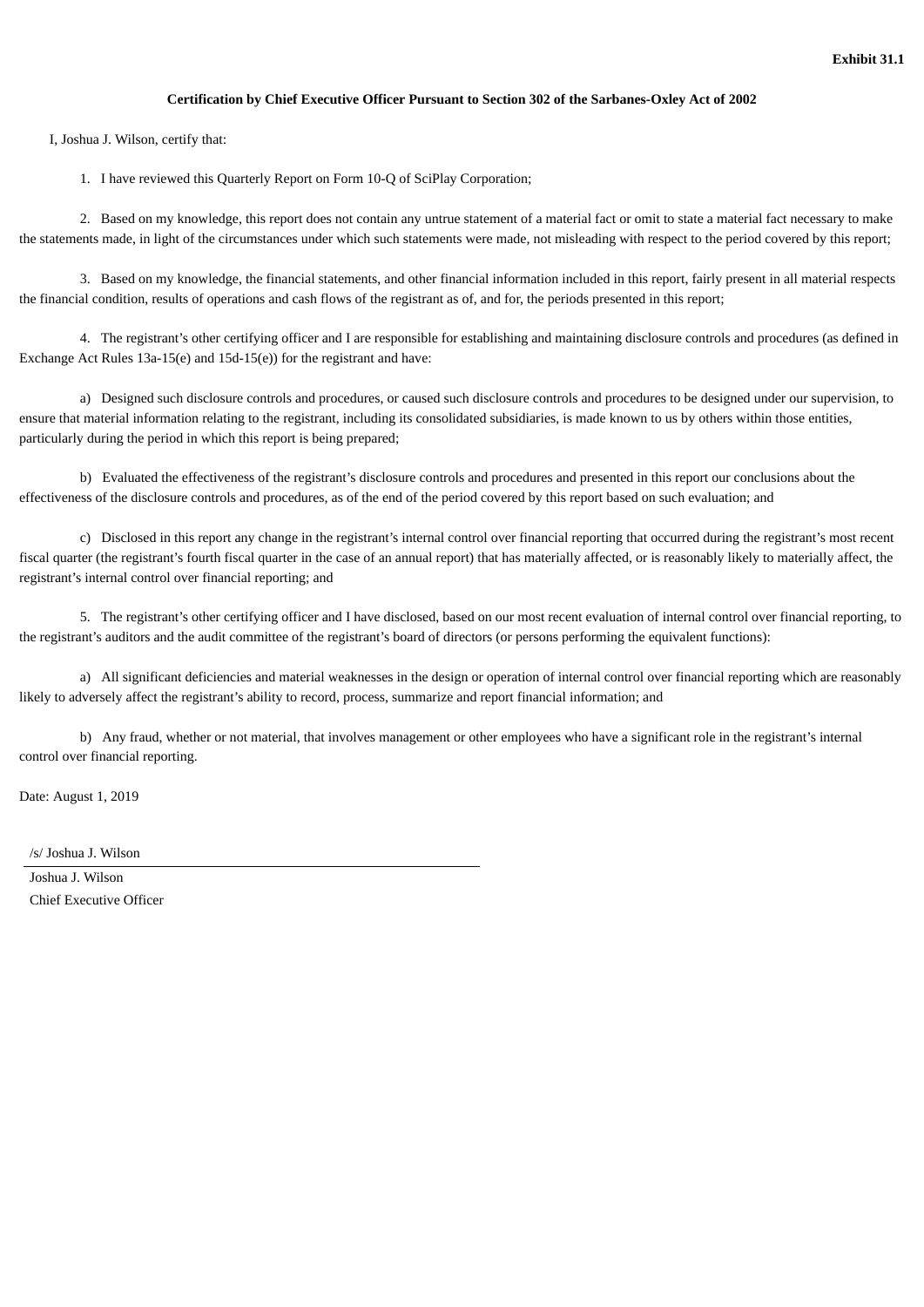**Exhibit 31.1**

**Certification by Chief Executive Officer Pursuant to Section 302 of the Sarbanes-Oxley Act of 2002**

I, Joshua J. Wilson, certify that:

1. I have reviewed this Quarterly Report on Form 10-Q of SciPlay Corporation;

2. Based on my knowledge, this report does not contain any untrue statement of a material fact or omit to state a material fact necessary to make the statements made, in light of the circumstances under which such statements were made, not misleading with respect to the period covered by this report;

3. Based on my knowledge, the financial statements, and other financial information included in this report, fairly present in all material respects the financial condition, results of operations and cash flows of the registrant as of, and for, the periods presented in this report;

4. The registrant's other certifying officer and I are responsible for establishing and maintaining disclosure controls and procedures (as defined in Exchange Act Rules 13a-15(e) and 15d-15(e)) for the registrant and have:

a) Designed such disclosure controls and procedures, or caused such disclosure controls and procedures to be designed under our supervision, to ensure that material information relating to the registrant, including its consolidated subsidiaries, is made known to us by others within those entities, particularly during the period in which this report is being prepared;

b) Evaluated the effectiveness of the registrant's disclosure controls and procedures and presented in this report our conclusions about the effectiveness of the disclosure controls and procedures, as of the end of the period covered by this report based on such evaluation; and

c) Disclosed in this report any change in the registrant's internal control over financial reporting that occurred during the registrant's most recent fiscal quarter (the registrant's fourth fiscal quarter in the case of an annual report) that has materially affected, or is reasonably likely to materially affect, the registrant's internal control over financial reporting; and

5. The registrant's other certifying officer and I have disclosed, based on our most recent evaluation of internal control over financial reporting, to the registrant's auditors and the audit committee of the registrant's board of directors (or persons performing the equivalent functions):

a) All significant deficiencies and material weaknesses in the design or operation of internal control over financial reporting which are reasonably likely to adversely affect the registrant's ability to record, process, summarize and report financial information; and

b) Any fraud, whether or not material, that involves management or other employees who have a significant role in the registrant's internal control over financial reporting.

Date: August 1, 2019

/s/ Joshua J. Wilson

Joshua J. Wilson
Chief Executive Officer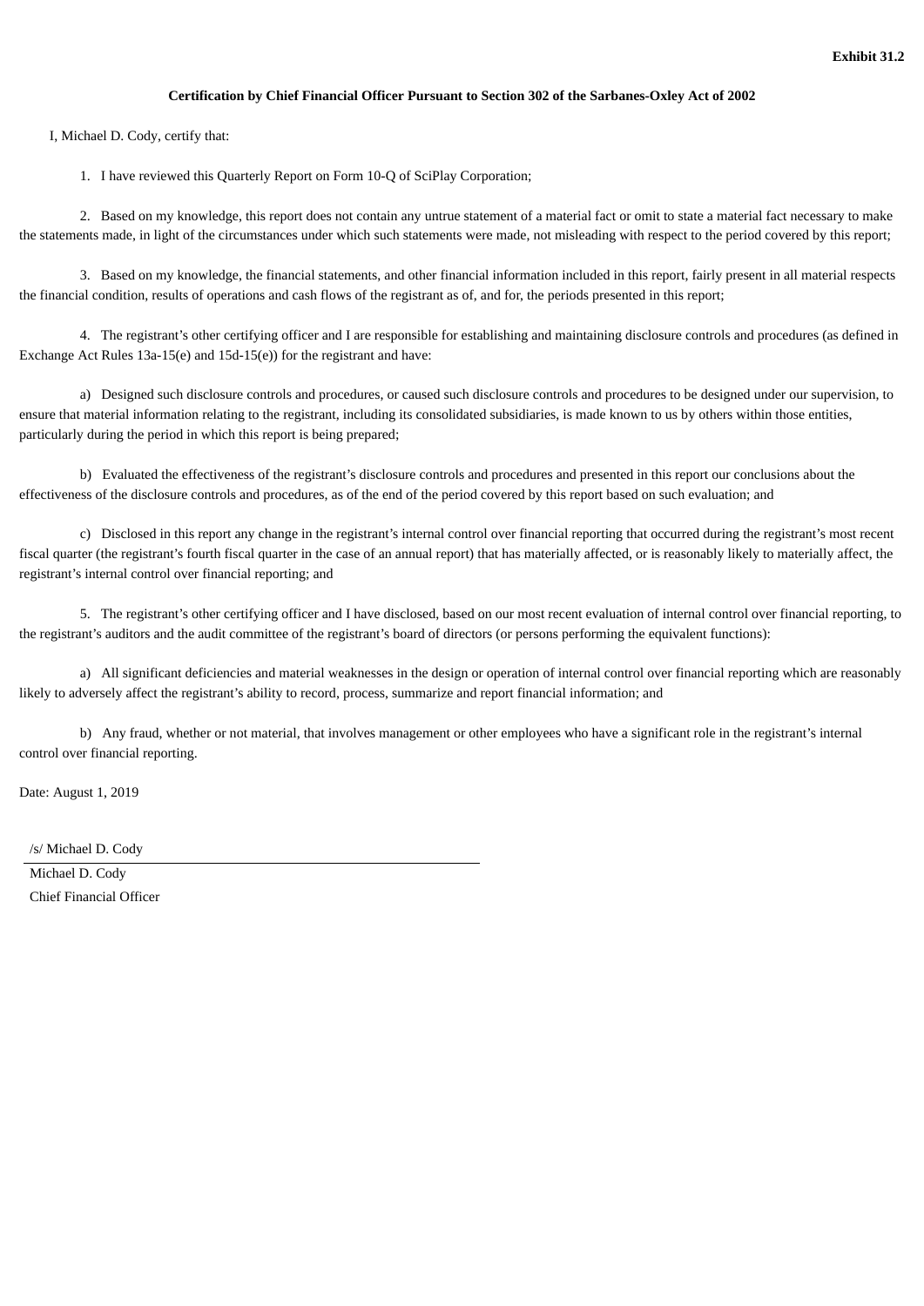**Exhibit 31.2**

**Certification by Chief Financial Officer Pursuant to Section 302 of the Sarbanes-Oxley Act of 2002**

I, Michael D. Cody, certify that:

1. I have reviewed this Quarterly Report on Form 10-Q of SciPlay Corporation;

2. Based on my knowledge, this report does not contain any untrue statement of a material fact or omit to state a material fact necessary to make the statements made, in light of the circumstances under which such statements were made, not misleading with respect to the period covered by this report;

3. Based on my knowledge, the financial statements, and other financial information included in this report, fairly present in all material respects the financial condition, results of operations and cash flows of the registrant as of, and for, the periods presented in this report;

4. The registrant's other certifying officer and I are responsible for establishing and maintaining disclosure controls and procedures (as defined in Exchange Act Rules 13a-15(e) and 15d-15(e)) for the registrant and have:

a) Designed such disclosure controls and procedures, or caused such disclosure controls and procedures to be designed under our supervision, to ensure that material information relating to the registrant, including its consolidated subsidiaries, is made known to us by others within those entities, particularly during the period in which this report is being prepared;

b) Evaluated the effectiveness of the registrant's disclosure controls and procedures and presented in this report our conclusions about the effectiveness of the disclosure controls and procedures, as of the end of the period covered by this report based on such evaluation; and

c) Disclosed in this report any change in the registrant's internal control over financial reporting that occurred during the registrant's most recent fiscal quarter (the registrant's fourth fiscal quarter in the case of an annual report) that has materially affected, or is reasonably likely to materially affect, the registrant's internal control over financial reporting; and

5. The registrant's other certifying officer and I have disclosed, based on our most recent evaluation of internal control over financial reporting, to the registrant's auditors and the audit committee of the registrant's board of directors (or persons performing the equivalent functions):

a) All significant deficiencies and material weaknesses in the design or operation of internal control over financial reporting which are reasonably likely to adversely affect the registrant's ability to record, process, summarize and report financial information; and

b) Any fraud, whether or not material, that involves management or other employees who have a significant role in the registrant's internal control over financial reporting.

Date: August 1, 2019

/s/ Michael D. Cody

Michael D. Cody
Chief Financial Officer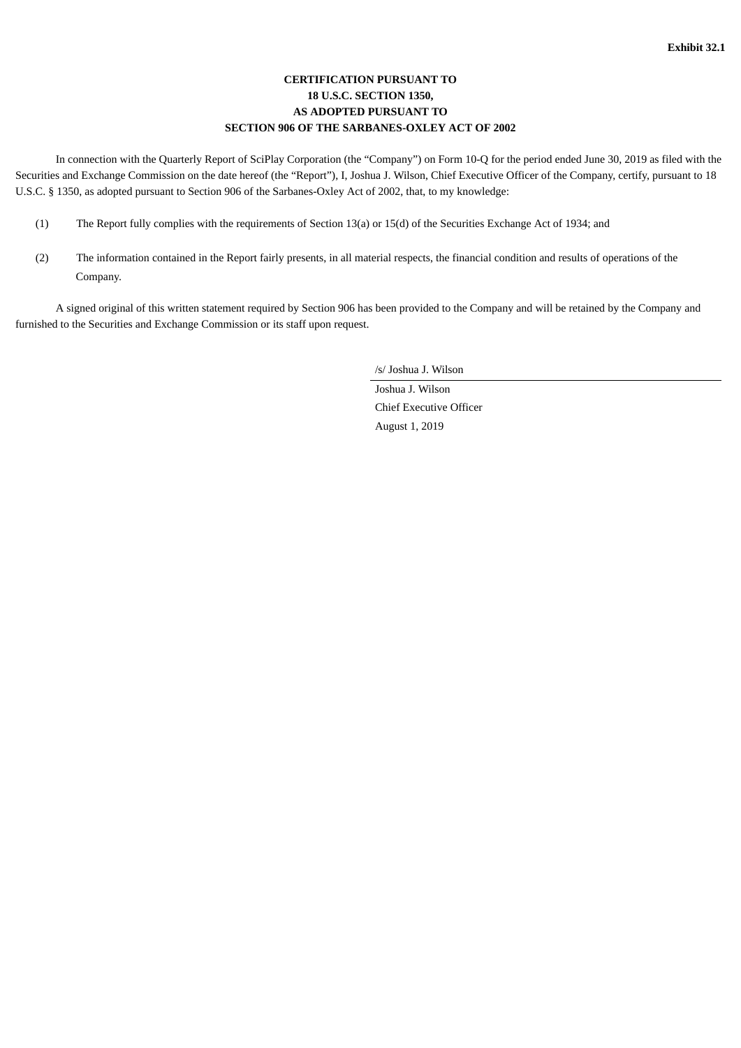**Exhibit 32.1**

**CERTIFICATION PURSUANT TO
18 U.S.C. SECTION 1350,
AS ADOPTED PURSUANT TO
SECTION 906 OF THE SARBANES-OXLEY ACT OF 2002**

In connection with the Quarterly Report of SciPlay Corporation (the "Company") on Form 10-Q for the period ended June 30, 2019 as filed with the Securities and Exchange Commission on the date hereof (the "Report"), I, Joshua J. Wilson, Chief Executive Officer of the Company, certify, pursuant to 18 U.S.C. § 1350, as adopted pursuant to Section 906 of the Sarbanes-Oxley Act of 2002, that, to my knowledge:

(1) The Report fully complies with the requirements of Section 13(a) or 15(d) of the Securities Exchange Act of 1934; and

(2) The information contained in the Report fairly presents, in all material respects, the financial condition and results of operations of the Company.

A signed original of this written statement required by Section 906 has been provided to the Company and will be retained by the Company and furnished to the Securities and Exchange Commission or its staff upon request.

/s/ Joshua J. Wilson

Joshua J. Wilson
Chief Executive Officer
August 1, 2019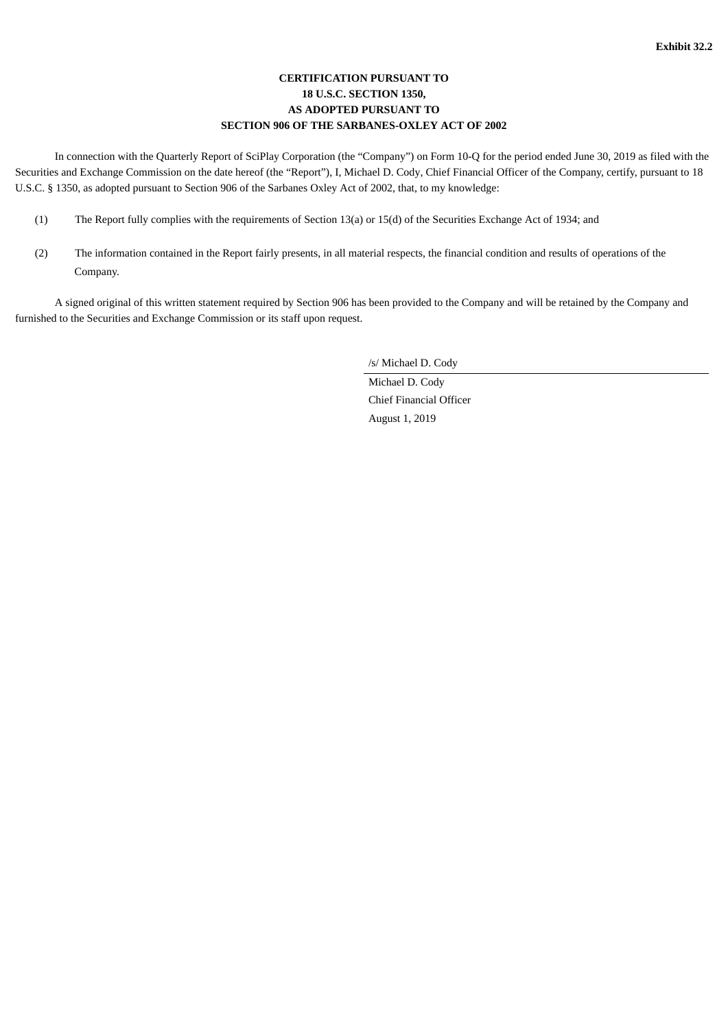**Exhibit 32.2**

**CERTIFICATION PURSUANT TO**
**18 U.S.C. SECTION 1350,**
**AS ADOPTED PURSUANT TO**
**SECTION 906 OF THE SARBANES-OXLEY ACT OF 2002**

In connection with the Quarterly Report of SciPlay Corporation (the "Company") on Form 10-Q for the period ended June 30, 2019 as filed with the Securities and Exchange Commission on the date hereof (the "Report"), I, Michael D. Cody, Chief Financial Officer of the Company, certify, pursuant to 18 U.S.C. § 1350, as adopted pursuant to Section 906 of the Sarbanes Oxley Act of 2002, that, to my knowledge:

(1) The Report fully complies with the requirements of Section 13(a) or 15(d) of the Securities Exchange Act of 1934; and

(2) The information contained in the Report fairly presents, in all material respects, the financial condition and results of operations of the Company.

A signed original of this written statement required by Section 906 has been provided to the Company and will be retained by the Company and furnished to the Securities and Exchange Commission or its staff upon request.

/s/ Michael D. Cody

Michael D. Cody
Chief Financial Officer
August 1, 2019